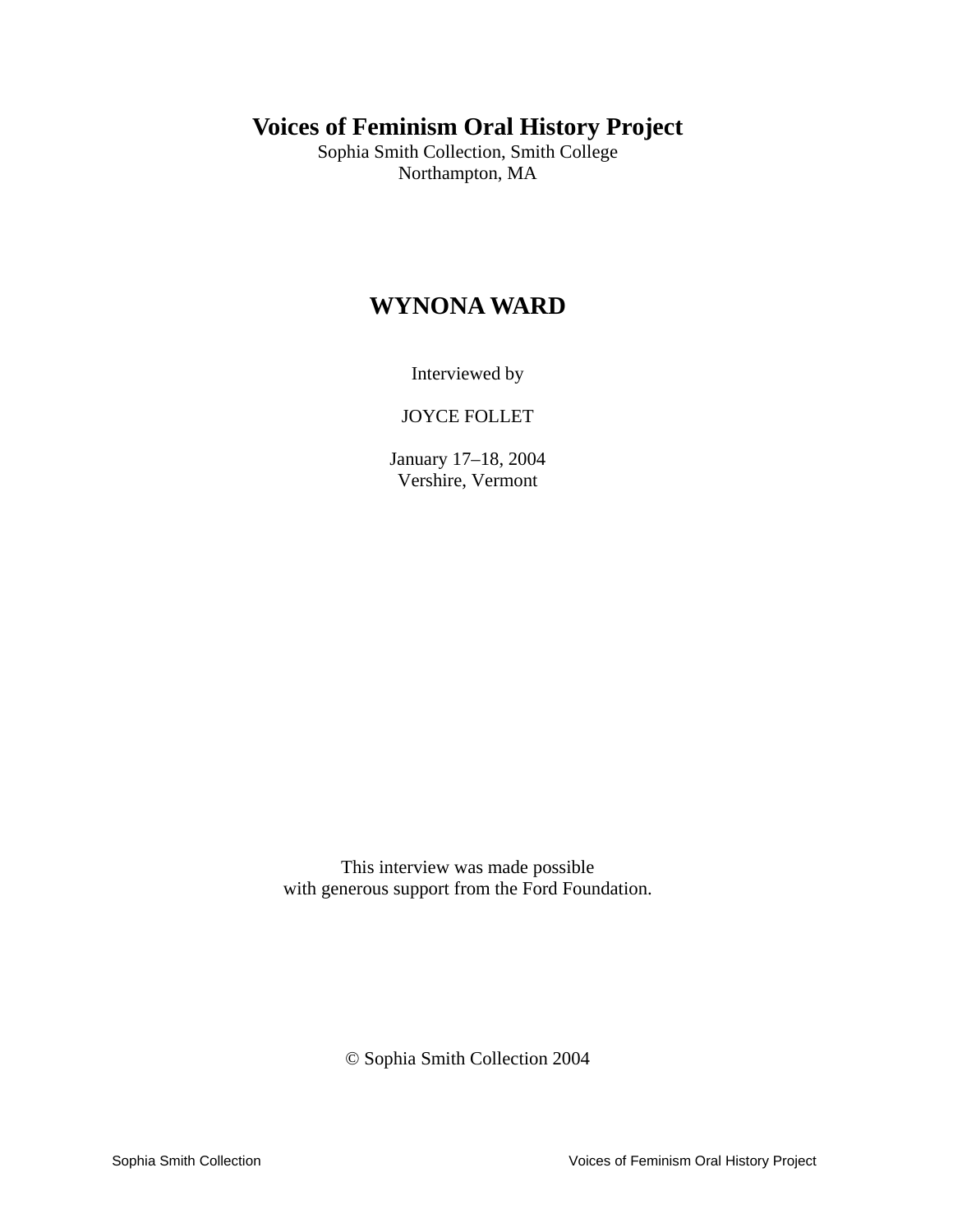# Voices of Feminism Oral History Project

Sophia Smith Collection, Smith College
Northampton, MA

## WYNONA WARD

Interviewed by

JOYCE FOLLET

January 17–18, 2004
Vershire, Vermont

This interview was made possible
with generous support from the Ford Foundation.

© Sophia Smith Collection 2004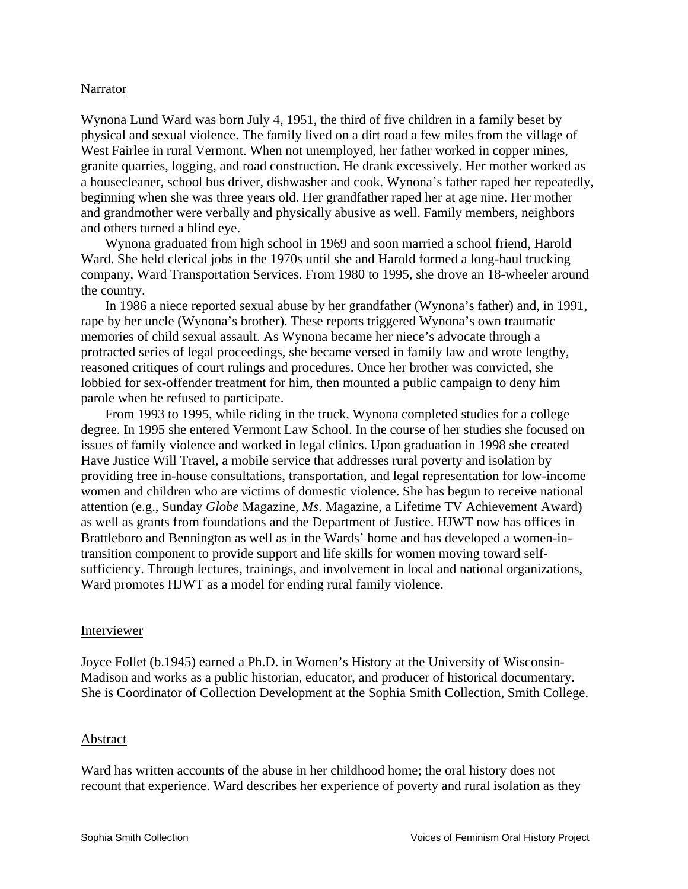## Narrator

Wynona Lund Ward was born July 4, 1951, the third of five children in a family beset by physical and sexual violence. The family lived on a dirt road a few miles from the village of West Fairlee in rural Vermont. When not unemployed, her father worked in copper mines, granite quarries, logging, and road construction. He drank excessively. Her mother worked as a housecleaner, school bus driver, dishwasher and cook. Wynona's father raped her repeatedly, beginning when she was three years old. Her grandfather raped her at age nine. Her mother and grandmother were verbally and physically abusive as well. Family members, neighbors and others turned a blind eye.

Wynona graduated from high school in 1969 and soon married a school friend, Harold Ward. She held clerical jobs in the 1970s until she and Harold formed a long-haul trucking company, Ward Transportation Services. From 1980 to 1995, she drove an 18-wheeler around the country.

In 1986 a niece reported sexual abuse by her grandfather (Wynona's father) and, in 1991, rape by her uncle (Wynona's brother). These reports triggered Wynona's own traumatic memories of child sexual assault. As Wynona became her niece's advocate through a protracted series of legal proceedings, she became versed in family law and wrote lengthy, reasoned critiques of court rulings and procedures. Once her brother was convicted, she lobbied for sex-offender treatment for him, then mounted a public campaign to deny him parole when he refused to participate.

From 1993 to 1995, while riding in the truck, Wynona completed studies for a college degree. In 1995 she entered Vermont Law School. In the course of her studies she focused on issues of family violence and worked in legal clinics. Upon graduation in 1998 she created Have Justice Will Travel, a mobile service that addresses rural poverty and isolation by providing free in-house consultations, transportation, and legal representation for low-income women and children who are victims of domestic violence. She has begun to receive national attention (e.g., Sunday *Globe* Magazine, *Ms*. Magazine, a Lifetime TV Achievement Award) as well as grants from foundations and the Department of Justice. HJWT now has offices in Brattleboro and Bennington as well as in the Wards' home and has developed a women-in-transition component to provide support and life skills for women moving toward self-sufficiency. Through lectures, trainings, and involvement in local and national organizations, Ward promotes HJWT as a model for ending rural family violence.

## Interviewer

Joyce Follet (b.1945) earned a Ph.D. in Women's History at the University of Wisconsin-Madison and works as a public historian, educator, and producer of historical documentary. She is Coordinator of Collection Development at the Sophia Smith Collection, Smith College.

## Abstract

Ward has written accounts of the abuse in her childhood home; the oral history does not recount that experience. Ward describes her experience of poverty and rural isolation as they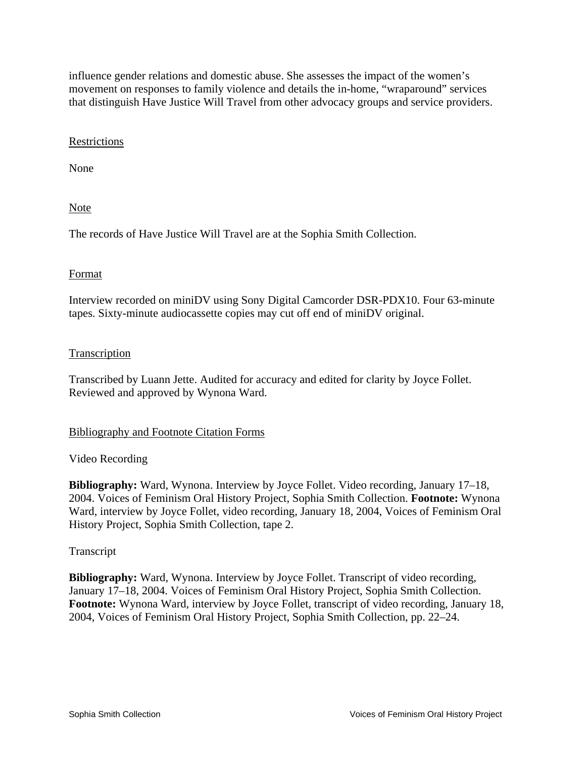influence gender relations and domestic abuse. She assesses the impact of the women's movement on responses to family violence and details the in-home, "wraparound" services that distinguish Have Justice Will Travel from other advocacy groups and service providers.

## Restrictions

None

## Note

The records of Have Justice Will Travel are at the Sophia Smith Collection.

## Format

Interview recorded on miniDV using Sony Digital Camcorder DSR-PDX10. Four 63-minute tapes. Sixty-minute audiocassette copies may cut off end of miniDV original.

## Transcription

Transcribed by Luann Jette. Audited for accuracy and edited for clarity by Joyce Follet. Reviewed and approved by Wynona Ward.

## Bibliography and Footnote Citation Forms

Video Recording

**Bibliography:** Ward, Wynona. Interview by Joyce Follet. Video recording, January 17–18, 2004. Voices of Feminism Oral History Project, Sophia Smith Collection. **Footnote:** Wynona Ward, interview by Joyce Follet, video recording, January 18, 2004, Voices of Feminism Oral History Project, Sophia Smith Collection, tape 2.

Transcript

**Bibliography:** Ward, Wynona. Interview by Joyce Follet. Transcript of video recording, January 17–18, 2004. Voices of Feminism Oral History Project, Sophia Smith Collection. **Footnote:** Wynona Ward, interview by Joyce Follet, transcript of video recording, January 18, 2004, Voices of Feminism Oral History Project, Sophia Smith Collection, pp. 22–24.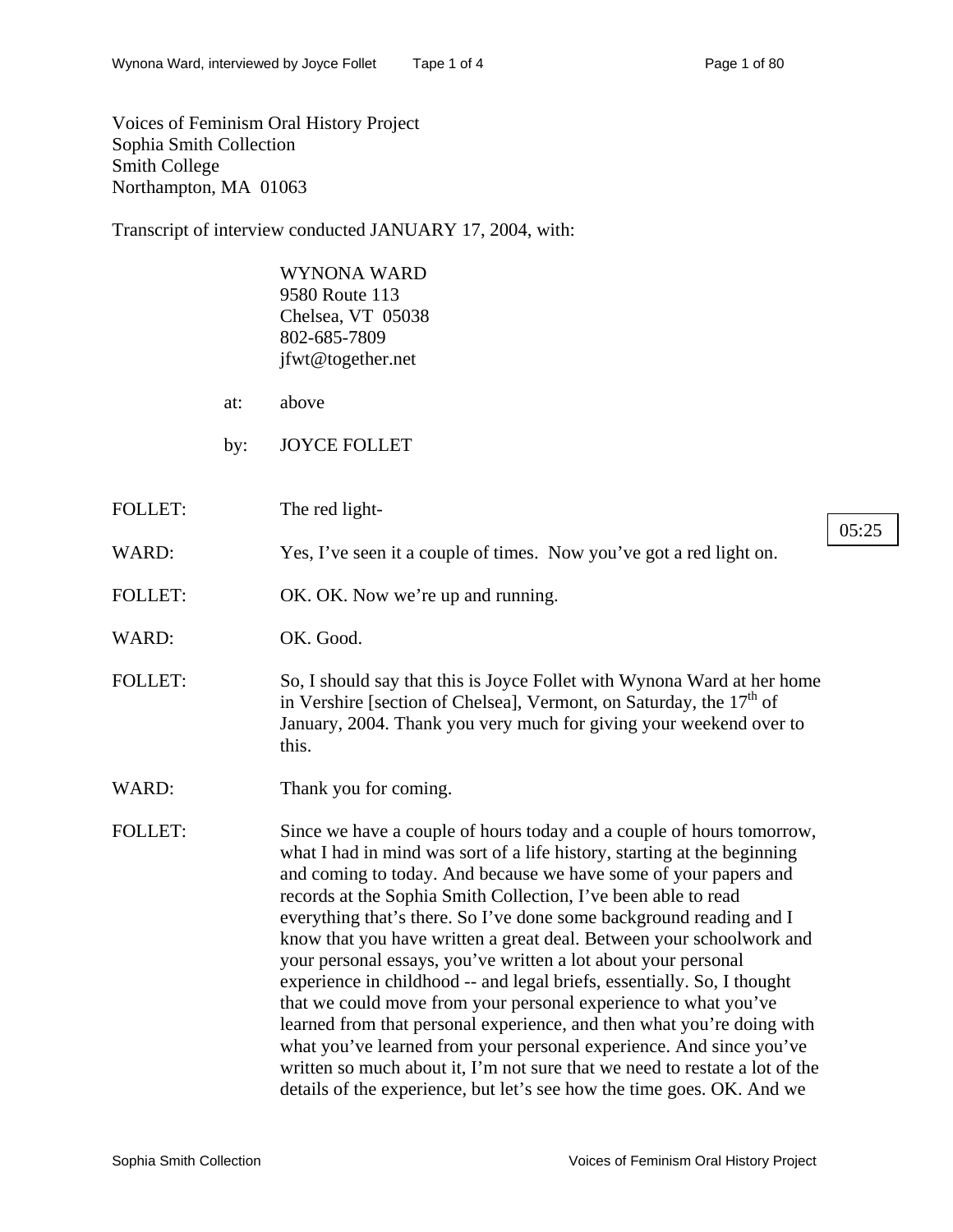Voices of Feminism Oral History Project
Sophia Smith Collection
Smith College
Northampton, MA 01063

Transcript of interview conducted JANUARY 17, 2004, with:

WYNONA WARD
9580 Route 113
Chelsea, VT 05038
802-685-7809
jfwt@together.net

at: above

by: JOYCE FOLLET

FOLLET: The red light-

05:25

WARD: Yes, I've seen it a couple of times. Now you've got a red light on.

FOLLET: OK. OK. Now we're up and running.

WARD: OK. Good.

FOLLET: So, I should say that this is Joyce Follet with Wynona Ward at her home in Vershire [section of Chelsea], Vermont, on Saturday, the 17th of January, 2004. Thank you very much for giving your weekend over to this.

WARD: Thank you for coming.

FOLLET: Since we have a couple of hours today and a couple of hours tomorrow, what I had in mind was sort of a life history, starting at the beginning and coming to today. And because we have some of your papers and records at the Sophia Smith Collection, I've been able to read everything that's there. So I've done some background reading and I know that you have written a great deal. Between your schoolwork and your personal essays, you've written a lot about your personal experience in childhood -- and legal briefs, essentially. So, I thought that we could move from your personal experience to what you've learned from that personal experience, and then what you're doing with what you've learned from your personal experience. And since you've written so much about it, I'm not sure that we need to restate a lot of the details of the experience, but let's see how the time goes. OK. And we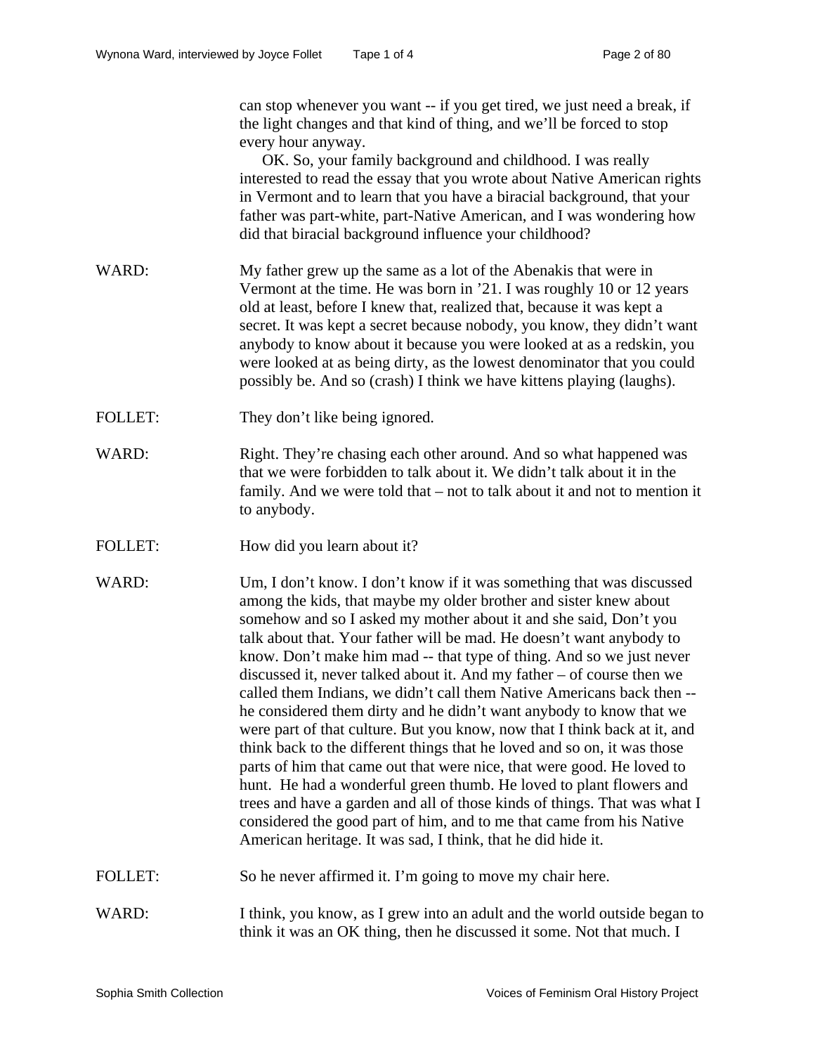can stop whenever you want -- if you get tired, we just need a break, if the light changes and that kind of thing, and we'll be forced to stop every hour anyway.

OK. So, your family background and childhood. I was really interested to read the essay that you wrote about Native American rights in Vermont and to learn that you have a biracial background, that your father was part-white, part-Native American, and I was wondering how did that biracial background influence your childhood?

WARD: My father grew up the same as a lot of the Abenakis that were in Vermont at the time. He was born in '21. I was roughly 10 or 12 years old at least, before I knew that, realized that, because it was kept a secret. It was kept a secret because nobody, you know, they didn't want anybody to know about it because you were looked at as a redskin, you were looked at as being dirty, as the lowest denominator that you could possibly be. And so (crash) I think we have kittens playing (laughs).

FOLLET: They don't like being ignored.

WARD: Right. They're chasing each other around. And so what happened was that we were forbidden to talk about it. We didn't talk about it in the family. And we were told that – not to talk about it and not to mention it to anybody.

FOLLET: How did you learn about it?

WARD: Um, I don't know. I don't know if it was something that was discussed among the kids, that maybe my older brother and sister knew about somehow and so I asked my mother about it and she said, Don't you talk about that. Your father will be mad. He doesn't want anybody to know. Don't make him mad -- that type of thing. And so we just never discussed it, never talked about it. And my father – of course then we called them Indians, we didn't call them Native Americans back then -- he considered them dirty and he didn't want anybody to know that we were part of that culture. But you know, now that I think back at it, and think back to the different things that he loved and so on, it was those parts of him that came out that were nice, that were good. He loved to hunt. He had a wonderful green thumb. He loved to plant flowers and trees and have a garden and all of those kinds of things. That was what I considered the good part of him, and to me that came from his Native American heritage. It was sad, I think, that he did hide it.

FOLLET: So he never affirmed it. I'm going to move my chair here.

WARD: I think, you know, as I grew into an adult and the world outside began to think it was an OK thing, then he discussed it some. Not that much. I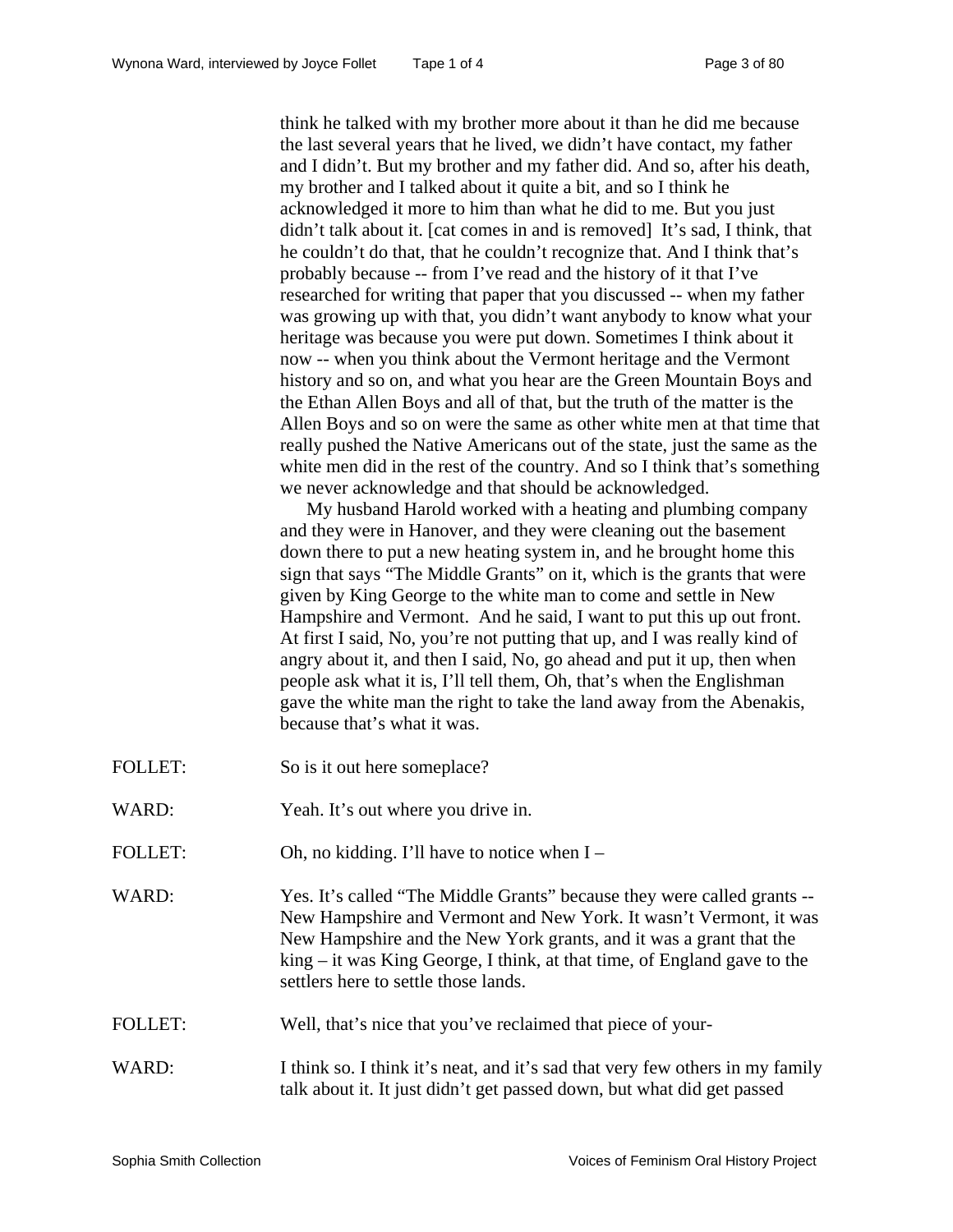think he talked with my brother more about it than he did me because the last several years that he lived, we didn't have contact, my father and I didn't. But my brother and my father did. And so, after his death, my brother and I talked about it quite a bit, and so I think he acknowledged it more to him than what he did to me. But you just didn't talk about it. [cat comes in and is removed] It's sad, I think, that he couldn't do that, that he couldn't recognize that. And I think that's probably because -- from I've read and the history of it that I've researched for writing that paper that you discussed -- when my father was growing up with that, you didn't want anybody to know what your heritage was because you were put down. Sometimes I think about it now -- when you think about the Vermont heritage and the Vermont history and so on, and what you hear are the Green Mountain Boys and the Ethan Allen Boys and all of that, but the truth of the matter is the Allen Boys and so on were the same as other white men at that time that really pushed the Native Americans out of the state, just the same as the white men did in the rest of the country. And so I think that's something we never acknowledge and that should be acknowledged.

My husband Harold worked with a heating and plumbing company and they were in Hanover, and they were cleaning out the basement down there to put a new heating system in, and he brought home this sign that says "The Middle Grants" on it, which is the grants that were given by King George to the white man to come and settle in New Hampshire and Vermont. And he said, I want to put this up out front. At first I said, No, you're not putting that up, and I was really kind of angry about it, and then I said, No, go ahead and put it up, then when people ask what it is, I'll tell them, Oh, that's when the Englishman gave the white man the right to take the land away from the Abenakis, because that's what it was.

FOLLET: So is it out here someplace?

WARD: Yeah. It's out where you drive in.

FOLLET: Oh, no kidding. I'll have to notice when I –

WARD: Yes. It's called "The Middle Grants" because they were called grants -- New Hampshire and Vermont and New York. It wasn't Vermont, it was New Hampshire and the New York grants, and it was a grant that the king – it was King George, I think, at that time, of England gave to the settlers here to settle those lands.

FOLLET: Well, that's nice that you've reclaimed that piece of your-

WARD: I think so. I think it's neat, and it's sad that very few others in my family talk about it. It just didn't get passed down, but what did get passed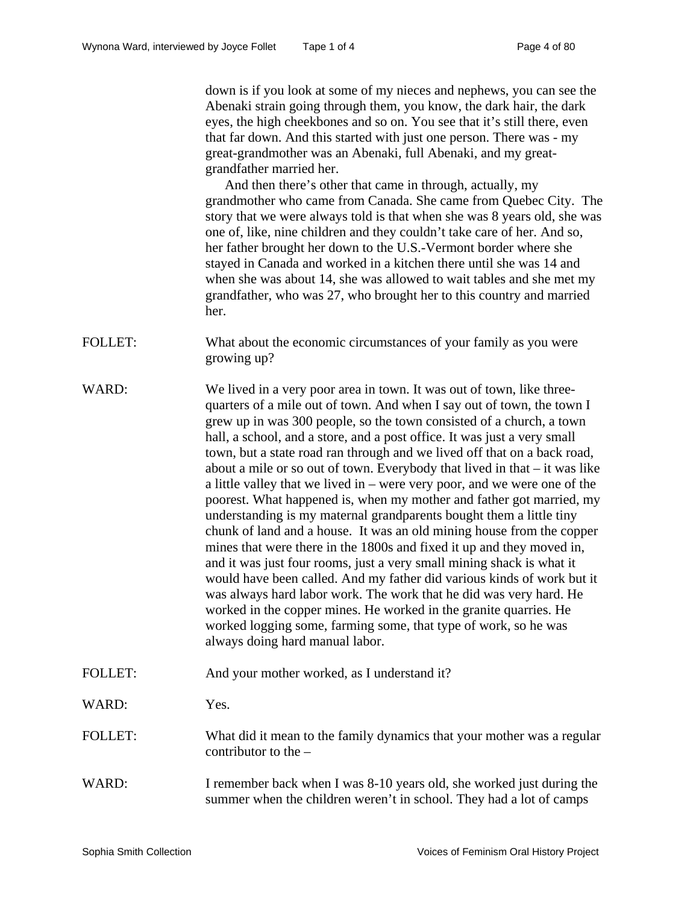down is if you look at some of my nieces and nephews, you can see the Abenaki strain going through them, you know, the dark hair, the dark eyes, the high cheekbones and so on. You see that it's still there, even that far down. And this started with just one person. There was - my great-grandmother was an Abenaki, full Abenaki, and my great-grandfather married her.

And then there's other that came in through, actually, my grandmother who came from Canada. She came from Quebec City. The story that we were always told is that when she was 8 years old, she was one of, like, nine children and they couldn't take care of her. And so, her father brought her down to the U.S.-Vermont border where she stayed in Canada and worked in a kitchen there until she was 14 and when she was about 14, she was allowed to wait tables and she met my grandfather, who was 27, who brought her to this country and married her.

FOLLET: What about the economic circumstances of your family as you were growing up?

WARD: We lived in a very poor area in town. It was out of town, like three-quarters of a mile out of town. And when I say out of town, the town I grew up in was 300 people, so the town consisted of a church, a town hall, a school, and a store, and a post office. It was just a very small town, but a state road ran through and we lived off that on a back road, about a mile or so out of town. Everybody that lived in that – it was like a little valley that we lived in – were very poor, and we were one of the poorest. What happened is, when my mother and father got married, my understanding is my maternal grandparents bought them a little tiny chunk of land and a house. It was an old mining house from the copper mines that were there in the 1800s and fixed it up and they moved in, and it was just four rooms, just a very small mining shack is what it would have been called. And my father did various kinds of work but it was always hard labor work. The work that he did was very hard. He worked in the copper mines. He worked in the granite quarries. He worked logging some, farming some, that type of work, so he was always doing hard manual labor.

FOLLET: And your mother worked, as I understand it?

WARD: Yes.

FOLLET: What did it mean to the family dynamics that your mother was a regular contributor to the –

WARD: I remember back when I was 8-10 years old, she worked just during the summer when the children weren't in school. They had a lot of camps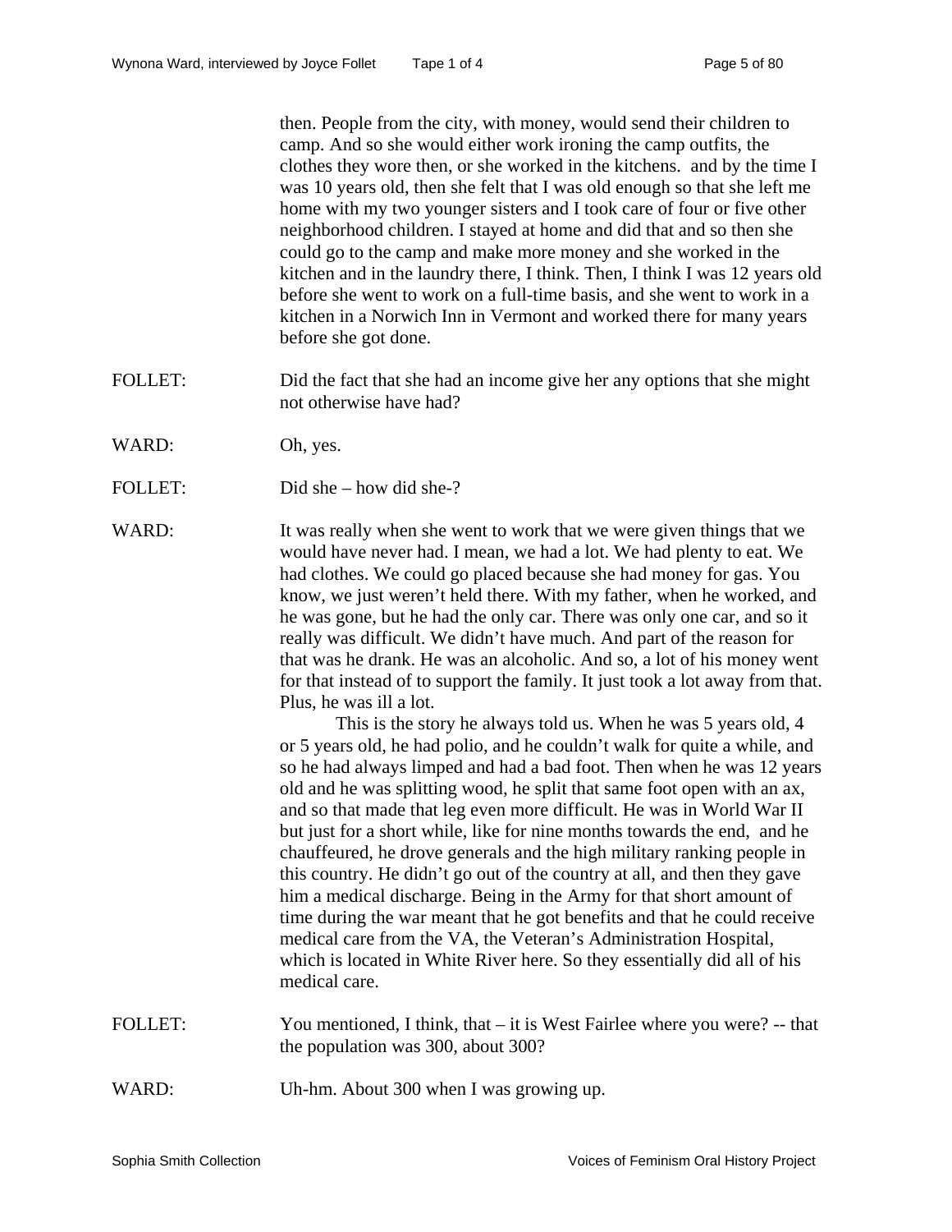then. People from the city, with money, would send their children to camp. And so she would either work ironing the camp outfits, the clothes they wore then, or she worked in the kitchens. and by the time I was 10 years old, then she felt that I was old enough so that she left me home with my two younger sisters and I took care of four or five other neighborhood children. I stayed at home and did that and so then she could go to the camp and make more money and she worked in the kitchen and in the laundry there, I think. Then, I think I was 12 years old before she went to work on a full-time basis, and she went to work in a kitchen in a Norwich Inn in Vermont and worked there for many years before she got done.

FOLLET: Did the fact that she had an income give her any options that she might not otherwise have had?

WARD: Oh, yes.

FOLLET: Did she – how did she-?

WARD: It was really when she went to work that we were given things that we would have never had. I mean, we had a lot. We had plenty to eat. We had clothes. We could go placed because she had money for gas. You know, we just weren't held there. With my father, when he worked, and he was gone, but he had the only car. There was only one car, and so it really was difficult. We didn't have much. And part of the reason for that was he drank. He was an alcoholic. And so, a lot of his money went for that instead of to support the family. It just took a lot away from that. Plus, he was ill a lot.

This is the story he always told us. When he was 5 years old, 4 or 5 years old, he had polio, and he couldn't walk for quite a while, and so he had always limped and had a bad foot. Then when he was 12 years old and he was splitting wood, he split that same foot open with an ax, and so that made that leg even more difficult. He was in World War II but just for a short while, like for nine months towards the end, and he chauffeured, he drove generals and the high military ranking people in this country. He didn't go out of the country at all, and then they gave him a medical discharge. Being in the Army for that short amount of time during the war meant that he got benefits and that he could receive medical care from the VA, the Veteran's Administration Hospital, which is located in White River here. So they essentially did all of his medical care.

FOLLET: You mentioned, I think, that – it is West Fairlee where you were? -- that the population was 300, about 300?

WARD: Uh-hm. About 300 when I was growing up.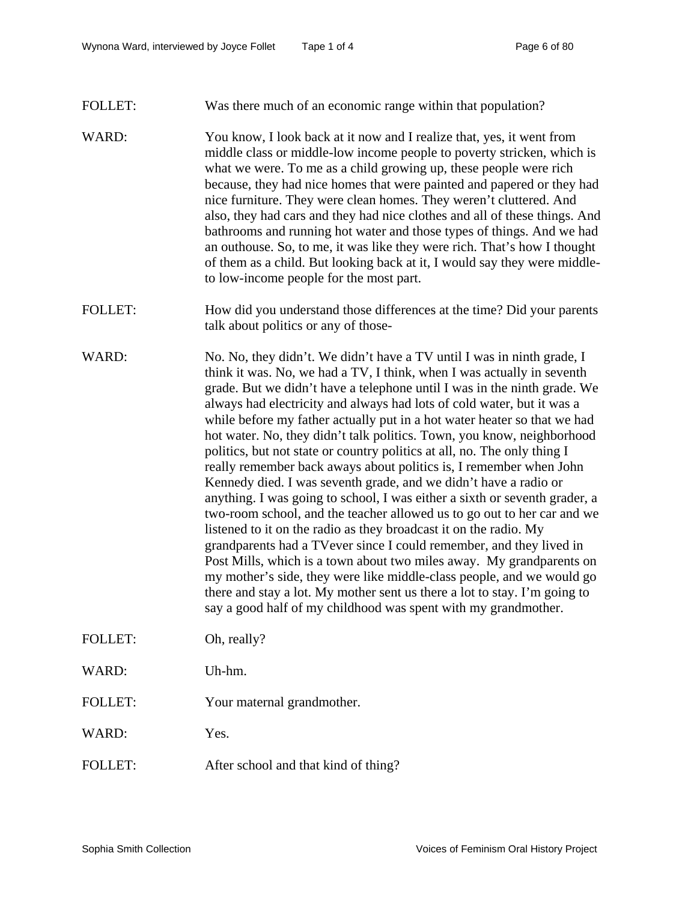FOLLET: Was there much of an economic range within that population?

WARD: You know, I look back at it now and I realize that, yes, it went from middle class or middle-low income people to poverty stricken, which is what we were. To me as a child growing up, these people were rich because, they had nice homes that were painted and papered or they had nice furniture. They were clean homes. They weren't cluttered. And also, they had cars and they had nice clothes and all of these things. And bathrooms and running hot water and those types of things. And we had an outhouse. So, to me, it was like they were rich. That's how I thought of them as a child. But looking back at it, I would say they were middle- to low-income people for the most part.

FOLLET: How did you understand those differences at the time? Did your parents talk about politics or any of those-

WARD: No. No, they didn't. We didn't have a TV until I was in ninth grade, I think it was. No, we had a TV, I think, when I was actually in seventh grade. But we didn't have a telephone until I was in the ninth grade. We always had electricity and always had lots of cold water, but it was a while before my father actually put in a hot water heater so that we had hot water. No, they didn't talk politics. Town, you know, neighborhood politics, but not state or country politics at all, no. The only thing I really remember back aways about politics is, I remember when John Kennedy died. I was seventh grade, and we didn't have a radio or anything. I was going to school, I was either a sixth or seventh grader, a two-room school, and the teacher allowed us to go out to her car and we listened to it on the radio as they broadcast it on the radio. My grandparents had a TVever since I could remember, and they lived in Post Mills, which is a town about two miles away. My grandparents on my mother's side, they were like middle-class people, and we would go there and stay a lot. My mother sent us there a lot to stay. I'm going to say a good half of my childhood was spent with my grandmother.

FOLLET: Oh, really?

WARD: Uh-hm.

FOLLET: Your maternal grandmother.

WARD: Yes.

FOLLET: After school and that kind of thing?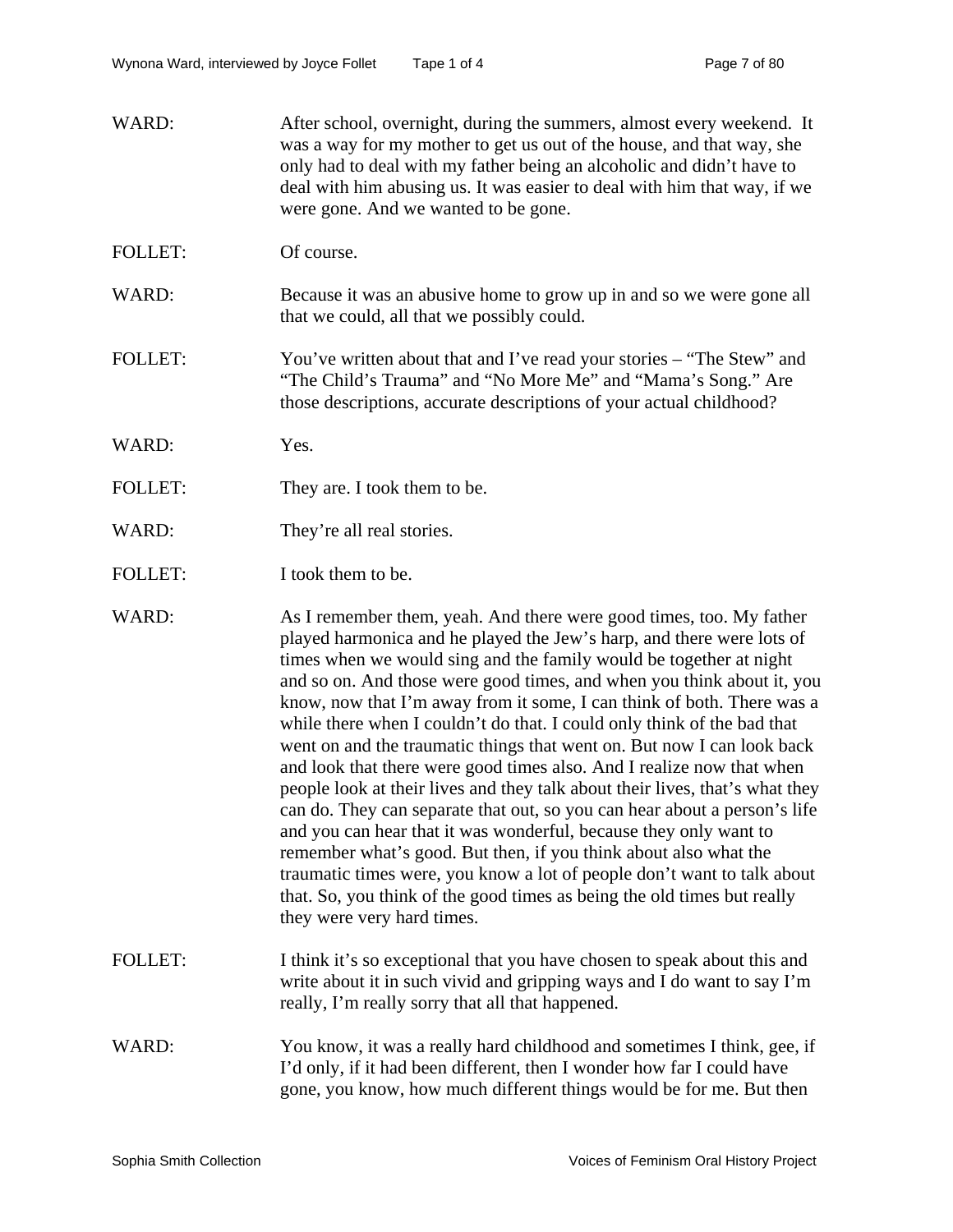WARD: After school, overnight, during the summers, almost every weekend. It was a way for my mother to get us out of the house, and that way, she only had to deal with my father being an alcoholic and didn't have to deal with him abusing us. It was easier to deal with him that way, if we were gone. And we wanted to be gone.

FOLLET: Of course.

WARD: Because it was an abusive home to grow up in and so we were gone all that we could, all that we possibly could.

FOLLET: You've written about that and I've read your stories – "The Stew" and "The Child's Trauma" and "No More Me" and "Mama's Song." Are those descriptions, accurate descriptions of your actual childhood?

WARD: Yes.

FOLLET: They are. I took them to be.

WARD: They're all real stories.

FOLLET: I took them to be.

WARD: As I remember them, yeah. And there were good times, too. My father played harmonica and he played the Jew's harp, and there were lots of times when we would sing and the family would be together at night and so on. And those were good times, and when you think about it, you know, now that I'm away from it some, I can think of both. There was a while there when I couldn't do that. I could only think of the bad that went on and the traumatic things that went on. But now I can look back and look that there were good times also. And I realize now that when people look at their lives and they talk about their lives, that's what they can do. They can separate that out, so you can hear about a person's life and you can hear that it was wonderful, because they only want to remember what's good. But then, if you think about also what the traumatic times were, you know a lot of people don't want to talk about that. So, you think of the good times as being the old times but really they were very hard times.

FOLLET: I think it's so exceptional that you have chosen to speak about this and write about it in such vivid and gripping ways and I do want to say I'm really, I'm really sorry that all that happened.

WARD: You know, it was a really hard childhood and sometimes I think, gee, if I'd only, if it had been different, then I wonder how far I could have gone, you know, how much different things would be for me. But then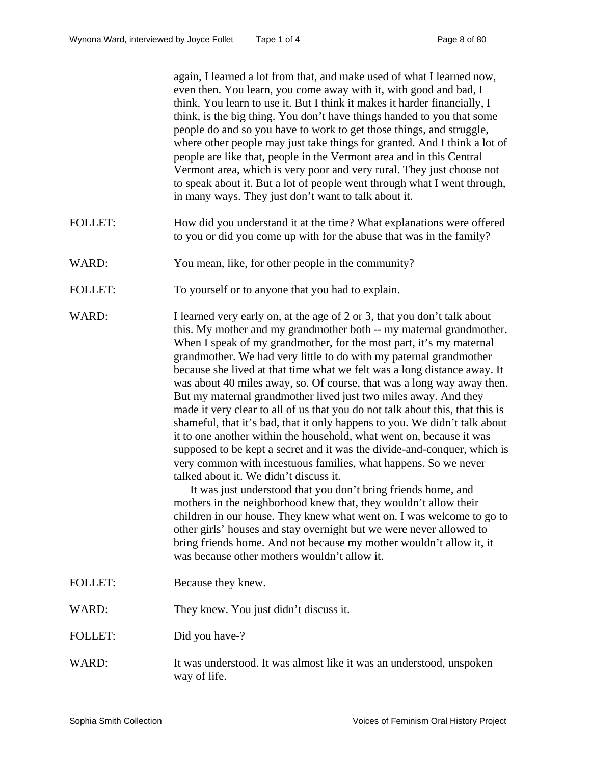again, I learned a lot from that, and make used of what I learned now, even then. You learn, you come away with it, with good and bad, I think. You learn to use it. But I think it makes it harder financially, I think, is the big thing. You don't have things handed to you that some people do and so you have to work to get those things, and struggle, where other people may just take things for granted. And I think a lot of people are like that, people in the Vermont area and in this Central Vermont area, which is very poor and very rural. They just choose not to speak about it. But a lot of people went through what I went through, in many ways. They just don't want to talk about it.

FOLLET: How did you understand it at the time? What explanations were offered to you or did you come up with for the abuse that was in the family?

WARD: You mean, like, for other people in the community?

FOLLET: To yourself or to anyone that you had to explain.

WARD: I learned very early on, at the age of 2 or 3, that you don't talk about this. My mother and my grandmother both -- my maternal grandmother. When I speak of my grandmother, for the most part, it's my maternal grandmother. We had very little to do with my paternal grandmother because she lived at that time what we felt was a long distance away. It was about 40 miles away, so. Of course, that was a long way away then. But my maternal grandmother lived just two miles away. And they made it very clear to all of us that you do not talk about this, that this is shameful, that it's bad, that it only happens to you. We didn't talk about it to one another within the household, what went on, because it was supposed to be kept a secret and it was the divide-and-conquer, which is very common with incestuous families, what happens. So we never talked about it. We didn't discuss it.

It was just understood that you don't bring friends home, and mothers in the neighborhood knew that, they wouldn't allow their children in our house. They knew what went on. I was welcome to go to other girls' houses and stay overnight but we were never allowed to bring friends home. And not because my mother wouldn't allow it, it was because other mothers wouldn't allow it.

FOLLET: Because they knew.

WARD: They knew. You just didn't discuss it.

FOLLET: Did you have-?

WARD: It was understood. It was almost like it was an understood, unspoken way of life.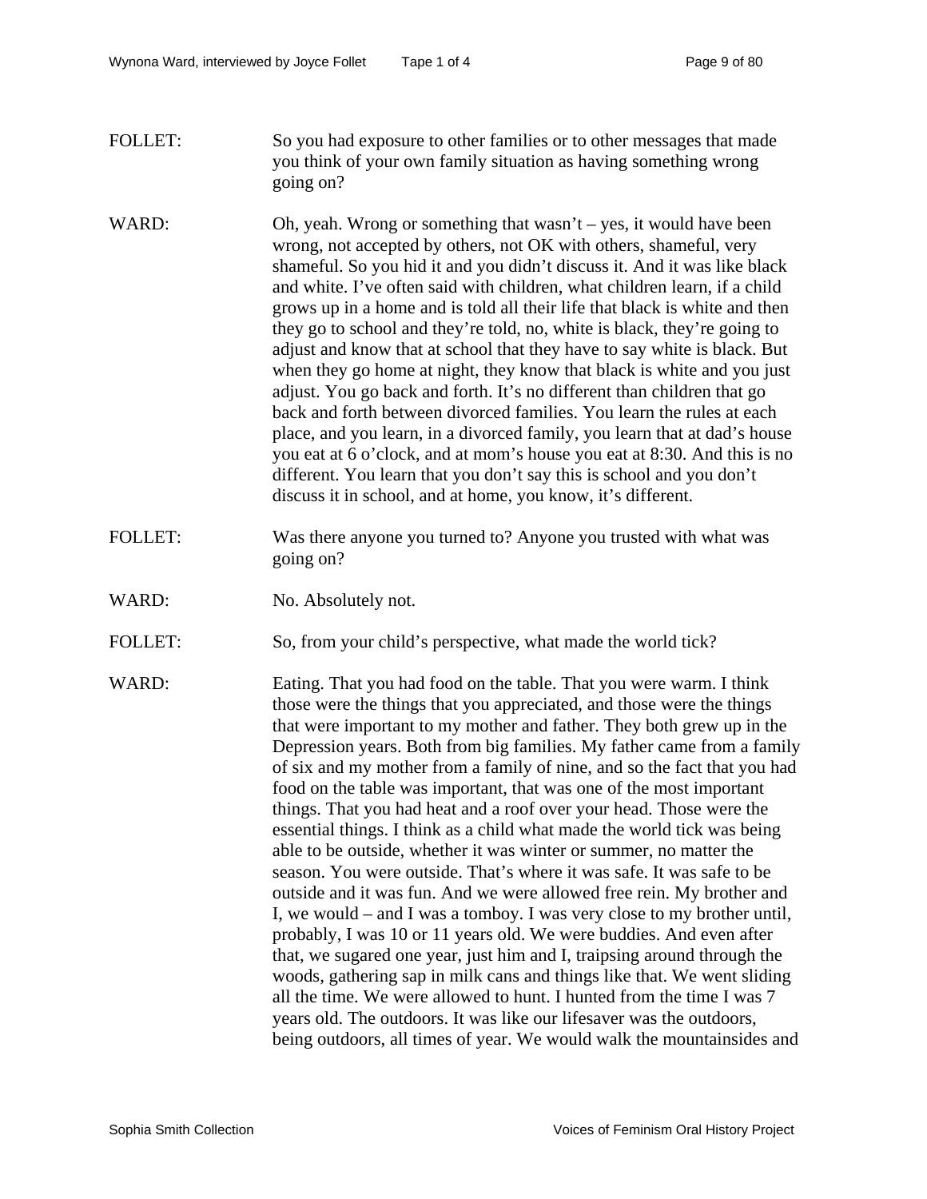FOLLET: So you had exposure to other families or to other messages that made you think of your own family situation as having something wrong going on?

WARD: Oh, yeah. Wrong or something that wasn't – yes, it would have been wrong, not accepted by others, not OK with others, shameful, very shameful. So you hid it and you didn't discuss it. And it was like black and white. I've often said with children, what children learn, if a child grows up in a home and is told all their life that black is white and then they go to school and they're told, no, white is black, they're going to adjust and know that at school that they have to say white is black. But when they go home at night, they know that black is white and you just adjust. You go back and forth. It's no different than children that go back and forth between divorced families. You learn the rules at each place, and you learn, in a divorced family, you learn that at dad's house you eat at 6 o'clock, and at mom's house you eat at 8:30. And this is no different. You learn that you don't say this is school and you don't discuss it in school, and at home, you know, it's different.

FOLLET: Was there anyone you turned to? Anyone you trusted with what was going on?

WARD: No. Absolutely not.

FOLLET: So, from your child's perspective, what made the world tick?

WARD: Eating. That you had food on the table. That you were warm. I think those were the things that you appreciated, and those were the things that were important to my mother and father. They both grew up in the Depression years. Both from big families. My father came from a family of six and my mother from a family of nine, and so the fact that you had food on the table was important, that was one of the most important things. That you had heat and a roof over your head. Those were the essential things. I think as a child what made the world tick was being able to be outside, whether it was winter or summer, no matter the season. You were outside. That's where it was safe. It was safe to be outside and it was fun. And we were allowed free rein. My brother and I, we would – and I was a tomboy. I was very close to my brother until, probably, I was 10 or 11 years old. We were buddies. And even after that, we sugared one year, just him and I, traipsing around through the woods, gathering sap in milk cans and things like that. We went sliding all the time. We were allowed to hunt. I hunted from the time I was 7 years old. The outdoors. It was like our lifesaver was the outdoors, being outdoors, all times of year. We would walk the mountainsides and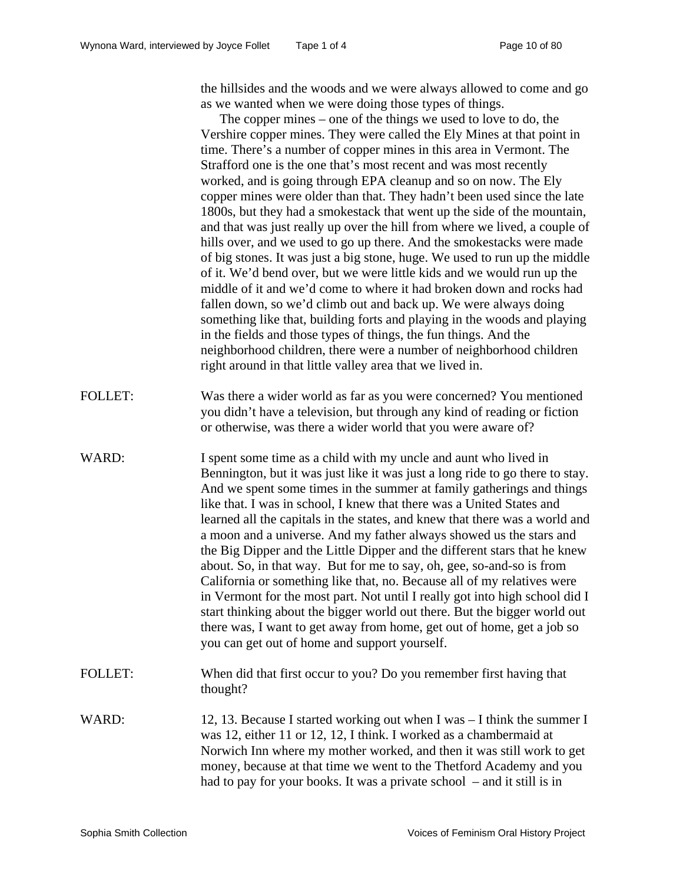the hillsides and the woods and we were always allowed to come and go as we wanted when we were doing those types of things.

The copper mines – one of the things we used to love to do, the Vershire copper mines. They were called the Ely Mines at that point in time. There's a number of copper mines in this area in Vermont. The Strafford one is the one that's most recent and was most recently worked, and is going through EPA cleanup and so on now. The Ely copper mines were older than that. They hadn't been used since the late 1800s, but they had a smokestack that went up the side of the mountain, and that was just really up over the hill from where we lived, a couple of hills over, and we used to go up there. And the smokestacks were made of big stones. It was just a big stone, huge. We used to run up the middle of it. We'd bend over, but we were little kids and we would run up the middle of it and we'd come to where it had broken down and rocks had fallen down, so we'd climb out and back up. We were always doing something like that, building forts and playing in the woods and playing in the fields and those types of things, the fun things. And the neighborhood children, there were a number of neighborhood children right around in that little valley area that we lived in.

FOLLET: Was there a wider world as far as you were concerned? You mentioned you didn't have a television, but through any kind of reading or fiction or otherwise, was there a wider world that you were aware of?

WARD: I spent some time as a child with my uncle and aunt who lived in Bennington, but it was just like it was just a long ride to go there to stay. And we spent some times in the summer at family gatherings and things like that. I was in school, I knew that there was a United States and learned all the capitals in the states, and knew that there was a world and a moon and a universe. And my father always showed us the stars and the Big Dipper and the Little Dipper and the different stars that he knew about. So, in that way. But for me to say, oh, gee, so-and-so is from California or something like that, no. Because all of my relatives were in Vermont for the most part. Not until I really got into high school did I start thinking about the bigger world out there. But the bigger world out there was, I want to get away from home, get out of home, get a job so you can get out of home and support yourself.

FOLLET: When did that first occur to you? Do you remember first having that thought?

WARD: 12, 13. Because I started working out when I was – I think the summer I was 12, either 11 or 12, 12, I think. I worked as a chambermaid at Norwich Inn where my mother worked, and then it was still work to get money, because at that time we went to the Thetford Academy and you had to pay for your books. It was a private school – and it still is in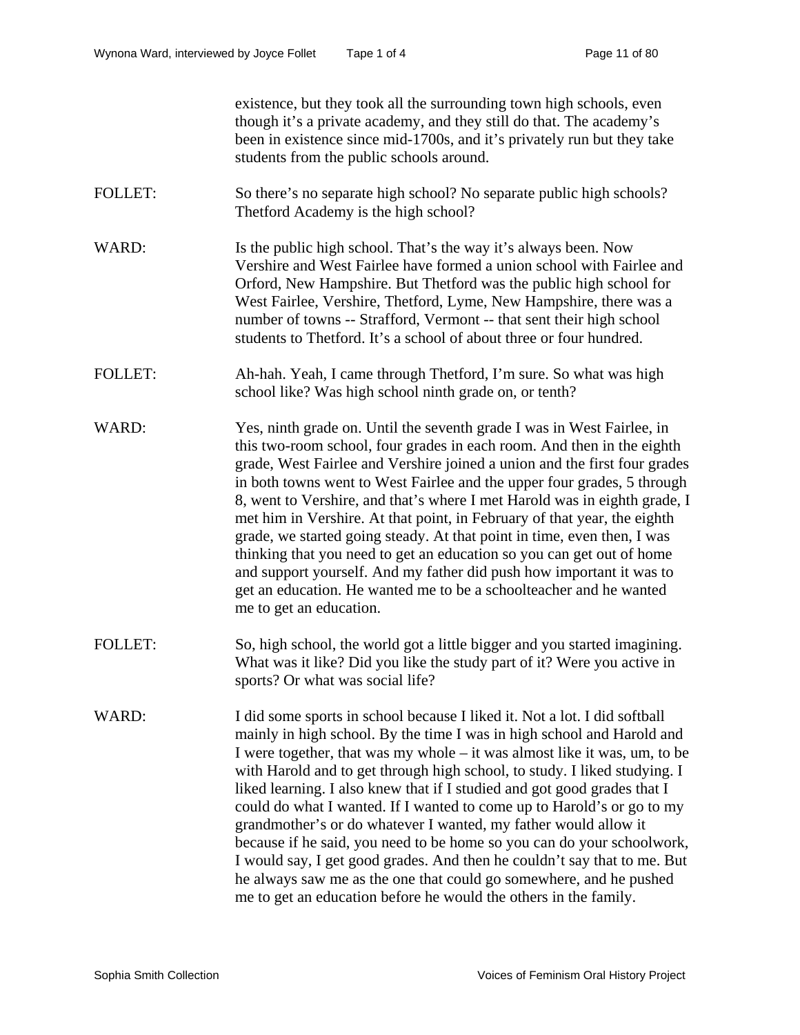existence, but they took all the surrounding town high schools, even though it's a private academy, and they still do that. The academy's been in existence since mid-1700s, and it's privately run but they take students from the public schools around.

FOLLET: So there's no separate high school? No separate public high schools? Thetford Academy is the high school?

WARD: Is the public high school. That's the way it's always been. Now Vershire and West Fairlee have formed a union school with Fairlee and Orford, New Hampshire. But Thetford was the public high school for West Fairlee, Vershire, Thetford, Lyme, New Hampshire, there was a number of towns -- Strafford, Vermont -- that sent their high school students to Thetford. It's a school of about three or four hundred.

FOLLET: Ah-hah. Yeah, I came through Thetford, I'm sure. So what was high school like? Was high school ninth grade on, or tenth?

WARD: Yes, ninth grade on. Until the seventh grade I was in West Fairlee, in this two-room school, four grades in each room. And then in the eighth grade, West Fairlee and Vershire joined a union and the first four grades in both towns went to West Fairlee and the upper four grades, 5 through 8, went to Vershire, and that's where I met Harold was in eighth grade, I met him in Vershire. At that point, in February of that year, the eighth grade, we started going steady. At that point in time, even then, I was thinking that you need to get an education so you can get out of home and support yourself. And my father did push how important it was to get an education. He wanted me to be a schoolteacher and he wanted me to get an education.

FOLLET: So, high school, the world got a little bigger and you started imagining. What was it like? Did you like the study part of it? Were you active in sports? Or what was social life?

WARD: I did some sports in school because I liked it. Not a lot. I did softball mainly in high school. By the time I was in high school and Harold and I were together, that was my whole – it was almost like it was, um, to be with Harold and to get through high school, to study. I liked studying. I liked learning. I also knew that if I studied and got good grades that I could do what I wanted. If I wanted to come up to Harold's or go to my grandmother's or do whatever I wanted, my father would allow it because if he said, you need to be home so you can do your schoolwork, I would say, I get good grades. And then he couldn't say that to me. But he always saw me as the one that could go somewhere, and he pushed me to get an education before he would the others in the family.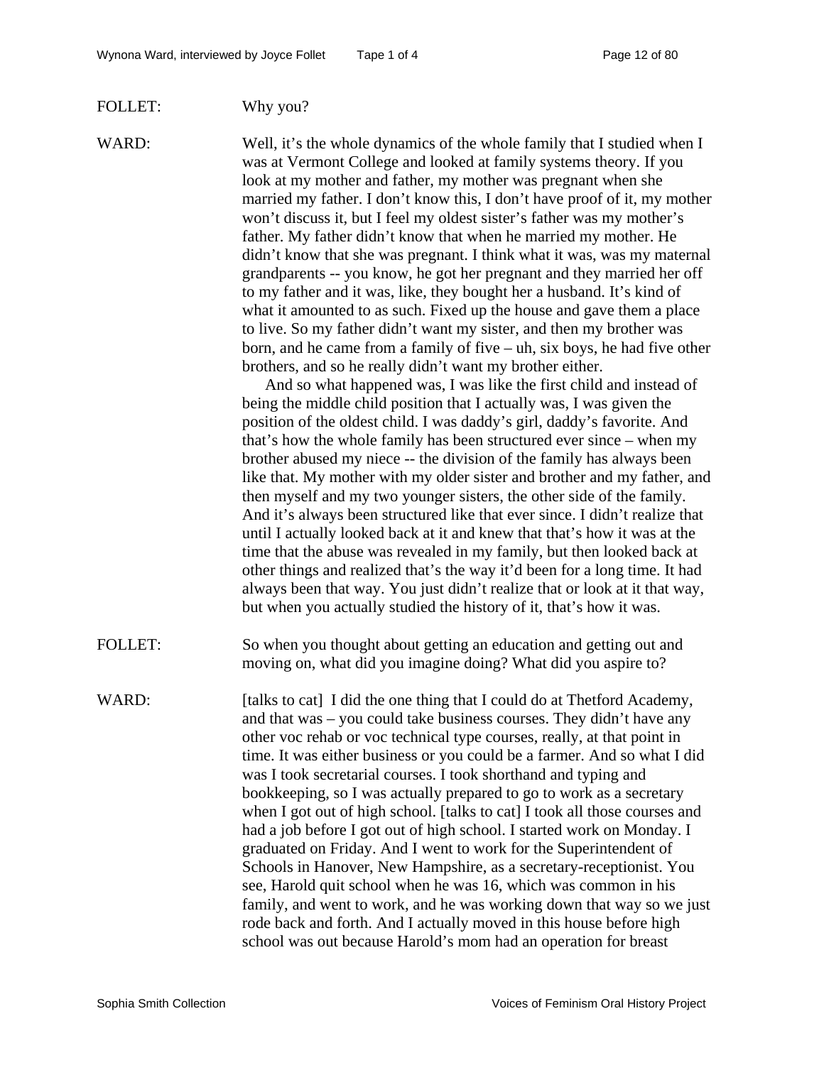FOLLET: Why you?

WARD: Well, it's the whole dynamics of the whole family that I studied when I was at Vermont College and looked at family systems theory. If you look at my mother and father, my mother was pregnant when she married my father. I don't know this, I don't have proof of it, my mother won't discuss it, but I feel my oldest sister's father was my mother's father. My father didn't know that when he married my mother. He didn't know that she was pregnant. I think what it was, was my maternal grandparents -- you know, he got her pregnant and they married her off to my father and it was, like, they bought her a husband. It's kind of what it amounted to as such. Fixed up the house and gave them a place to live. So my father didn't want my sister, and then my brother was born, and he came from a family of five – uh, six boys, he had five other brothers, and so he really didn't want my brother either.

And so what happened was, I was like the first child and instead of being the middle child position that I actually was, I was given the position of the oldest child. I was daddy's girl, daddy's favorite. And that's how the whole family has been structured ever since – when my brother abused my niece -- the division of the family has always been like that. My mother with my older sister and brother and my father, and then myself and my two younger sisters, the other side of the family. And it's always been structured like that ever since. I didn't realize that until I actually looked back at it and knew that that's how it was at the time that the abuse was revealed in my family, but then looked back at other things and realized that's the way it'd been for a long time. It had always been that way. You just didn't realize that or look at it that way, but when you actually studied the history of it, that's how it was.

FOLLET: So when you thought about getting an education and getting out and moving on, what did you imagine doing? What did you aspire to?

WARD: [talks to cat] I did the one thing that I could do at Thetford Academy, and that was – you could take business courses. They didn't have any other voc rehab or voc technical type courses, really, at that point in time. It was either business or you could be a farmer. And so what I did was I took secretarial courses. I took shorthand and typing and bookkeeping, so I was actually prepared to go to work as a secretary when I got out of high school. [talks to cat] I took all those courses and had a job before I got out of high school. I started work on Monday. I graduated on Friday. And I went to work for the Superintendent of Schools in Hanover, New Hampshire, as a secretary-receptionist. You see, Harold quit school when he was 16, which was common in his family, and went to work, and he was working down that way so we just rode back and forth. And I actually moved in this house before high school was out because Harold's mom had an operation for breast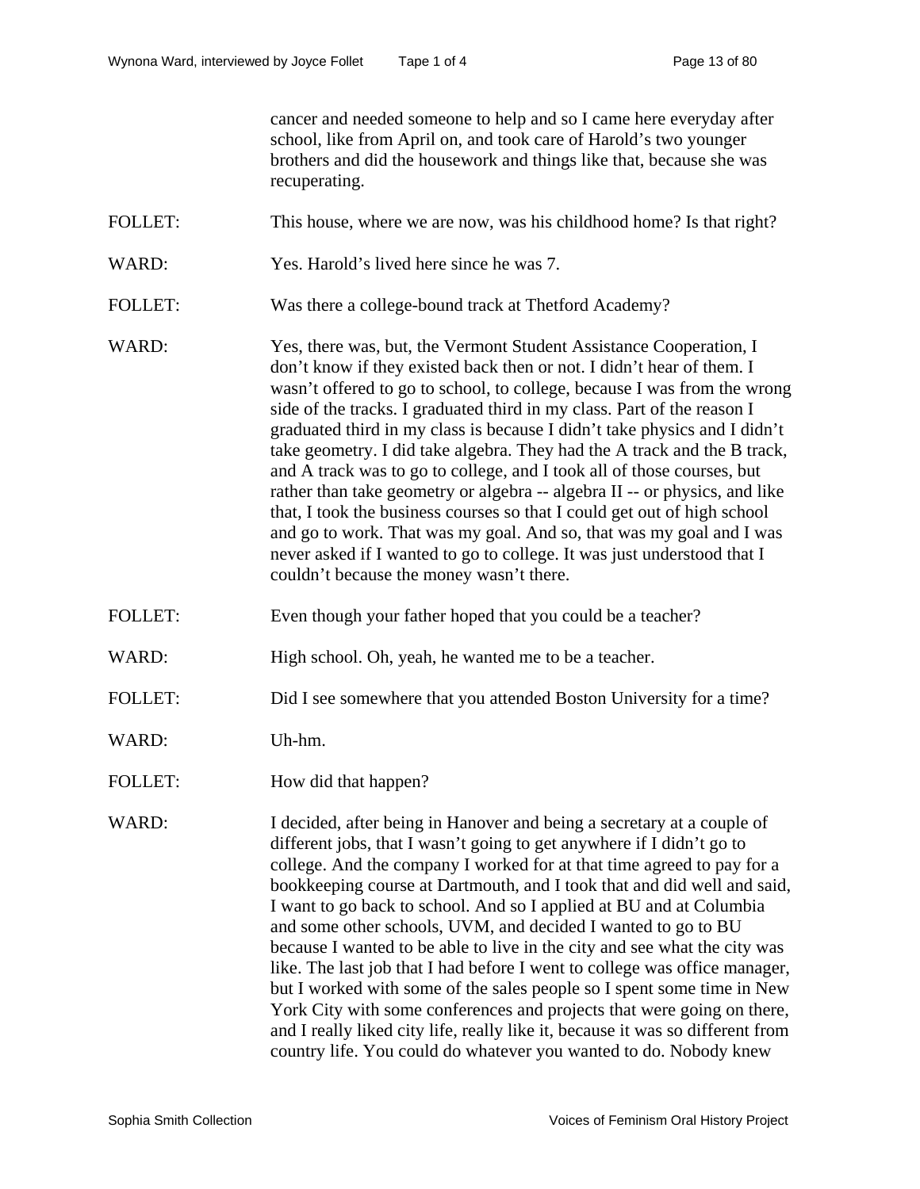cancer and needed someone to help and so I came here everyday after school, like from April on, and took care of Harold's two younger brothers and did the housework and things like that, because she was recuperating.

FOLLET: This house, where we are now, was his childhood home? Is that right?

WARD: Yes. Harold's lived here since he was 7.

FOLLET: Was there a college-bound track at Thetford Academy?

WARD: Yes, there was, but, the Vermont Student Assistance Cooperation, I don't know if they existed back then or not. I didn't hear of them. I wasn't offered to go to school, to college, because I was from the wrong side of the tracks. I graduated third in my class. Part of the reason I graduated third in my class is because I didn't take physics and I didn't take geometry. I did take algebra. They had the A track and the B track, and A track was to go to college, and I took all of those courses, but rather than take geometry or algebra -- algebra II -- or physics, and like that, I took the business courses so that I could get out of high school and go to work. That was my goal. And so, that was my goal and I was never asked if I wanted to go to college. It was just understood that I couldn't because the money wasn't there.

FOLLET: Even though your father hoped that you could be a teacher?

WARD: High school. Oh, yeah, he wanted me to be a teacher.

FOLLET: Did I see somewhere that you attended Boston University for a time?

WARD: Uh-hm.

FOLLET: How did that happen?

WARD: I decided, after being in Hanover and being a secretary at a couple of different jobs, that I wasn't going to get anywhere if I didn't go to college. And the company I worked for at that time agreed to pay for a bookkeeping course at Dartmouth, and I took that and did well and said, I want to go back to school. And so I applied at BU and at Columbia and some other schools, UVM, and decided I wanted to go to BU because I wanted to be able to live in the city and see what the city was like. The last job that I had before I went to college was office manager, but I worked with some of the sales people so I spent some time in New York City with some conferences and projects that were going on there, and I really liked city life, really like it, because it was so different from country life. You could do whatever you wanted to do. Nobody knew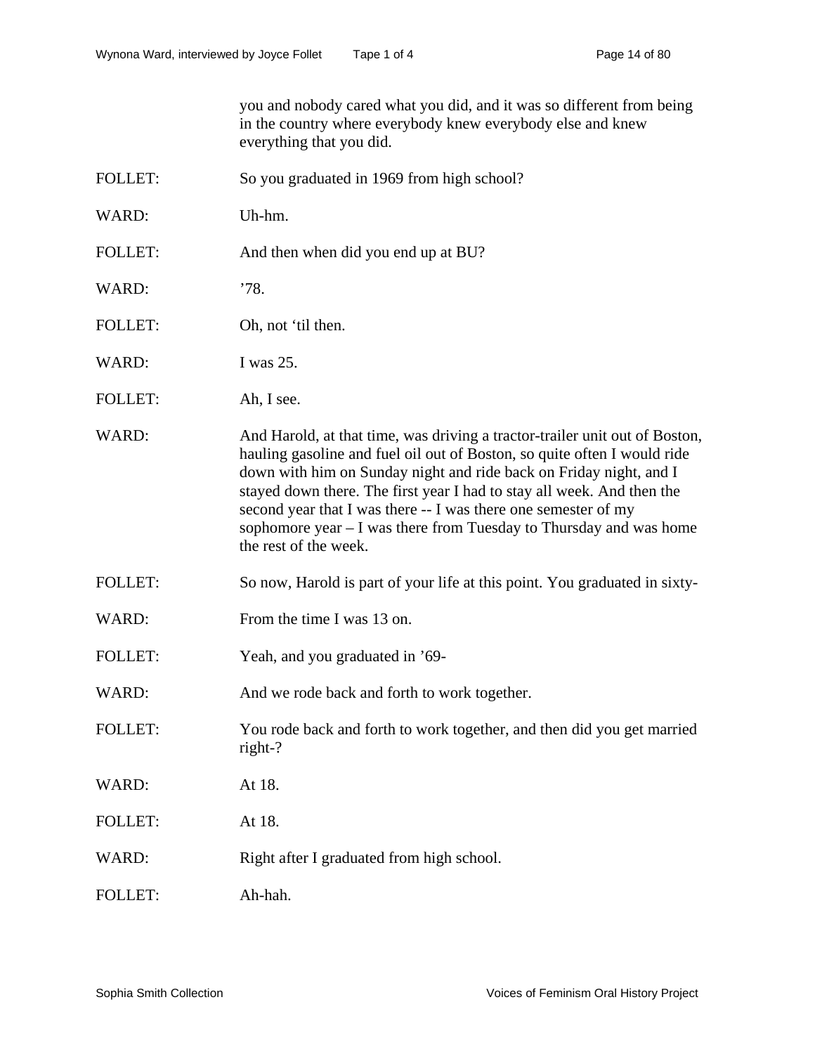you and nobody cared what you did, and it was so different from being in the country where everybody knew everybody else and knew everything that you did.

FOLLET: So you graduated in 1969 from high school?

WARD: Uh-hm.

FOLLET: And then when did you end up at BU?

WARD: ’78.

FOLLET: Oh, not ‘til then.

WARD: I was 25.

FOLLET: Ah, I see.

WARD: And Harold, at that time, was driving a tractor-trailer unit out of Boston, hauling gasoline and fuel oil out of Boston, so quite often I would ride down with him on Sunday night and ride back on Friday night, and I stayed down there. The first year I had to stay all week. And then the second year that I was there -- I was there one semester of my sophomore year – I was there from Tuesday to Thursday and was home the rest of the week.

FOLLET: So now, Harold is part of your life at this point. You graduated in sixty-

WARD: From the time I was 13 on.

FOLLET: Yeah, and you graduated in ’69-

WARD: And we rode back and forth to work together.

FOLLET: You rode back and forth to work together, and then did you get married right-?

WARD: At 18.

FOLLET: At 18.

WARD: Right after I graduated from high school.

FOLLET: Ah-hah.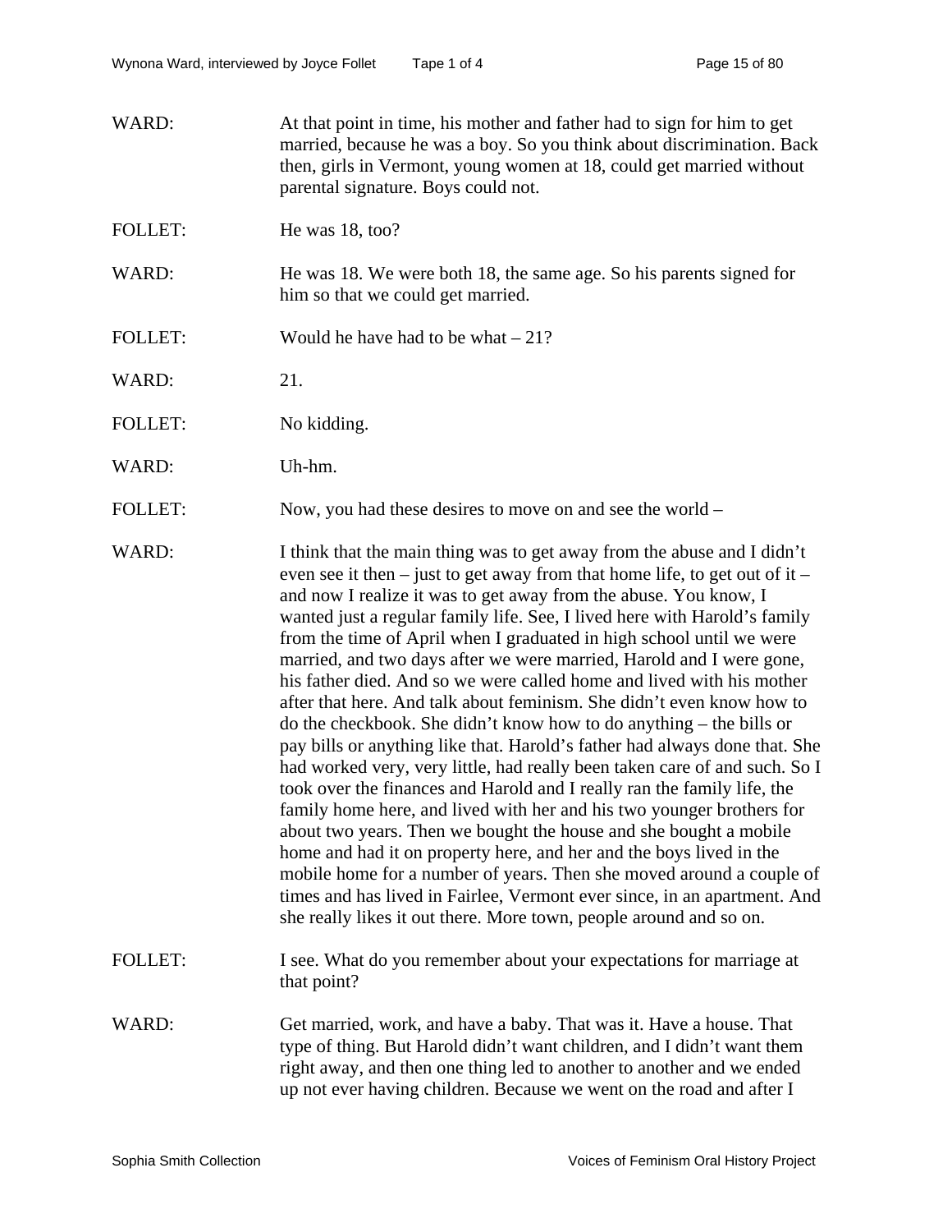WARD: At that point in time, his mother and father had to sign for him to get married, because he was a boy. So you think about discrimination. Back then, girls in Vermont, young women at 18, could get married without parental signature. Boys could not.

FOLLET: He was 18, too?

WARD: He was 18. We were both 18, the same age. So his parents signed for him so that we could get married.

FOLLET: Would he have had to be what – 21?

WARD: 21.

FOLLET: No kidding.

WARD: Uh-hm.

FOLLET: Now, you had these desires to move on and see the world –

WARD: I think that the main thing was to get away from the abuse and I didn't even see it then – just to get away from that home life, to get out of it – and now I realize it was to get away from the abuse. You know, I wanted just a regular family life. See, I lived here with Harold's family from the time of April when I graduated in high school until we were married, and two days after we were married, Harold and I were gone, his father died. And so we were called home and lived with his mother after that here. And talk about feminism. She didn't even know how to do the checkbook. She didn't know how to do anything – the bills or pay bills or anything like that. Harold's father had always done that. She had worked very, very little, had really been taken care of and such. So I took over the finances and Harold and I really ran the family life, the family home here, and lived with her and his two younger brothers for about two years. Then we bought the house and she bought a mobile home and had it on property here, and her and the boys lived in the mobile home for a number of years. Then she moved around a couple of times and has lived in Fairlee, Vermont ever since, in an apartment. And she really likes it out there. More town, people around and so on.

FOLLET: I see. What do you remember about your expectations for marriage at that point?

WARD: Get married, work, and have a baby. That was it. Have a house. That type of thing. But Harold didn't want children, and I didn't want them right away, and then one thing led to another to another and we ended up not ever having children. Because we went on the road and after I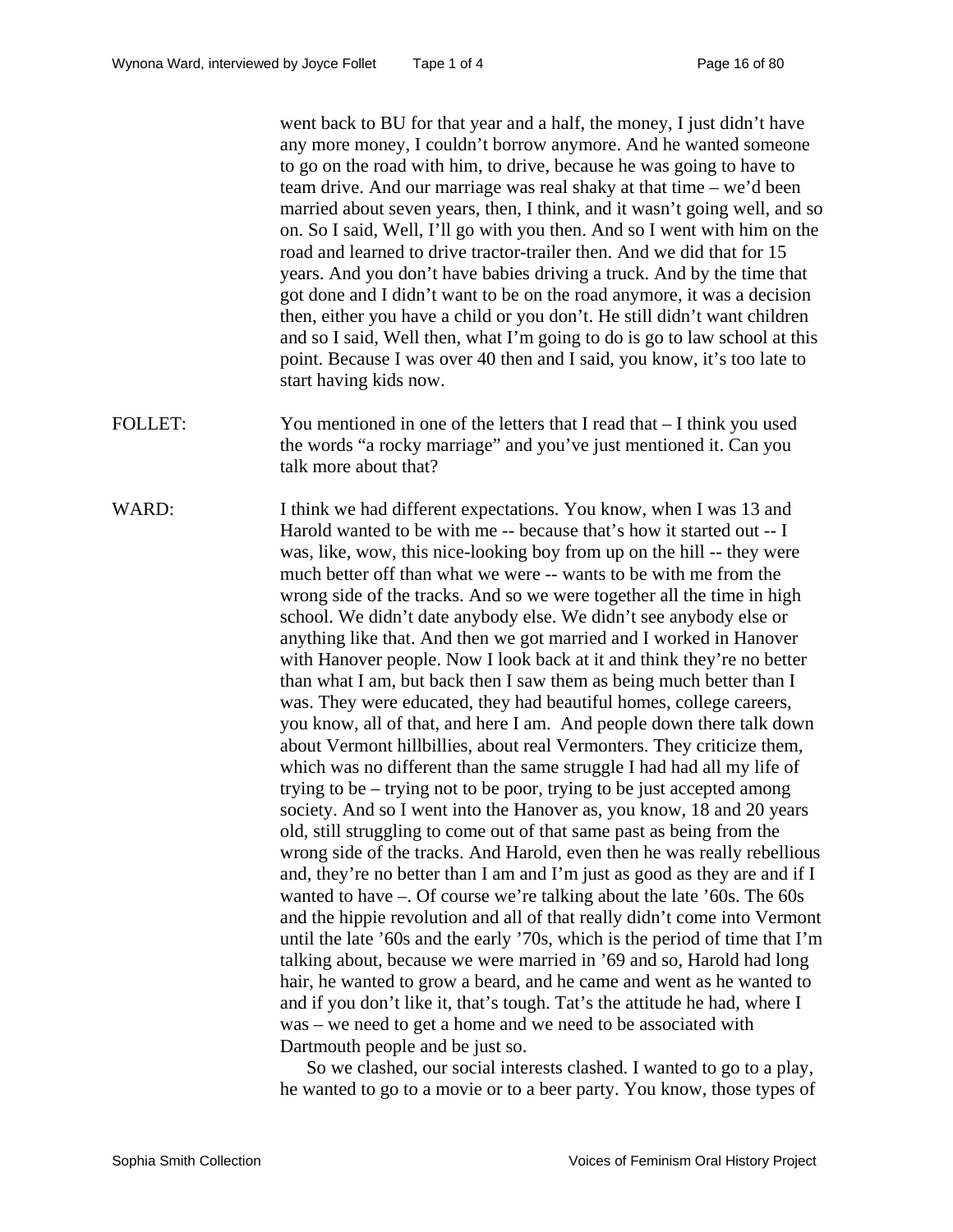went back to BU for that year and a half, the money, I just didn't have any more money, I couldn't borrow anymore. And he wanted someone to go on the road with him, to drive, because he was going to have to team drive. And our marriage was real shaky at that time – we'd been married about seven years, then, I think, and it wasn't going well, and so on. So I said, Well, I'll go with you then. And so I went with him on the road and learned to drive tractor-trailer then. And we did that for 15 years. And you don't have babies driving a truck. And by the time that got done and I didn't want to be on the road anymore, it was a decision then, either you have a child or you don't. He still didn't want children and so I said, Well then, what I'm going to do is go to law school at this point. Because I was over 40 then and I said, you know, it's too late to start having kids now.

FOLLET: You mentioned in one of the letters that I read that – I think you used the words "a rocky marriage" and you've just mentioned it. Can you talk more about that?

WARD: I think we had different expectations. You know, when I was 13 and Harold wanted to be with me -- because that's how it started out -- I was, like, wow, this nice-looking boy from up on the hill -- they were much better off than what we were -- wants to be with me from the wrong side of the tracks. And so we were together all the time in high school. We didn't date anybody else. We didn't see anybody else or anything like that. And then we got married and I worked in Hanover with Hanover people. Now I look back at it and think they're no better than what I am, but back then I saw them as being much better than I was. They were educated, they had beautiful homes, college careers, you know, all of that, and here I am. And people down there talk down about Vermont hillbillies, about real Vermonters. They criticize them, which was no different than the same struggle I had had all my life of trying to be – trying not to be poor, trying to be just accepted among society. And so I went into the Hanover as, you know, 18 and 20 years old, still struggling to come out of that same past as being from the wrong side of the tracks. And Harold, even then he was really rebellious and, they're no better than I am and I'm just as good as they are and if I wanted to have –. Of course we're talking about the late '60s. The 60s and the hippie revolution and all of that really didn't come into Vermont until the late '60s and the early '70s, which is the period of time that I'm talking about, because we were married in '69 and so, Harold had long hair, he wanted to grow a beard, and he came and went as he wanted to and if you don't like it, that's tough. Tat's the attitude he had, where I was – we need to get a home and we need to be associated with Dartmouth people and be just so.

So we clashed, our social interests clashed. I wanted to go to a play, he wanted to go to a movie or to a beer party. You know, those types of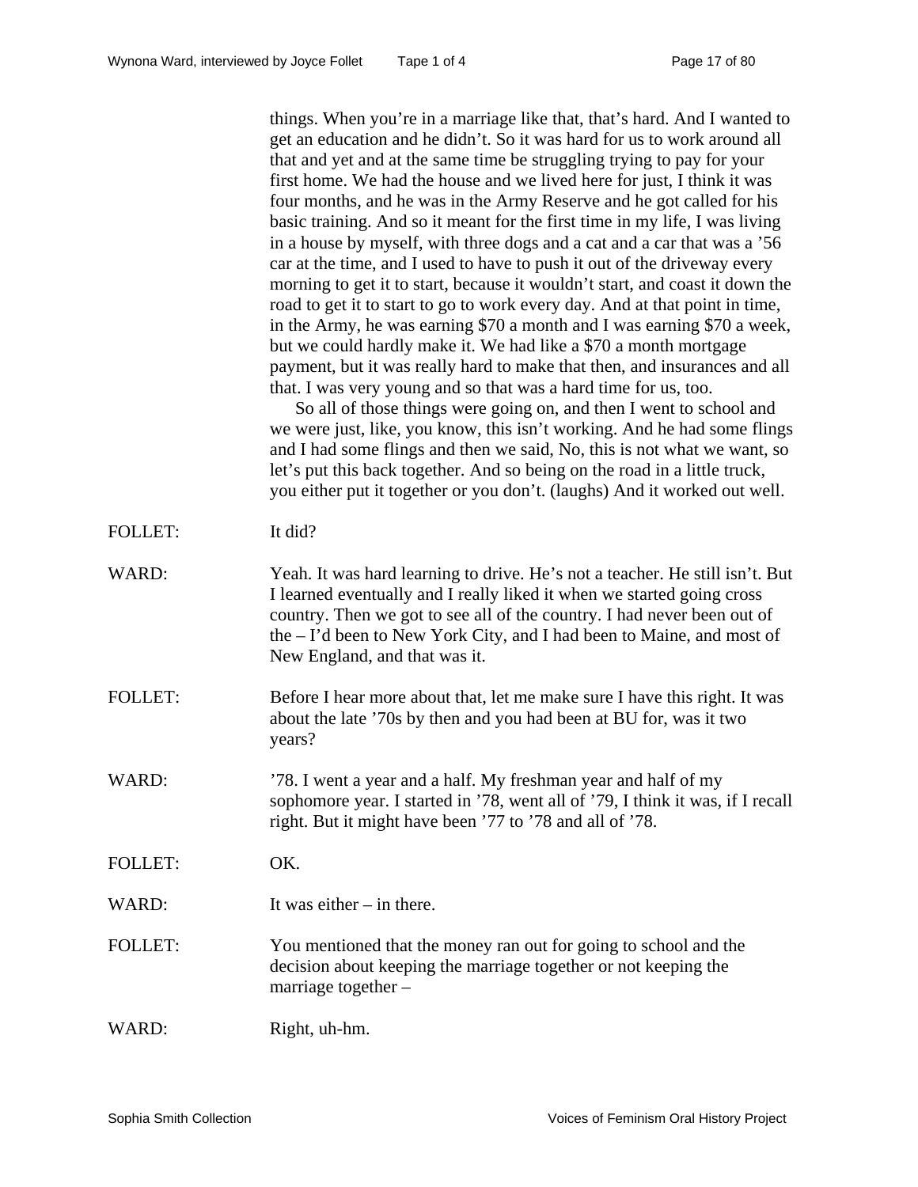things. When you're in a marriage like that, that's hard. And I wanted to get an education and he didn't. So it was hard for us to work around all that and yet and at the same time be struggling trying to pay for your first home. We had the house and we lived here for just, I think it was four months, and he was in the Army Reserve and he got called for his basic training. And so it meant for the first time in my life, I was living in a house by myself, with three dogs and a cat and a car that was a '56 car at the time, and I used to have to push it out of the driveway every morning to get it to start, because it wouldn't start, and coast it down the road to get it to start to go to work every day. And at that point in time, in the Army, he was earning $70 a month and I was earning $70 a week, but we could hardly make it. We had like a $70 a month mortgage payment, but it was really hard to make that then, and insurances and all that. I was very young and so that was a hard time for us, too.

So all of those things were going on, and then I went to school and we were just, like, you know, this isn't working. And he had some flings and I had some flings and then we said, No, this is not what we want, so let's put this back together. And so being on the road in a little truck, you either put it together or you don't. (laughs) And it worked out well.

FOLLET: It did?

WARD: Yeah. It was hard learning to drive. He's not a teacher. He still isn't. But I learned eventually and I really liked it when we started going cross country. Then we got to see all of the country. I had never been out of the – I'd been to New York City, and I had been to Maine, and most of New England, and that was it.

FOLLET: Before I hear more about that, let me make sure I have this right. It was about the late '70s by then and you had been at BU for, was it two years?

WARD: '78. I went a year and a half. My freshman year and half of my sophomore year. I started in '78, went all of '79, I think it was, if I recall right. But it might have been '77 to '78 and all of '78.

FOLLET: OK.

WARD: It was either – in there.

FOLLET: You mentioned that the money ran out for going to school and the decision about keeping the marriage together or not keeping the marriage together –

WARD: Right, uh-hm.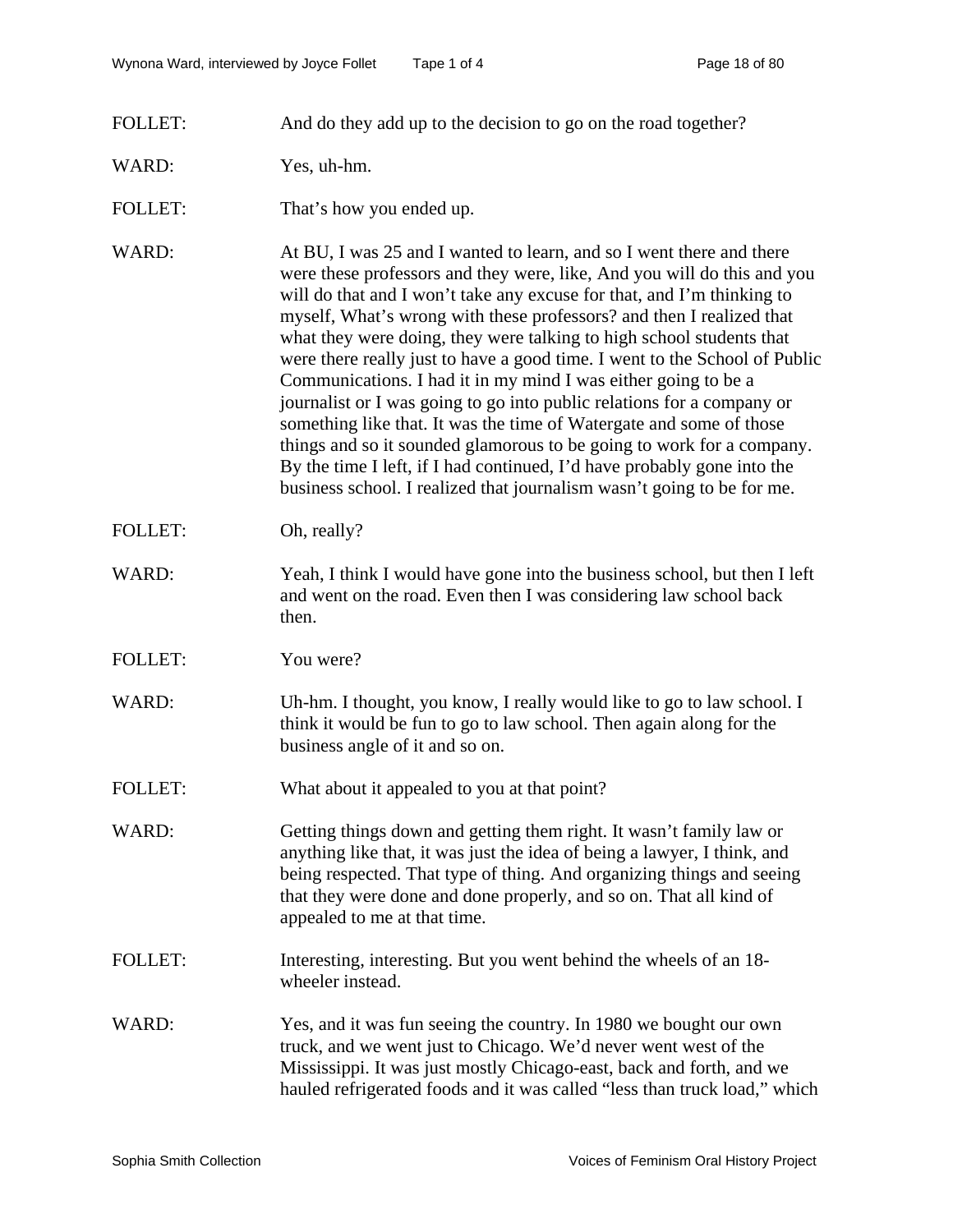FOLLET: And do they add up to the decision to go on the road together?

WARD: Yes, uh-hm.

FOLLET: That's how you ended up.

WARD: At BU, I was 25 and I wanted to learn, and so I went there and there were these professors and they were, like, And you will do this and you will do that and I won't take any excuse for that, and I'm thinking to myself, What's wrong with these professors? and then I realized that what they were doing, they were talking to high school students that were there really just to have a good time. I went to the School of Public Communications. I had it in my mind I was either going to be a journalist or I was going to go into public relations for a company or something like that. It was the time of Watergate and some of those things and so it sounded glamorous to be going to work for a company. By the time I left, if I had continued, I'd have probably gone into the business school. I realized that journalism wasn't going to be for me.

FOLLET: Oh, really?

WARD: Yeah, I think I would have gone into the business school, but then I left and went on the road. Even then I was considering law school back then.

FOLLET: You were?

WARD: Uh-hm. I thought, you know, I really would like to go to law school. I think it would be fun to go to law school. Then again along for the business angle of it and so on.

FOLLET: What about it appealed to you at that point?

WARD: Getting things down and getting them right. It wasn't family law or anything like that, it was just the idea of being a lawyer, I think, and being respected. That type of thing. And organizing things and seeing that they were done and done properly, and so on. That all kind of appealed to me at that time.

FOLLET: Interesting, interesting. But you went behind the wheels of an 18-wheeler instead.

WARD: Yes, and it was fun seeing the country. In 1980 we bought our own truck, and we went just to Chicago. We'd never went west of the Mississippi. It was just mostly Chicago-east, back and forth, and we hauled refrigerated foods and it was called "less than truck load," which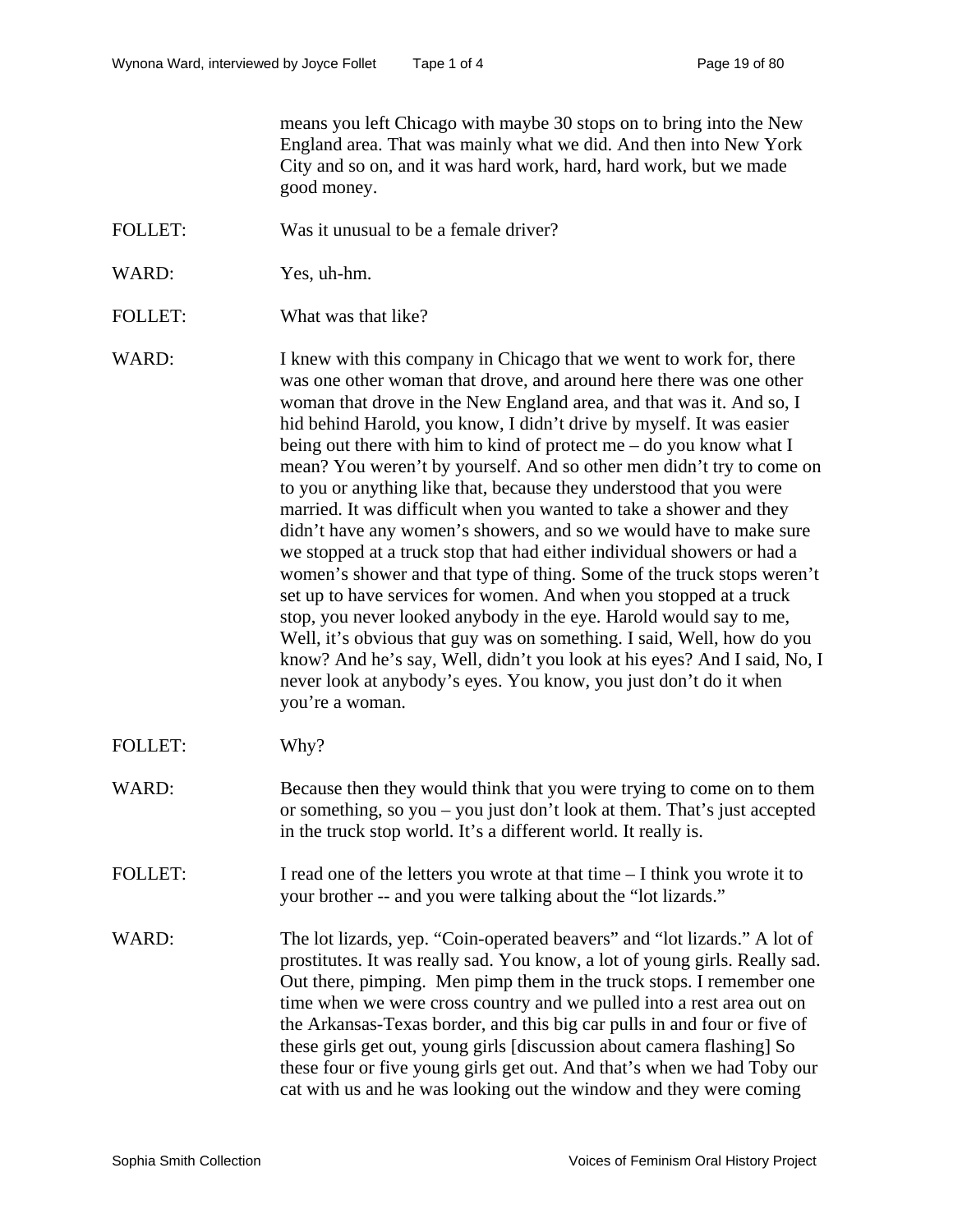means you left Chicago with maybe 30 stops on to bring into the New England area. That was mainly what we did. And then into New York City and so on, and it was hard work, hard, hard work, but we made good money.

FOLLET: Was it unusual to be a female driver?

WARD: Yes, uh-hm.

FOLLET: What was that like?

WARD: I knew with this company in Chicago that we went to work for, there was one other woman that drove, and around here there was one other woman that drove in the New England area, and that was it. And so, I hid behind Harold, you know, I didn't drive by myself. It was easier being out there with him to kind of protect me – do you know what I mean? You weren't by yourself. And so other men didn't try to come on to you or anything like that, because they understood that you were married. It was difficult when you wanted to take a shower and they didn't have any women's showers, and so we would have to make sure we stopped at a truck stop that had either individual showers or had a women's shower and that type of thing. Some of the truck stops weren't set up to have services for women. And when you stopped at a truck stop, you never looked anybody in the eye. Harold would say to me, Well, it's obvious that guy was on something. I said, Well, how do you know? And he's say, Well, didn't you look at his eyes? And I said, No, I never look at anybody's eyes. You know, you just don't do it when you're a woman.

FOLLET: Why?

WARD: Because then they would think that you were trying to come on to them or something, so you – you just don't look at them. That's just accepted in the truck stop world. It's a different world. It really is.

FOLLET: I read one of the letters you wrote at that time – I think you wrote it to your brother -- and you were talking about the "lot lizards."

WARD: The lot lizards, yep. "Coin-operated beavers" and "lot lizards." A lot of prostitutes. It was really sad. You know, a lot of young girls. Really sad. Out there, pimping. Men pimp them in the truck stops. I remember one time when we were cross country and we pulled into a rest area out on the Arkansas-Texas border, and this big car pulls in and four or five of these girls get out, young girls [discussion about camera flashing] So these four or five young girls get out. And that's when we had Toby our cat with us and he was looking out the window and they were coming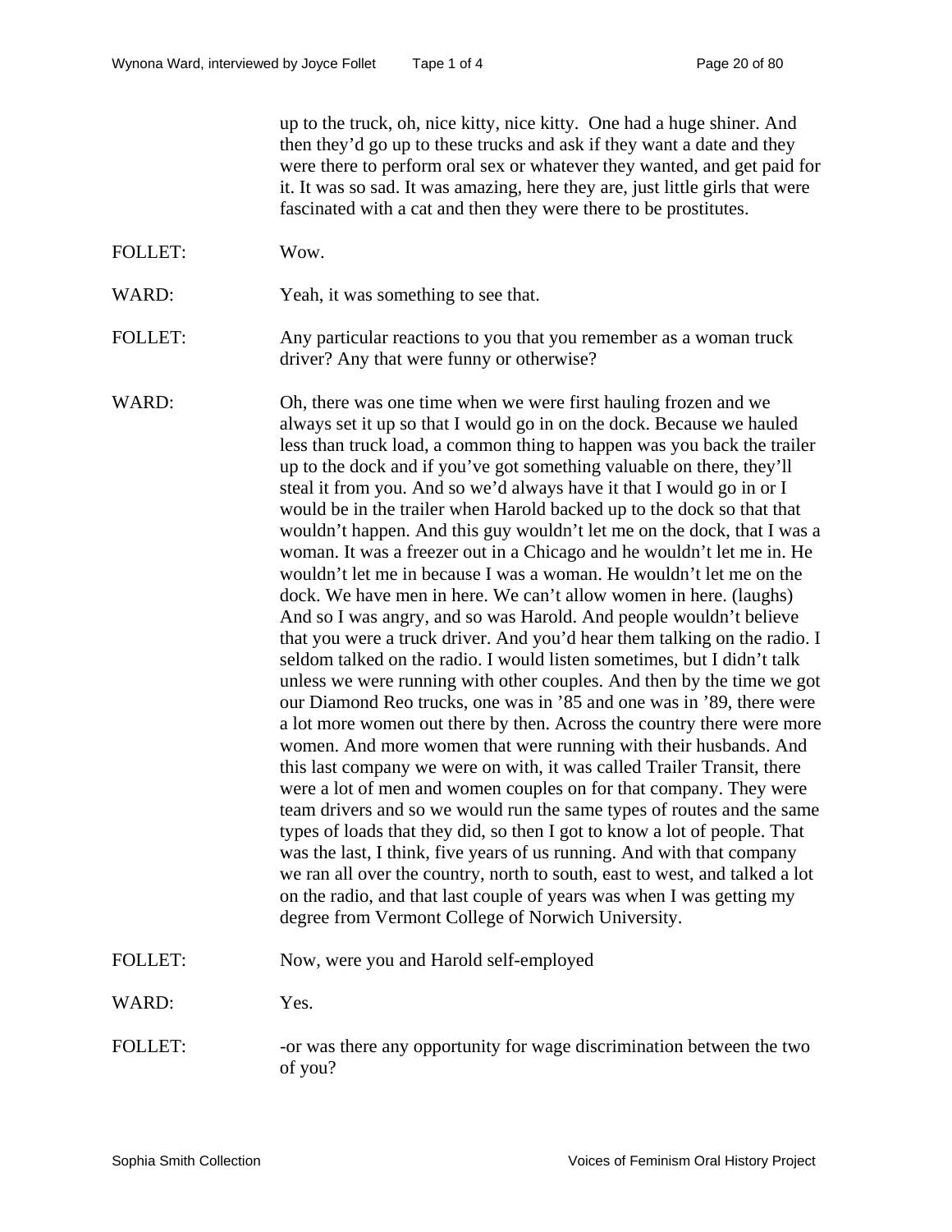up to the truck, oh, nice kitty, nice kitty. One had a huge shiner. And then they'd go up to these trucks and ask if they want a date and they were there to perform oral sex or whatever they wanted, and get paid for it. It was so sad. It was amazing, here they are, just little girls that were fascinated with a cat and then they were there to be prostitutes.

FOLLET: Wow.

WARD: Yeah, it was something to see that.

FOLLET: Any particular reactions to you that you remember as a woman truck driver? Any that were funny or otherwise?

WARD: Oh, there was one time when we were first hauling frozen and we always set it up so that I would go in on the dock. Because we hauled less than truck load, a common thing to happen was you back the trailer up to the dock and if you've got something valuable on there, they'll steal it from you. And so we'd always have it that I would go in or I would be in the trailer when Harold backed up to the dock so that that wouldn't happen. And this guy wouldn't let me on the dock, that I was a woman. It was a freezer out in a Chicago and he wouldn't let me in. He wouldn't let me in because I was a woman. He wouldn't let me on the dock. We have men in here. We can't allow women in here. (laughs) And so I was angry, and so was Harold. And people wouldn't believe that you were a truck driver. And you'd hear them talking on the radio. I seldom talked on the radio. I would listen sometimes, but I didn't talk unless we were running with other couples. And then by the time we got our Diamond Reo trucks, one was in '85 and one was in '89, there were a lot more women out there by then. Across the country there were more women. And more women that were running with their husbands. And this last company we were on with, it was called Trailer Transit, there were a lot of men and women couples on for that company. They were team drivers and so we would run the same types of routes and the same types of loads that they did, so then I got to know a lot of people. That was the last, I think, five years of us running. And with that company we ran all over the country, north to south, east to west, and talked a lot on the radio, and that last couple of years was when I was getting my degree from Vermont College of Norwich University.

FOLLET: Now, were you and Harold self-employed

WARD: Yes.

FOLLET: -or was there any opportunity for wage discrimination between the two of you?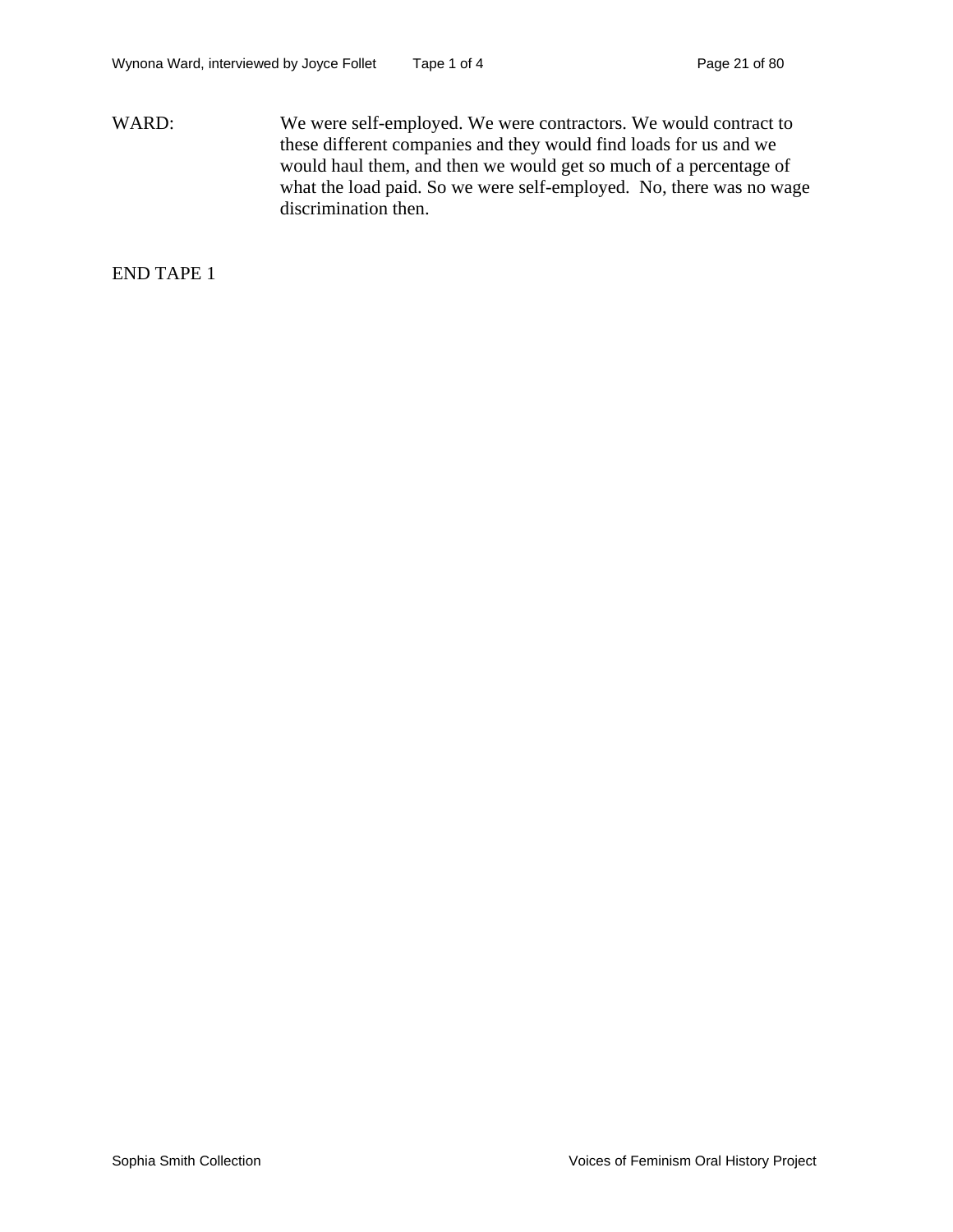WARD: We were self-employed. We were contractors. We would contract to these different companies and they would find loads for us and we would haul them, and then we would get so much of a percentage of what the load paid. So we were self-employed. No, there was no wage discrimination then.

END TAPE 1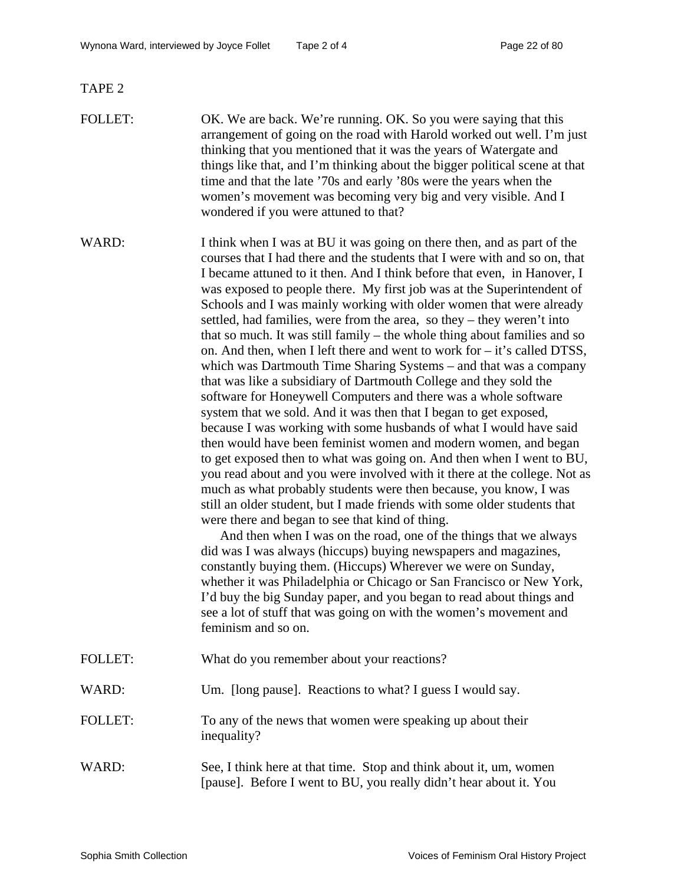TAPE 2

FOLLET: OK. We are back. We're running. OK. So you were saying that this arrangement of going on the road with Harold worked out well. I'm just thinking that you mentioned that it was the years of Watergate and things like that, and I'm thinking about the bigger political scene at that time and that the late '70s and early '80s were the years when the women's movement was becoming very big and very visible. And I wondered if you were attuned to that?

WARD: I think when I was at BU it was going on there then, and as part of the courses that I had there and the students that I were with and so on, that I became attuned to it then. And I think before that even, in Hanover, I was exposed to people there. My first job was at the Superintendent of Schools and I was mainly working with older women that were already settled, had families, were from the area, so they – they weren't into that so much. It was still family – the whole thing about families and so on. And then, when I left there and went to work for – it's called DTSS, which was Dartmouth Time Sharing Systems – and that was a company that was like a subsidiary of Dartmouth College and they sold the software for Honeywell Computers and there was a whole software system that we sold. And it was then that I began to get exposed, because I was working with some husbands of what I would have said then would have been feminist women and modern women, and began to get exposed then to what was going on. And then when I went to BU, you read about and you were involved with it there at the college. Not as much as what probably students were then because, you know, I was still an older student, but I made friends with some older students that were there and began to see that kind of thing.

And then when I was on the road, one of the things that we always did was I was always (hiccups) buying newspapers and magazines, constantly buying them. (Hiccups) Wherever we were on Sunday, whether it was Philadelphia or Chicago or San Francisco or New York, I'd buy the big Sunday paper, and you began to read about things and see a lot of stuff that was going on with the women's movement and feminism and so on.

FOLLET: What do you remember about your reactions?

WARD: Um. [long pause]. Reactions to what? I guess I would say.

FOLLET: To any of the news that women were speaking up about their inequality?

WARD: See, I think here at that time. Stop and think about it, um, women [pause]. Before I went to BU, you really didn't hear about it. You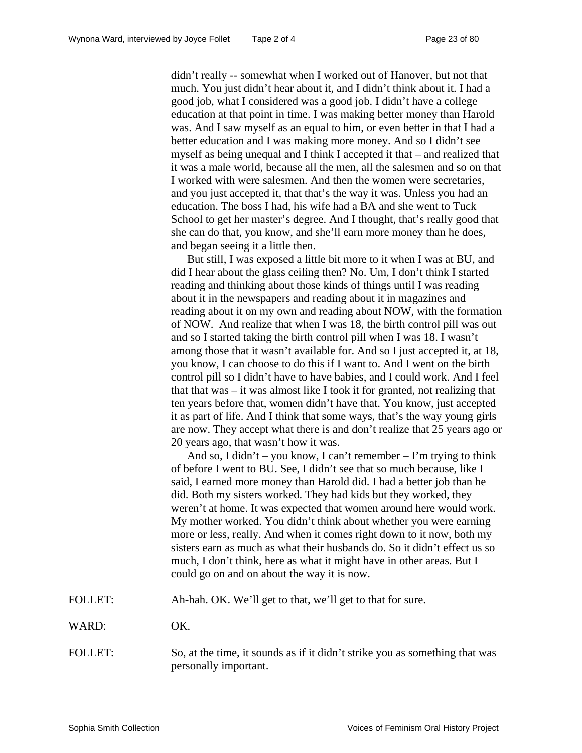didn't really -- somewhat when I worked out of Hanover, but not that much. You just didn't hear about it, and I didn't think about it. I had a good job, what I considered was a good job. I didn't have a college education at that point in time. I was making better money than Harold was. And I saw myself as an equal to him, or even better in that I had a better education and I was making more money. And so I didn't see myself as being unequal and I think I accepted it that – and realized that it was a male world, because all the men, all the salesmen and so on that I worked with were salesmen. And then the women were secretaries, and you just accepted it, that that's the way it was. Unless you had an education. The boss I had, his wife had a BA and she went to Tuck School to get her master's degree. And I thought, that's really good that she can do that, you know, and she'll earn more money than he does, and began seeing it a little then.

But still, I was exposed a little bit more to it when I was at BU, and did I hear about the glass ceiling then? No. Um, I don't think I started reading and thinking about those kinds of things until I was reading about it in the newspapers and reading about it in magazines and reading about it on my own and reading about NOW, with the formation of NOW. And realize that when I was 18, the birth control pill was out and so I started taking the birth control pill when I was 18. I wasn't among those that it wasn't available for. And so I just accepted it, at 18, you know, I can choose to do this if I want to. And I went on the birth control pill so I didn't have to have babies, and I could work. And I feel that that was – it was almost like I took it for granted, not realizing that ten years before that, women didn't have that. You know, just accepted it as part of life. And I think that some ways, that's the way young girls are now. They accept what there is and don't realize that 25 years ago or 20 years ago, that wasn't how it was.

And so, I didn't – you know, I can't remember – I'm trying to think of before I went to BU. See, I didn't see that so much because, like I said, I earned more money than Harold did. I had a better job than he did. Both my sisters worked. They had kids but they worked, they weren't at home. It was expected that women around here would work. My mother worked. You didn't think about whether you were earning more or less, really. And when it comes right down to it now, both my sisters earn as much as what their husbands do. So it didn't effect us so much, I don't think, here as what it might have in other areas. But I could go on and on about the way it is now.

FOLLET: Ah-hah. OK. We'll get to that, we'll get to that for sure.

WARD: OK.

FOLLET: So, at the time, it sounds as if it didn't strike you as something that was personally important.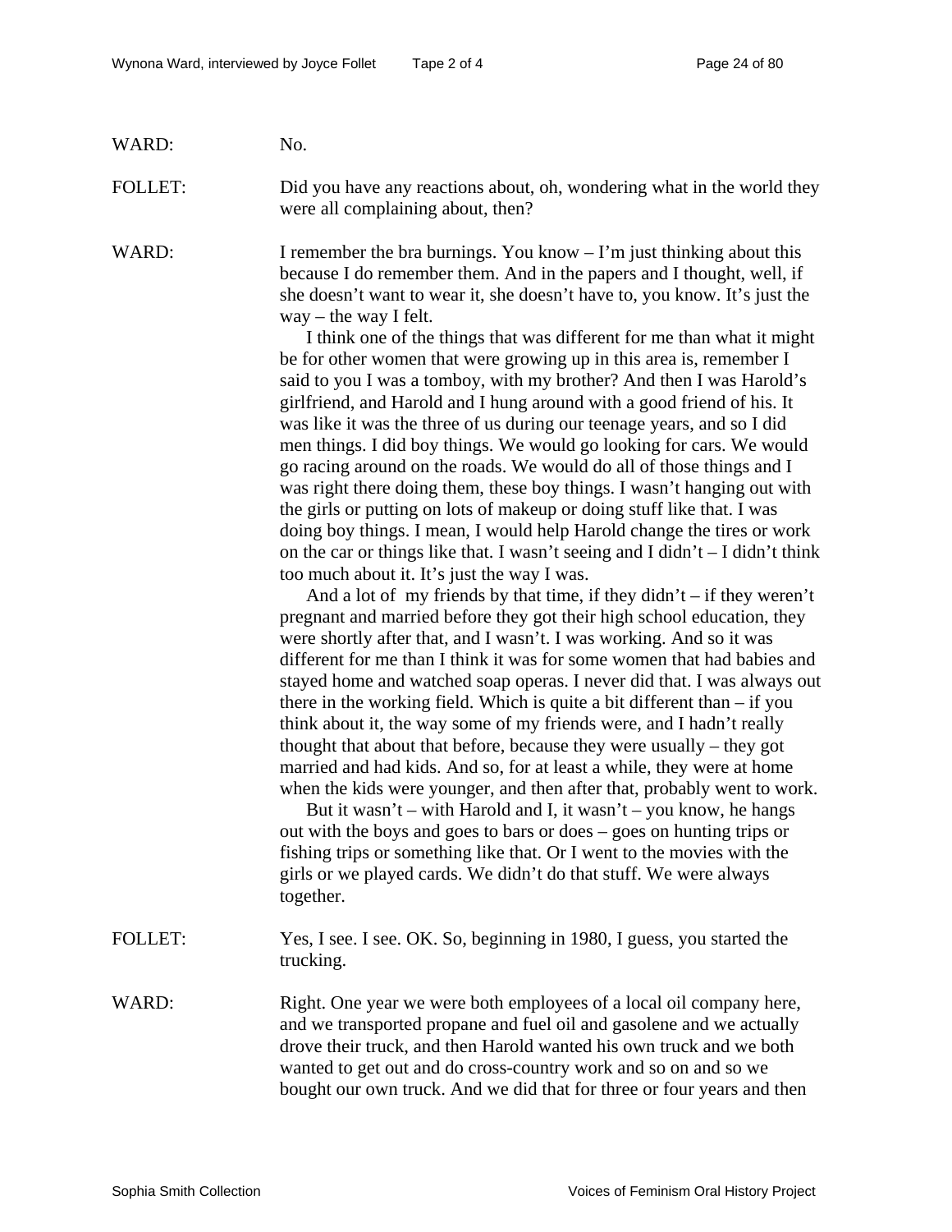WARD: No.

FOLLET: Did you have any reactions about, oh, wondering what in the world they were all complaining about, then?

WARD: I remember the bra burnings. You know – I'm just thinking about this because I do remember them. And in the papers and I thought, well, if she doesn't want to wear it, she doesn't have to, you know. It's just the way – the way I felt.

I think one of the things that was different for me than what it might be for other women that were growing up in this area is, remember I said to you I was a tomboy, with my brother? And then I was Harold's girlfriend, and Harold and I hung around with a good friend of his. It was like it was the three of us during our teenage years, and so I did men things. I did boy things. We would go looking for cars. We would go racing around on the roads. We would do all of those things and I was right there doing them, these boy things. I wasn't hanging out with the girls or putting on lots of makeup or doing stuff like that. I was doing boy things. I mean, I would help Harold change the tires or work on the car or things like that. I wasn't seeing and I didn't – I didn't think too much about it. It's just the way I was.

And a lot of my friends by that time, if they didn't – if they weren't pregnant and married before they got their high school education, they were shortly after that, and I wasn't. I was working. And so it was different for me than I think it was for some women that had babies and stayed home and watched soap operas. I never did that. I was always out there in the working field. Which is quite a bit different than – if you think about it, the way some of my friends were, and I hadn't really thought that about that before, because they were usually – they got married and had kids. And so, for at least a while, they were at home when the kids were younger, and then after that, probably went to work.

But it wasn't – with Harold and I, it wasn't – you know, he hangs out with the boys and goes to bars or does – goes on hunting trips or fishing trips or something like that. Or I went to the movies with the girls or we played cards. We didn't do that stuff. We were always together.

FOLLET: Yes, I see. I see. OK. So, beginning in 1980, I guess, you started the trucking.

WARD: Right. One year we were both employees of a local oil company here, and we transported propane and fuel oil and gasolene and we actually drove their truck, and then Harold wanted his own truck and we both wanted to get out and do cross-country work and so on and so we bought our own truck. And we did that for three or four years and then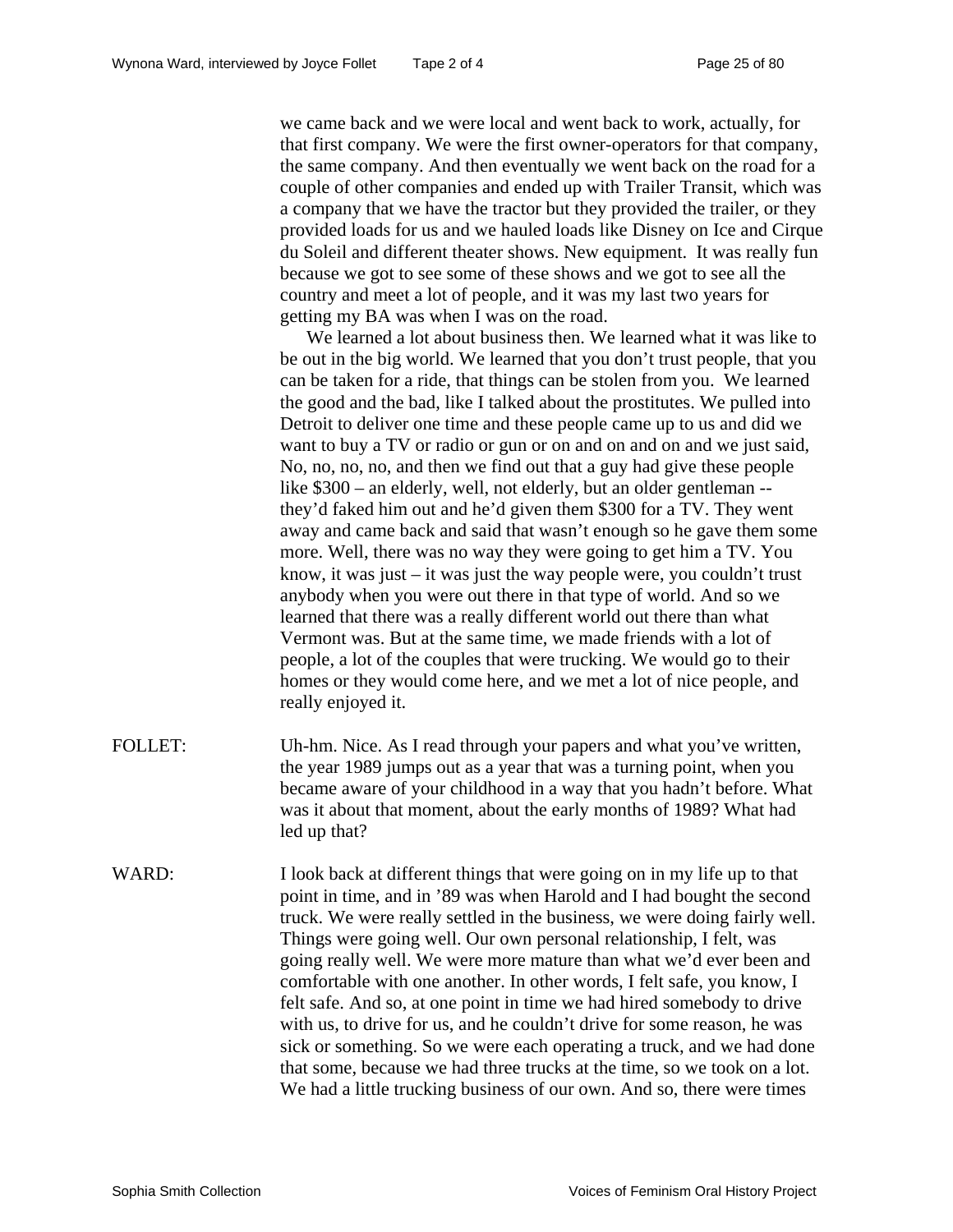we came back and we were local and went back to work, actually, for that first company. We were the first owner-operators for that company, the same company. And then eventually we went back on the road for a couple of other companies and ended up with Trailer Transit, which was a company that we have the tractor but they provided the trailer, or they provided loads for us and we hauled loads like Disney on Ice and Cirque du Soleil and different theater shows. New equipment. It was really fun because we got to see some of these shows and we got to see all the country and meet a lot of people, and it was my last two years for getting my BA was when I was on the road.

We learned a lot about business then. We learned what it was like to be out in the big world. We learned that you don't trust people, that you can be taken for a ride, that things can be stolen from you. We learned the good and the bad, like I talked about the prostitutes. We pulled into Detroit to deliver one time and these people came up to us and did we want to buy a TV or radio or gun or on and on and on and we just said, No, no, no, no, and then we find out that a guy had give these people like $300 – an elderly, well, not elderly, but an older gentleman -- they'd faked him out and he'd given them $300 for a TV. They went away and came back and said that wasn't enough so he gave them some more. Well, there was no way they were going to get him a TV. You know, it was just – it was just the way people were, you couldn't trust anybody when you were out there in that type of world. And so we learned that there was a really different world out there than what Vermont was. But at the same time, we made friends with a lot of people, a lot of the couples that were trucking. We would go to their homes or they would come here, and we met a lot of nice people, and really enjoyed it.

FOLLET: Uh-hm. Nice. As I read through your papers and what you've written, the year 1989 jumps out as a year that was a turning point, when you became aware of your childhood in a way that you hadn't before. What was it about that moment, about the early months of 1989? What had led up that?

WARD: I look back at different things that were going on in my life up to that point in time, and in '89 was when Harold and I had bought the second truck. We were really settled in the business, we were doing fairly well. Things were going well. Our own personal relationship, I felt, was going really well. We were more mature than what we'd ever been and comfortable with one another. In other words, I felt safe, you know, I felt safe. And so, at one point in time we had hired somebody to drive with us, to drive for us, and he couldn't drive for some reason, he was sick or something. So we were each operating a truck, and we had done that some, because we had three trucks at the time, so we took on a lot. We had a little trucking business of our own. And so, there were times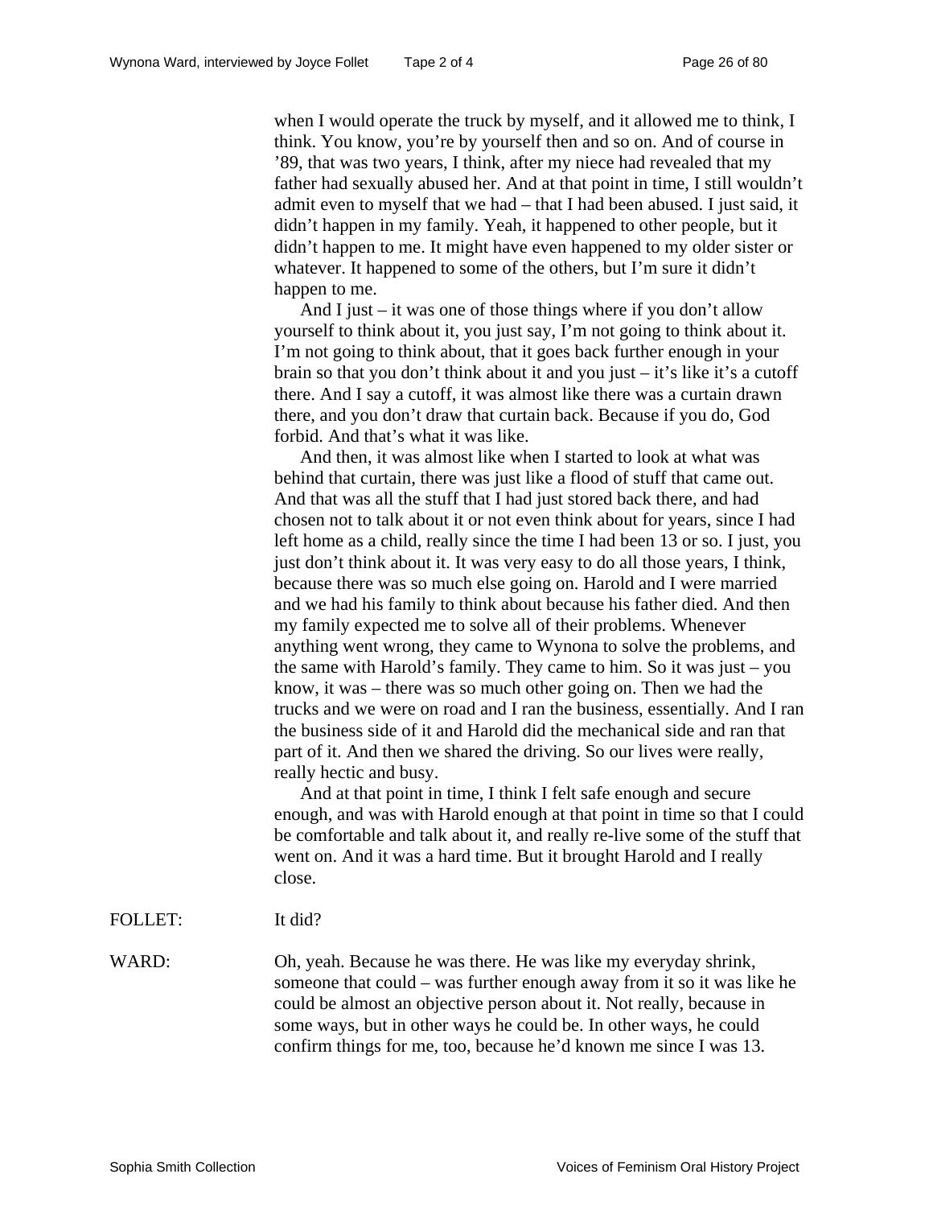when I would operate the truck by myself, and it allowed me to think, I think. You know, you're by yourself then and so on. And of course in '89, that was two years, I think, after my niece had revealed that my father had sexually abused her. And at that point in time, I still wouldn't admit even to myself that we had – that I had been abused. I just said, it didn't happen in my family. Yeah, it happened to other people, but it didn't happen to me. It might have even happened to my older sister or whatever. It happened to some of the others, but I'm sure it didn't happen to me.

And I just – it was one of those things where if you don't allow yourself to think about it, you just say, I'm not going to think about it. I'm not going to think about, that it goes back further enough in your brain so that you don't think about it and you just – it's like it's a cutoff there. And I say a cutoff, it was almost like there was a curtain drawn there, and you don't draw that curtain back. Because if you do, God forbid. And that's what it was like.

And then, it was almost like when I started to look at what was behind that curtain, there was just like a flood of stuff that came out. And that was all the stuff that I had just stored back there, and had chosen not to talk about it or not even think about for years, since I had left home as a child, really since the time I had been 13 or so. I just, you just don't think about it. It was very easy to do all those years, I think, because there was so much else going on. Harold and I were married and we had his family to think about because his father died. And then my family expected me to solve all of their problems. Whenever anything went wrong, they came to Wynona to solve the problems, and the same with Harold's family. They came to him. So it was just – you know, it was – there was so much other going on. Then we had the trucks and we were on road and I ran the business, essentially. And I ran the business side of it and Harold did the mechanical side and ran that part of it. And then we shared the driving. So our lives were really, really hectic and busy.

And at that point in time, I think I felt safe enough and secure enough, and was with Harold enough at that point in time so that I could be comfortable and talk about it, and really re-live some of the stuff that went on. And it was a hard time. But it brought Harold and I really close.

FOLLET: It did?

WARD: Oh, yeah. Because he was there. He was like my everyday shrink, someone that could – was further enough away from it so it was like he could be almost an objective person about it. Not really, because in some ways, but in other ways he could be. In other ways, he could confirm things for me, too, because he'd known me since I was 13.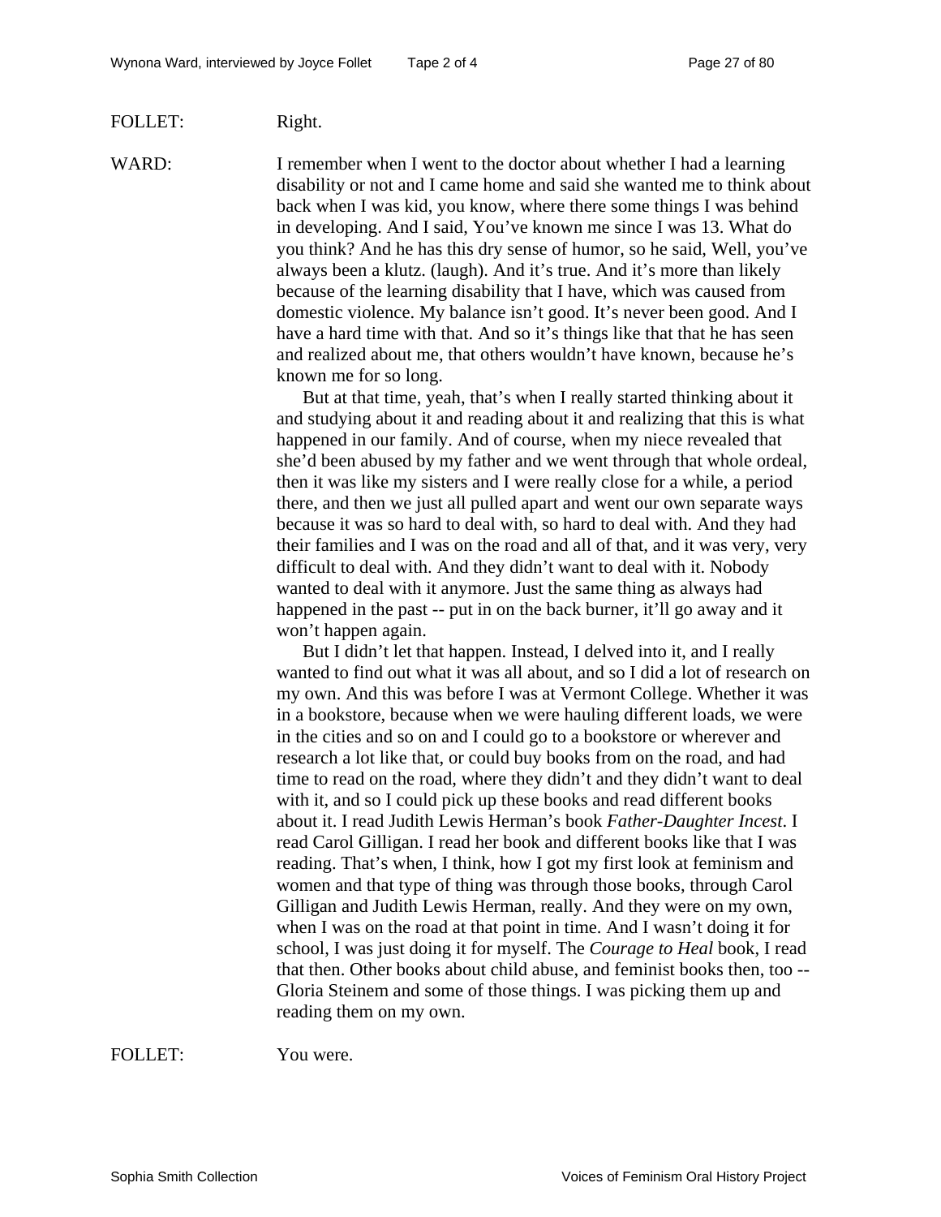FOLLET: Right.

WARD: I remember when I went to the doctor about whether I had a learning disability or not and I came home and said she wanted me to think about back when I was kid, you know, where there some things I was behind in developing. And I said, You've known me since I was 13. What do you think? And he has this dry sense of humor, so he said, Well, you've always been a klutz. (laugh). And it's true. And it's more than likely because of the learning disability that I have, which was caused from domestic violence. My balance isn't good. It's never been good. And I have a hard time with that. And so it's things like that that he has seen and realized about me, that others wouldn't have known, because he's known me for so long.

But at that time, yeah, that's when I really started thinking about it and studying about it and reading about it and realizing that this is what happened in our family. And of course, when my niece revealed that she'd been abused by my father and we went through that whole ordeal, then it was like my sisters and I were really close for a while, a period there, and then we just all pulled apart and went our own separate ways because it was so hard to deal with, so hard to deal with. And they had their families and I was on the road and all of that, and it was very, very difficult to deal with. And they didn't want to deal with it. Nobody wanted to deal with it anymore. Just the same thing as always had happened in the past -- put in on the back burner, it'll go away and it won't happen again.

But I didn't let that happen. Instead, I delved into it, and I really wanted to find out what it was all about, and so I did a lot of research on my own. And this was before I was at Vermont College. Whether it was in a bookstore, because when we were hauling different loads, we were in the cities and so on and I could go to a bookstore or wherever and research a lot like that, or could buy books from on the road, and had time to read on the road, where they didn't and they didn't want to deal with it, and so I could pick up these books and read different books about it. I read Judith Lewis Herman's book *Father-Daughter Incest*. I read Carol Gilligan. I read her book and different books like that I was reading. That's when, I think, how I got my first look at feminism and women and that type of thing was through those books, through Carol Gilligan and Judith Lewis Herman, really. And they were on my own, when I was on the road at that point in time. And I wasn't doing it for school, I was just doing it for myself. The *Courage to Heal* book, I read that then. Other books about child abuse, and feminist books then, too -- Gloria Steinem and some of those things. I was picking them up and reading them on my own.

FOLLET: You were.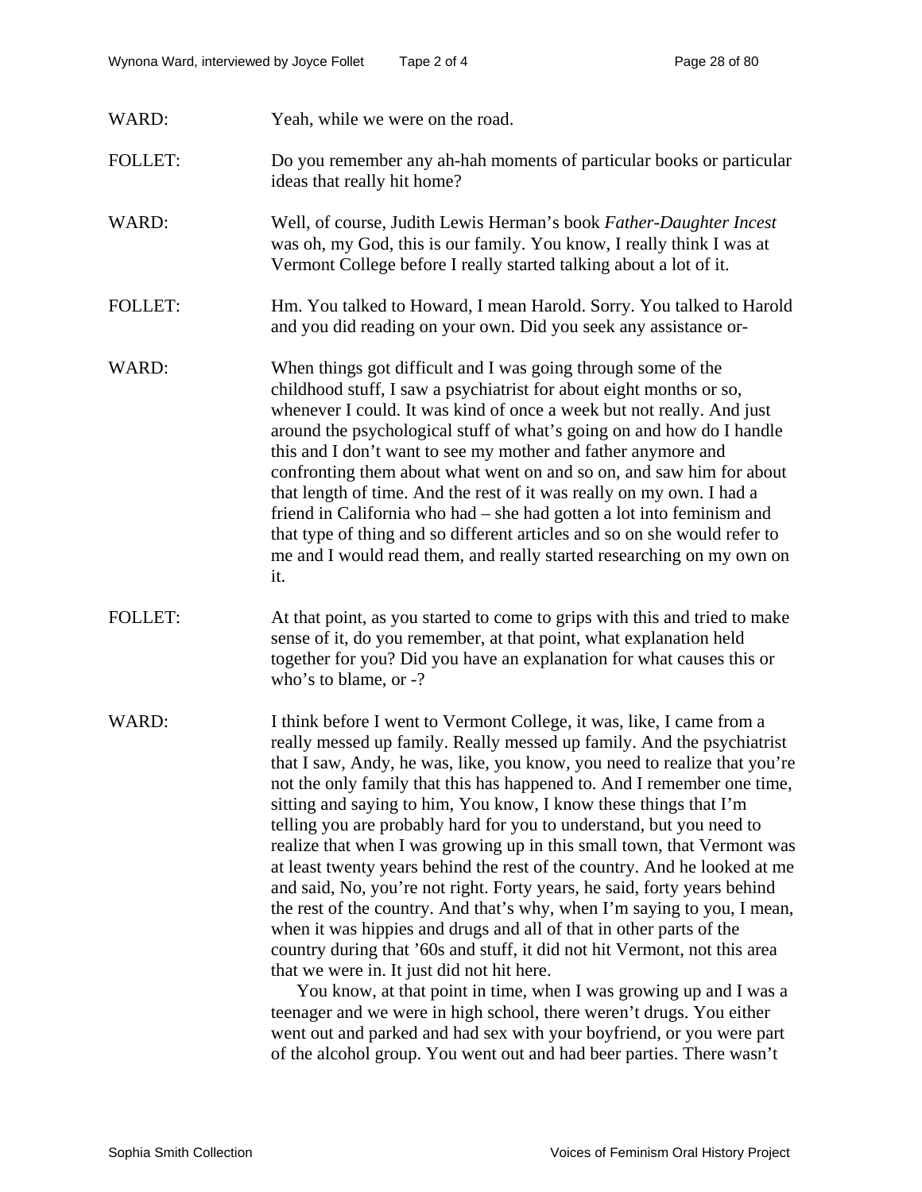WARD: Yeah, while we were on the road.

FOLLET: Do you remember any ah-hah moments of particular books or particular ideas that really hit home?

WARD: Well, of course, Judith Lewis Herman's book *Father-Daughter Incest* was oh, my God, this is our family. You know, I really think I was at Vermont College before I really started talking about a lot of it.

FOLLET: Hm. You talked to Howard, I mean Harold. Sorry. You talked to Harold and you did reading on your own. Did you seek any assistance or-

WARD: When things got difficult and I was going through some of the childhood stuff, I saw a psychiatrist for about eight months or so, whenever I could. It was kind of once a week but not really. And just around the psychological stuff of what's going on and how do I handle this and I don't want to see my mother and father anymore and confronting them about what went on and so on, and saw him for about that length of time. And the rest of it was really on my own. I had a friend in California who had – she had gotten a lot into feminism and that type of thing and so different articles and so on she would refer to me and I would read them, and really started researching on my own on it.

FOLLET: At that point, as you started to come to grips with this and tried to make sense of it, do you remember, at that point, what explanation held together for you? Did you have an explanation for what causes this or who's to blame, or -?

WARD: I think before I went to Vermont College, it was, like, I came from a really messed up family. Really messed up family. And the psychiatrist that I saw, Andy, he was, like, you know, you need to realize that you're not the only family that this has happened to. And I remember one time, sitting and saying to him, You know, I know these things that I'm telling you are probably hard for you to understand, but you need to realize that when I was growing up in this small town, that Vermont was at least twenty years behind the rest of the country. And he looked at me and said, No, you're not right. Forty years, he said, forty years behind the rest of the country. And that's why, when I'm saying to you, I mean, when it was hippies and drugs and all of that in other parts of the country during that '60s and stuff, it did not hit Vermont, not this area that we were in. It just did not hit here.

You know, at that point in time, when I was growing up and I was a teenager and we were in high school, there weren't drugs. You either went out and parked and had sex with your boyfriend, or you were part of the alcohol group. You went out and had beer parties. There wasn't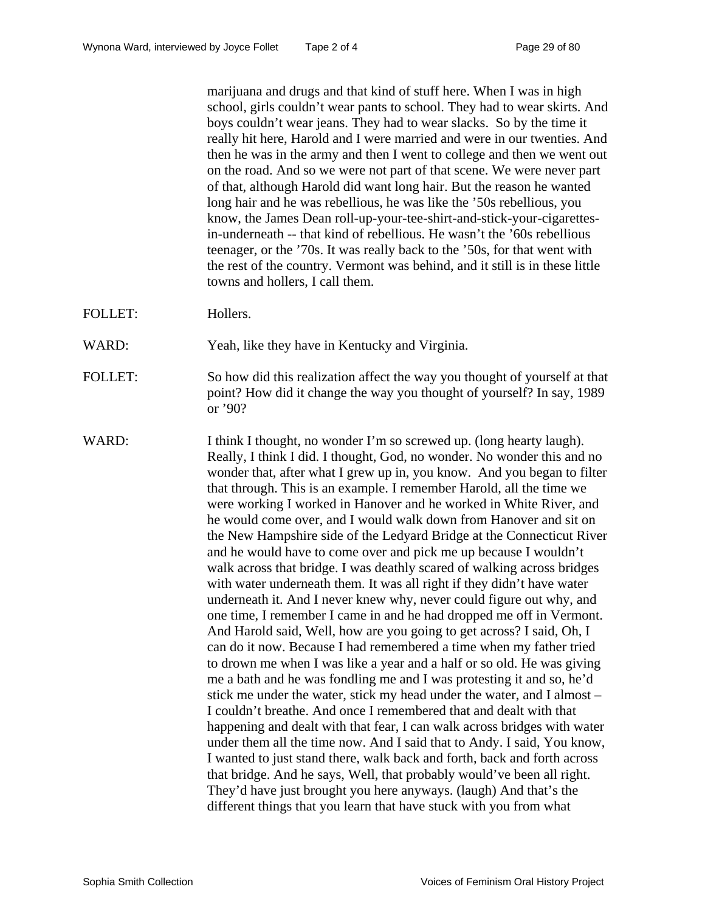marijuana and drugs and that kind of stuff here. When I was in high school, girls couldn't wear pants to school. They had to wear skirts. And boys couldn't wear jeans. They had to wear slacks. So by the time it really hit here, Harold and I were married and were in our twenties. And then he was in the army and then I went to college and then we went out on the road. And so we were not part of that scene. We were never part of that, although Harold did want long hair. But the reason he wanted long hair and he was rebellious, he was like the '50s rebellious, you know, the James Dean roll-up-your-tee-shirt-and-stick-your-cigarettes-in-underneath -- that kind of rebellious. He wasn't the '60s rebellious teenager, or the '70s. It was really back to the '50s, for that went with the rest of the country. Vermont was behind, and it still is in these little towns and hollers, I call them.

FOLLET: Hollers.

WARD: Yeah, like they have in Kentucky and Virginia.

FOLLET: So how did this realization affect the way you thought of yourself at that point? How did it change the way you thought of yourself? In say, 1989 or '90?

WARD: I think I thought, no wonder I'm so screwed up. (long hearty laugh). Really, I think I did. I thought, God, no wonder. No wonder this and no wonder that, after what I grew up in, you know. And you began to filter that through. This is an example. I remember Harold, all the time we were working I worked in Hanover and he worked in White River, and he would come over, and I would walk down from Hanover and sit on the New Hampshire side of the Ledyard Bridge at the Connecticut River and he would have to come over and pick me up because I wouldn't walk across that bridge. I was deathly scared of walking across bridges with water underneath them. It was all right if they didn't have water underneath it. And I never knew why, never could figure out why, and one time, I remember I came in and he had dropped me off in Vermont. And Harold said, Well, how are you going to get across? I said, Oh, I can do it now. Because I had remembered a time when my father tried to drown me when I was like a year and a half or so old. He was giving me a bath and he was fondling me and I was protesting it and so, he'd stick me under the water, stick my head under the water, and I almost – I couldn't breathe. And once I remembered that and dealt with that happening and dealt with that fear, I can walk across bridges with water under them all the time now. And I said that to Andy. I said, You know, I wanted to just stand there, walk back and forth, back and forth across that bridge. And he says, Well, that probably would've been all right. They'd have just brought you here anyways. (laugh) And that's the different things that you learn that have stuck with you from what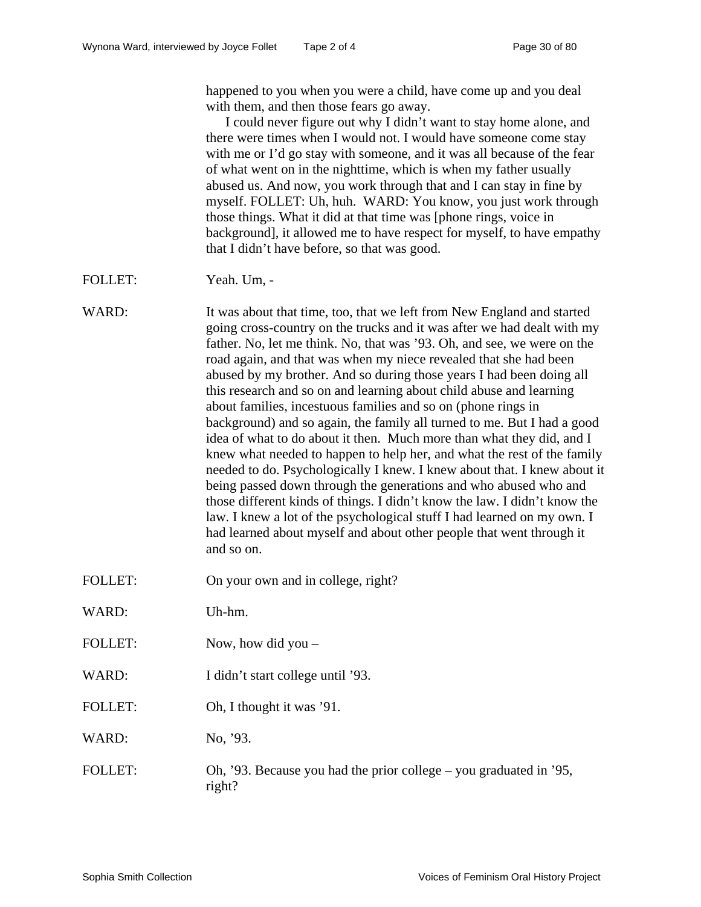happened to you when you were a child, have come up and you deal with them, and then those fears go away.

I could never figure out why I didn't want to stay home alone, and there were times when I would not. I would have someone come stay with me or I'd go stay with someone, and it was all because of the fear of what went on in the nighttime, which is when my father usually abused us. And now, you work through that and I can stay in fine by myself. FOLLET: Uh, huh. WARD: You know, you just work through those things. What it did at that time was [phone rings, voice in background], it allowed me to have respect for myself, to have empathy that I didn't have before, so that was good.

FOLLET: Yeah. Um, -

WARD: It was about that time, too, that we left from New England and started going cross-country on the trucks and it was after we had dealt with my father. No, let me think. No, that was '93. Oh, and see, we were on the road again, and that was when my niece revealed that she had been abused by my brother. And so during those years I had been doing all this research and so on and learning about child abuse and learning about families, incestuous families and so on (phone rings in background) and so again, the family all turned to me. But I had a good idea of what to do about it then. Much more than what they did, and I knew what needed to happen to help her, and what the rest of the family needed to do. Psychologically I knew. I knew about that. I knew about it being passed down through the generations and who abused who and those different kinds of things. I didn't know the law. I didn't know the law. I knew a lot of the psychological stuff I had learned on my own. I had learned about myself and about other people that went through it and so on.

FOLLET: On your own and in college, right?

WARD: Uh-hm.

FOLLET: Now, how did you –

WARD: I didn't start college until '93.

FOLLET: Oh, I thought it was '91.

WARD: No, '93.

FOLLET: Oh, '93. Because you had the prior college – you graduated in '95, right?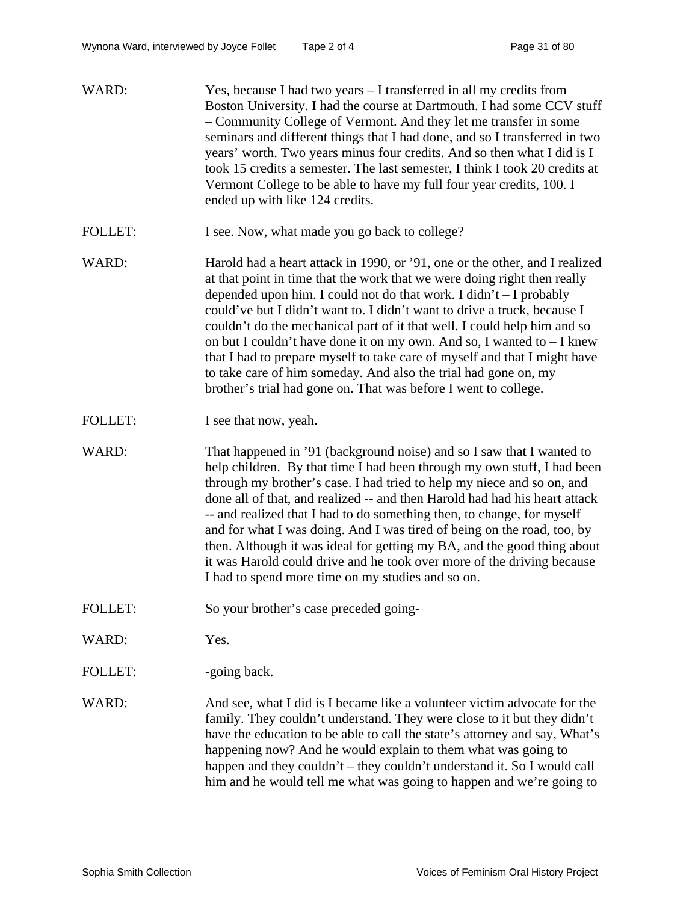WARD: Yes, because I had two years – I transferred in all my credits from Boston University. I had the course at Dartmouth. I had some CCV stuff – Community College of Vermont. And they let me transfer in some seminars and different things that I had done, and so I transferred in two years' worth. Two years minus four credits. And so then what I did is I took 15 credits a semester. The last semester, I think I took 20 credits at Vermont College to be able to have my full four year credits, 100. I ended up with like 124 credits.

FOLLET: I see. Now, what made you go back to college?

WARD: Harold had a heart attack in 1990, or '91, one or the other, and I realized at that point in time that the work that we were doing right then really depended upon him. I could not do that work. I didn't – I probably could've but I didn't want to. I didn't want to drive a truck, because I couldn't do the mechanical part of it that well. I could help him and so on but I couldn't have done it on my own. And so, I wanted to – I knew that I had to prepare myself to take care of myself and that I might have to take care of him someday. And also the trial had gone on, my brother's trial had gone on. That was before I went to college.

FOLLET: I see that now, yeah.

WARD: That happened in '91 (background noise) and so I saw that I wanted to help children. By that time I had been through my own stuff, I had been through my brother's case. I had tried to help my niece and so on, and done all of that, and realized -- and then Harold had had his heart attack -- and realized that I had to do something then, to change, for myself and for what I was doing. And I was tired of being on the road, too, by then. Although it was ideal for getting my BA, and the good thing about it was Harold could drive and he took over more of the driving because I had to spend more time on my studies and so on.

FOLLET: So your brother's case preceded going-

WARD: Yes.

FOLLET: -going back.

WARD: And see, what I did is I became like a volunteer victim advocate for the family. They couldn't understand. They were close to it but they didn't have the education to be able to call the state's attorney and say, What's happening now? And he would explain to them what was going to happen and they couldn't – they couldn't understand it. So I would call him and he would tell me what was going to happen and we're going to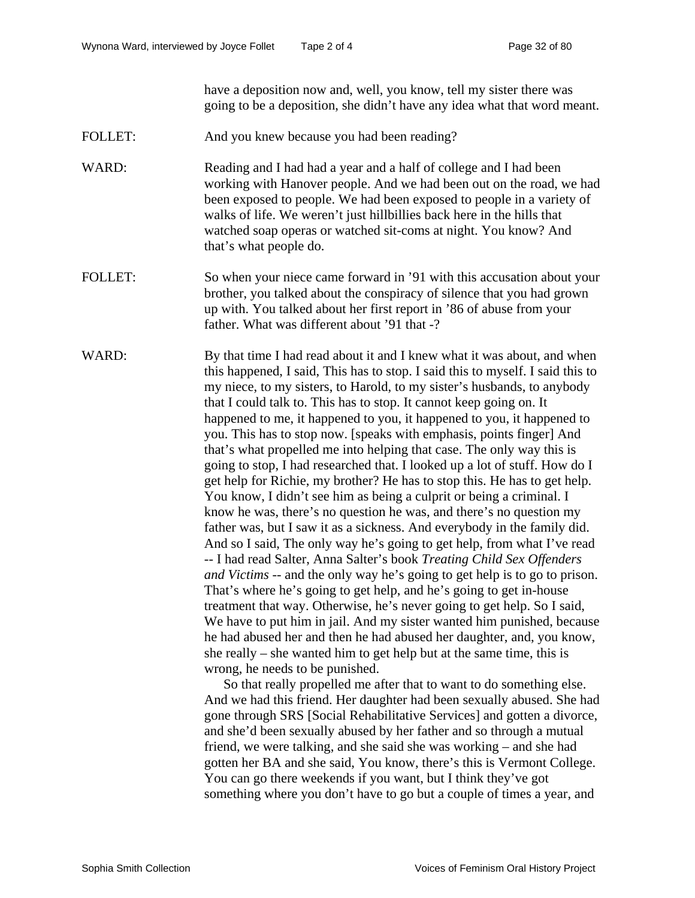have a deposition now and, well, you know, tell my sister there was going to be a deposition, she didn't have any idea what that word meant.

FOLLET: And you knew because you had been reading?

WARD: Reading and I had had a year and a half of college and I had been working with Hanover people. And we had been out on the road, we had been exposed to people. We had been exposed to people in a variety of walks of life. We weren't just hillbillies back here in the hills that watched soap operas or watched sit-coms at night. You know? And that's what people do.

FOLLET: So when your niece came forward in '91 with this accusation about your brother, you talked about the conspiracy of silence that you had grown up with. You talked about her first report in '86 of abuse from your father. What was different about '91 that -?

WARD: By that time I had read about it and I knew what it was about, and when this happened, I said, This has to stop. I said this to myself. I said this to my niece, to my sisters, to Harold, to my sister's husbands, to anybody that I could talk to. This has to stop. It cannot keep going on. It happened to me, it happened to you, it happened to you, it happened to you. This has to stop now. [speaks with emphasis, points finger] And that's what propelled me into helping that case. The only way this is going to stop, I had researched that. I looked up a lot of stuff. How do I get help for Richie, my brother? He has to stop this. He has to get help. You know, I didn't see him as being a culprit or being a criminal. I know he was, there's no question he was, and there's no question my father was, but I saw it as a sickness. And everybody in the family did. And so I said, The only way he's going to get help, from what I've read -- I had read Salter, Anna Salter's book *Treating Child Sex Offenders and Victims* -- and the only way he's going to get help is to go to prison. That's where he's going to get help, and he's going to get in-house treatment that way. Otherwise, he's never going to get help. So I said, We have to put him in jail. And my sister wanted him punished, because he had abused her and then he had abused her daughter, and, you know, she really – she wanted him to get help but at the same time, this is wrong, he needs to be punished.

So that really propelled me after that to want to do something else. And we had this friend. Her daughter had been sexually abused. She had gone through SRS [Social Rehabilitative Services] and gotten a divorce, and she'd been sexually abused by her father and so through a mutual friend, we were talking, and she said she was working – and she had gotten her BA and she said, You know, there's this is Vermont College. You can go there weekends if you want, but I think they've got something where you don't have to go but a couple of times a year, and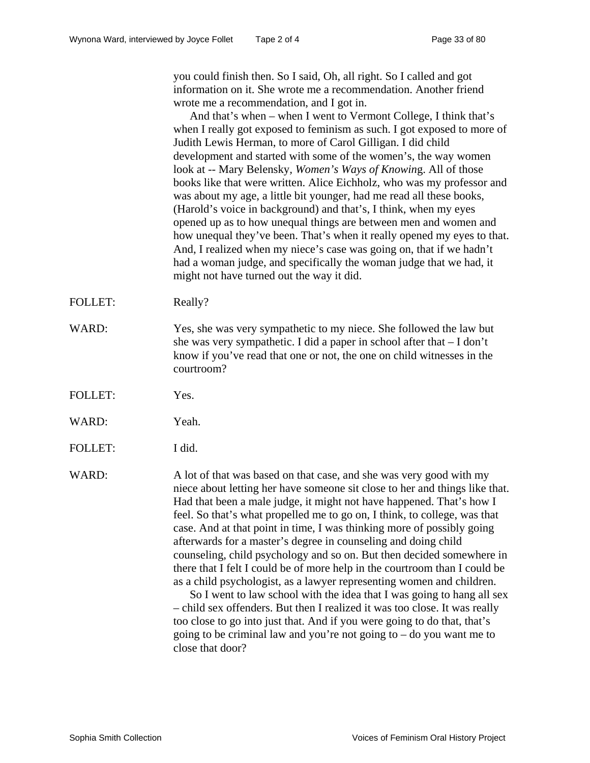you could finish then. So I said, Oh, all right. So I called and got information on it. She wrote me a recommendation. Another friend wrote me a recommendation, and I got in.

And that's when – when I went to Vermont College, I think that's when I really got exposed to feminism as such. I got exposed to more of Judith Lewis Herman, to more of Carol Gilligan. I did child development and started with some of the women's, the way women look at -- Mary Belensky, *Women's Ways of Knowing*. All of those books like that were written. Alice Eichholz, who was my professor and was about my age, a little bit younger, had me read all these books, (Harold's voice in background) and that's, I think, when my eyes opened up as to how unequal things are between men and women and how unequal they've been. That's when it really opened my eyes to that. And, I realized when my niece's case was going on, that if we hadn't had a woman judge, and specifically the woman judge that we had, it might not have turned out the way it did.

FOLLET: Really?

WARD: Yes, she was very sympathetic to my niece. She followed the law but she was very sympathetic. I did a paper in school after that – I don't know if you've read that one or not, the one on child witnesses in the courtroom?

FOLLET: Yes.

WARD: Yeah.

FOLLET: I did.

WARD: A lot of that was based on that case, and she was very good with my niece about letting her have someone sit close to her and things like that. Had that been a male judge, it might not have happened. That's how I feel. So that's what propelled me to go on, I think, to college, was that case. And at that point in time, I was thinking more of possibly going afterwards for a master's degree in counseling and doing child counseling, child psychology and so on. But then decided somewhere in there that I felt I could be of more help in the courtroom than I could be as a child psychologist, as a lawyer representing women and children.

So I went to law school with the idea that I was going to hang all sex – child sex offenders. But then I realized it was too close. It was really too close to go into just that. And if you were going to do that, that's going to be criminal law and you're not going to – do you want me to close that door?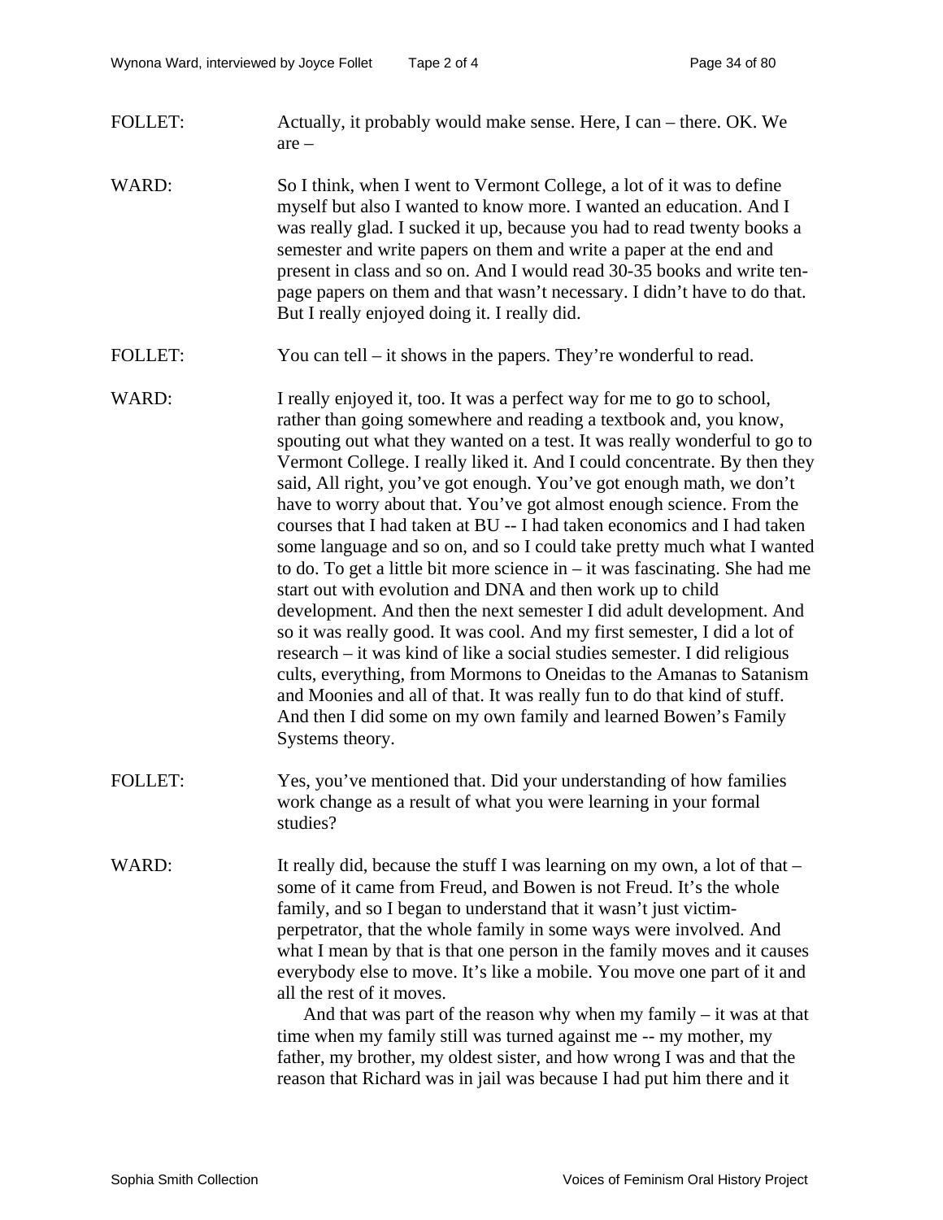FOLLET: Actually, it probably would make sense. Here, I can – there. OK. We are –

WARD: So I think, when I went to Vermont College, a lot of it was to define myself but also I wanted to know more. I wanted an education. And I was really glad. I sucked it up, because you had to read twenty books a semester and write papers on them and write a paper at the end and present in class and so on. And I would read 30-35 books and write ten-page papers on them and that wasn't necessary. I didn't have to do that. But I really enjoyed doing it. I really did.

FOLLET: You can tell – it shows in the papers. They're wonderful to read.

WARD: I really enjoyed it, too. It was a perfect way for me to go to school, rather than going somewhere and reading a textbook and, you know, spouting out what they wanted on a test. It was really wonderful to go to Vermont College. I really liked it. And I could concentrate. By then they said, All right, you've got enough. You've got enough math, we don't have to worry about that. You've got almost enough science. From the courses that I had taken at BU -- I had taken economics and I had taken some language and so on, and so I could take pretty much what I wanted to do. To get a little bit more science in – it was fascinating. She had me start out with evolution and DNA and then work up to child development. And then the next semester I did adult development. And so it was really good. It was cool. And my first semester, I did a lot of research – it was kind of like a social studies semester. I did religious cults, everything, from Mormons to Oneidas to the Amanas to Satanism and Moonies and all of that. It was really fun to do that kind of stuff. And then I did some on my own family and learned Bowen's Family Systems theory.

FOLLET: Yes, you've mentioned that. Did your understanding of how families work change as a result of what you were learning in your formal studies?

WARD: It really did, because the stuff I was learning on my own, a lot of that – some of it came from Freud, and Bowen is not Freud. It's the whole family, and so I began to understand that it wasn't just victim-perpetrator, that the whole family in some ways were involved. And what I mean by that is that one person in the family moves and it causes everybody else to move. It's like a mobile. You move one part of it and all the rest of it moves.

And that was part of the reason why when my family – it was at that time when my family still was turned against me -- my mother, my father, my brother, my oldest sister, and how wrong I was and that the reason that Richard was in jail was because I had put him there and it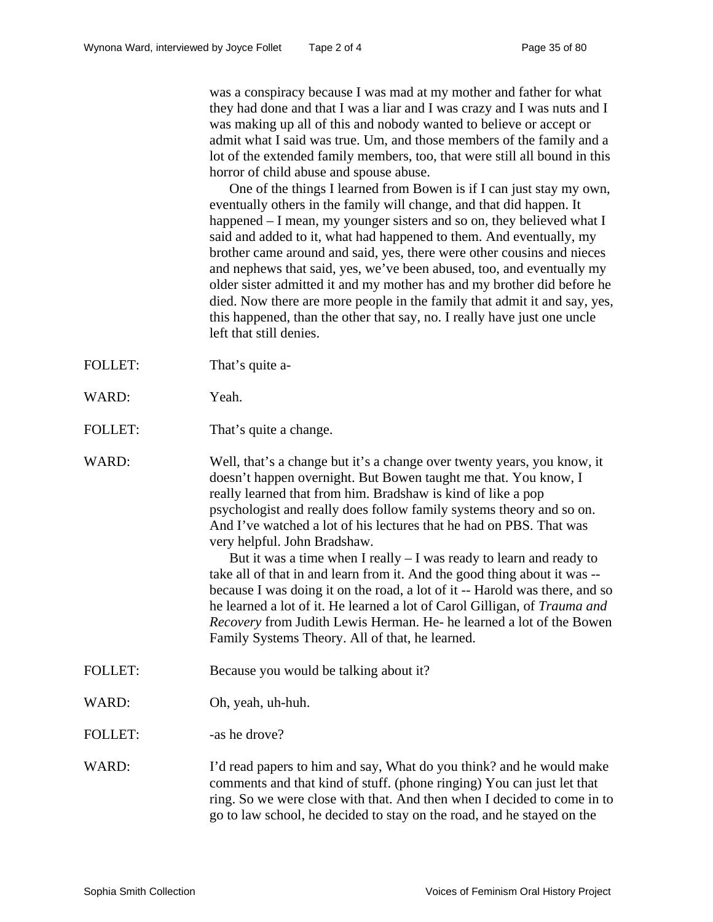was a conspiracy because I was mad at my mother and father for what they had done and that I was a liar and I was crazy and I was nuts and I was making up all of this and nobody wanted to believe or accept or admit what I said was true. Um, and those members of the family and a lot of the extended family members, too, that were still all bound in this horror of child abuse and spouse abuse.

One of the things I learned from Bowen is if I can just stay my own, eventually others in the family will change, and that did happen. It happened – I mean, my younger sisters and so on, they believed what I said and added to it, what had happened to them. And eventually, my brother came around and said, yes, there were other cousins and nieces and nephews that said, yes, we've been abused, too, and eventually my older sister admitted it and my mother has and my brother did before he died. Now there are more people in the family that admit it and say, yes, this happened, than the other that say, no. I really have just one uncle left that still denies.

FOLLET: That's quite a-

WARD: Yeah.

FOLLET: That's quite a change.

WARD: Well, that's a change but it's a change over twenty years, you know, it doesn't happen overnight. But Bowen taught me that. You know, I really learned that from him. Bradshaw is kind of like a pop psychologist and really does follow family systems theory and so on. And I've watched a lot of his lectures that he had on PBS. That was very helpful. John Bradshaw.

But it was a time when I really – I was ready to learn and ready to take all of that in and learn from it. And the good thing about it was -- because I was doing it on the road, a lot of it -- Harold was there, and so he learned a lot of it. He learned a lot of Carol Gilligan, of *Trauma and Recovery* from Judith Lewis Herman. He- he learned a lot of the Bowen Family Systems Theory. All of that, he learned.

FOLLET: Because you would be talking about it?

WARD: Oh, yeah, uh-huh.

FOLLET: -as he drove?

WARD: I'd read papers to him and say, What do you think? and he would make comments and that kind of stuff. (phone ringing) You can just let that ring. So we were close with that. And then when I decided to come in to go to law school, he decided to stay on the road, and he stayed on the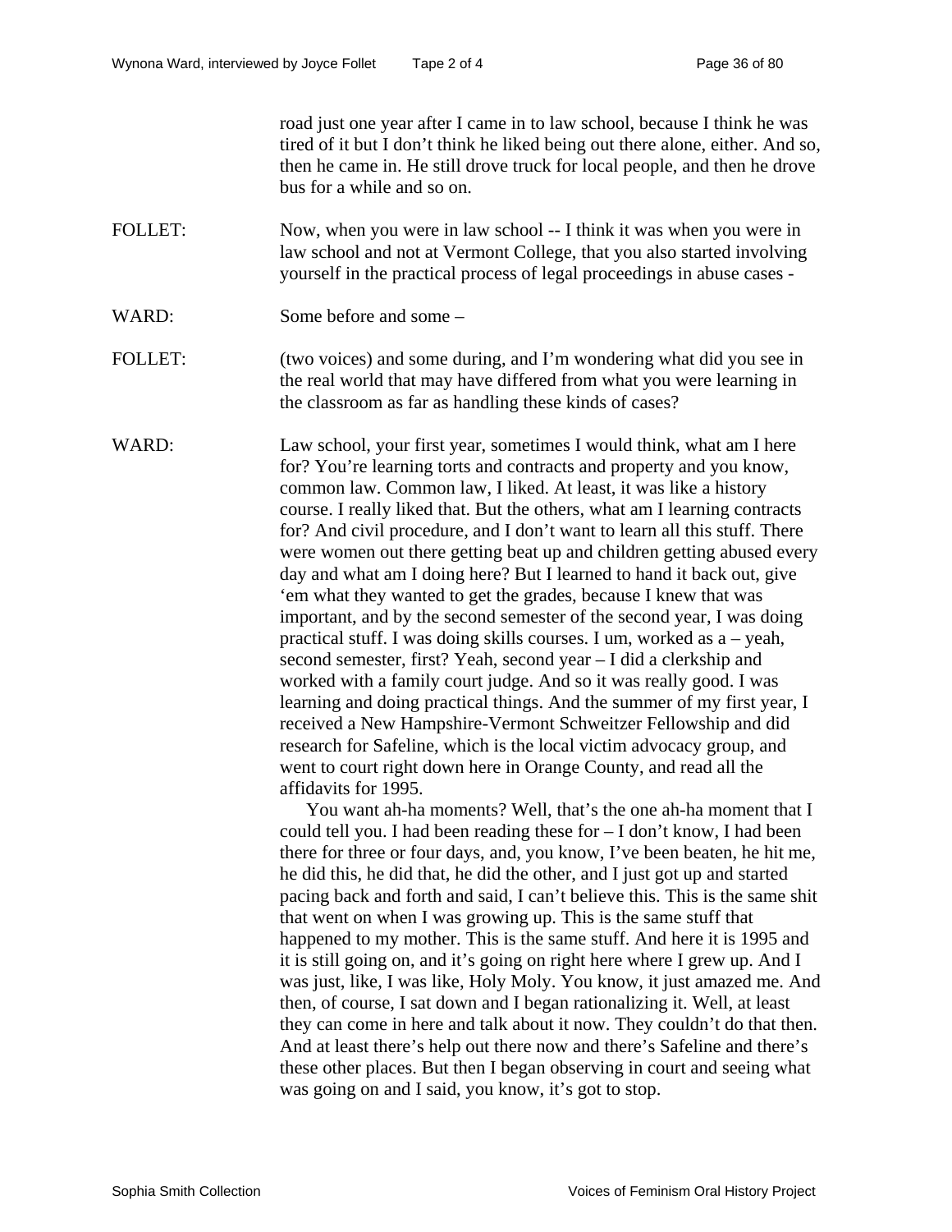road just one year after I came in to law school, because I think he was tired of it but I don't think he liked being out there alone, either. And so, then he came in. He still drove truck for local people, and then he drove bus for a while and so on.

FOLLET: Now, when you were in law school -- I think it was when you were in law school and not at Vermont College, that you also started involving yourself in the practical process of legal proceedings in abuse cases -

WARD: Some before and some –

FOLLET: (two voices) and some during, and I'm wondering what did you see in the real world that may have differed from what you were learning in the classroom as far as handling these kinds of cases?

WARD: Law school, your first year, sometimes I would think, what am I here for? You're learning torts and contracts and property and you know, common law. Common law, I liked. At least, it was like a history course. I really liked that. But the others, what am I learning contracts for? And civil procedure, and I don't want to learn all this stuff. There were women out there getting beat up and children getting abused every day and what am I doing here? But I learned to hand it back out, give 'em what they wanted to get the grades, because I knew that was important, and by the second semester of the second year, I was doing practical stuff. I was doing skills courses. I um, worked as a – yeah, second semester, first? Yeah, second year – I did a clerkship and worked with a family court judge. And so it was really good. I was learning and doing practical things. And the summer of my first year, I received a New Hampshire-Vermont Schweitzer Fellowship and did research for Safeline, which is the local victim advocacy group, and went to court right down here in Orange County, and read all the affidavits for 1995.

You want ah-ha moments? Well, that's the one ah-ha moment that I could tell you. I had been reading these for – I don't know, I had been there for three or four days, and, you know, I've been beaten, he hit me, he did this, he did that, he did the other, and I just got up and started pacing back and forth and said, I can't believe this. This is the same shit that went on when I was growing up. This is the same stuff that happened to my mother. This is the same stuff. And here it is 1995 and it is still going on, and it's going on right here where I grew up. And I was just, like, I was like, Holy Moly. You know, it just amazed me. And then, of course, I sat down and I began rationalizing it. Well, at least they can come in here and talk about it now. They couldn't do that then. And at least there's help out there now and there's Safeline and there's these other places. But then I began observing in court and seeing what was going on and I said, you know, it's got to stop.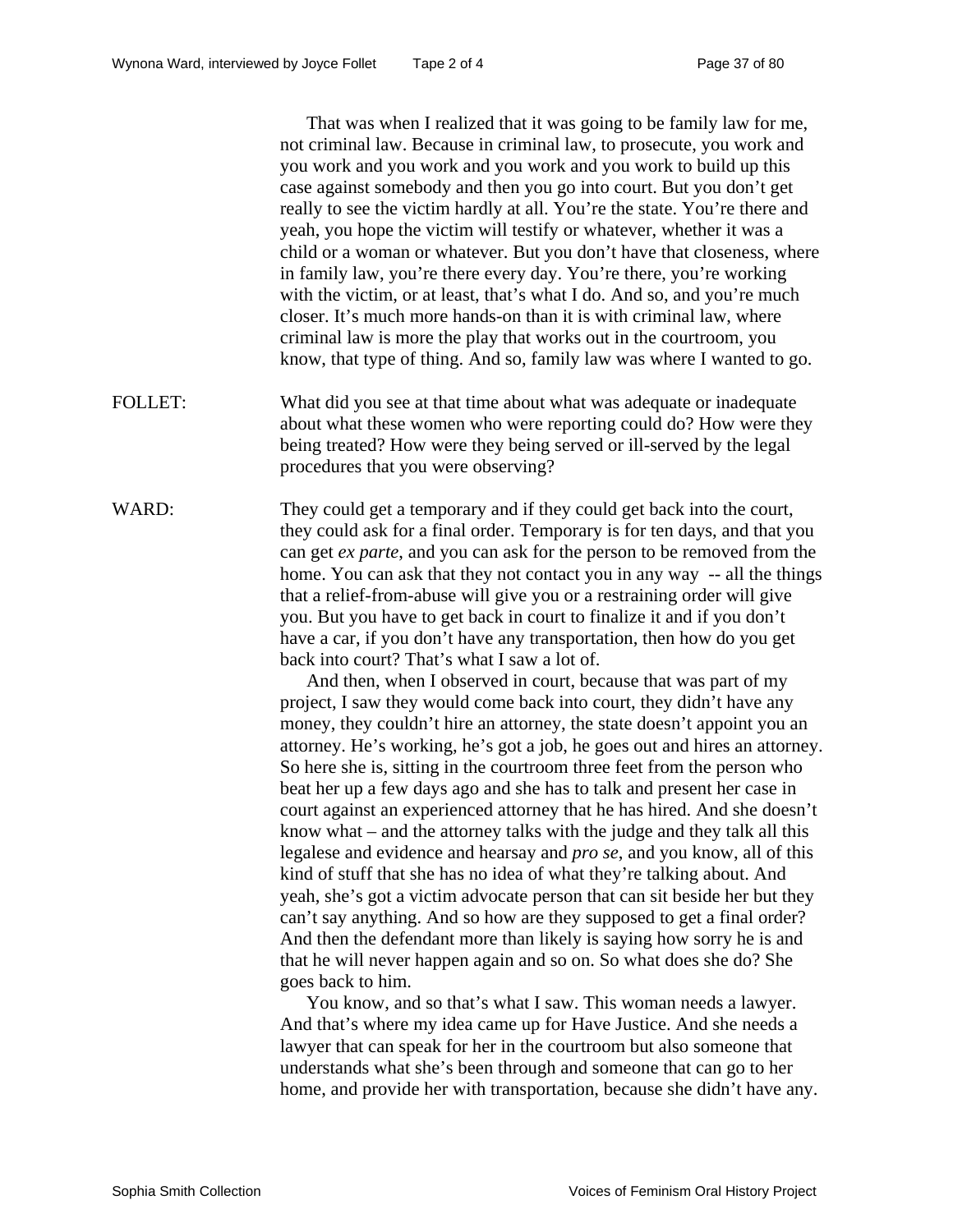That was when I realized that it was going to be family law for me, not criminal law. Because in criminal law, to prosecute, you work and you work and you work and you work and you work to build up this case against somebody and then you go into court. But you don't get really to see the victim hardly at all. You're the state. You're there and yeah, you hope the victim will testify or whatever, whether it was a child or a woman or whatever. But you don't have that closeness, where in family law, you're there every day. You're there, you're working with the victim, or at least, that's what I do. And so, and you're much closer. It's much more hands-on than it is with criminal law, where criminal law is more the play that works out in the courtroom, you know, that type of thing. And so, family law was where I wanted to go.

FOLLET: What did you see at that time about what was adequate or inadequate about what these women who were reporting could do? How were they being treated? How were they being served or ill-served by the legal procedures that you were observing?

WARD: They could get a temporary and if they could get back into the court, they could ask for a final order. Temporary is for ten days, and that you can get *ex parte*, and you can ask for the person to be removed from the home. You can ask that they not contact you in any way -- all the things that a relief-from-abuse will give you or a restraining order will give you. But you have to get back in court to finalize it and if you don't have a car, if you don't have any transportation, then how do you get back into court? That's what I saw a lot of.

And then, when I observed in court, because that was part of my project, I saw they would come back into court, they didn't have any money, they couldn't hire an attorney, the state doesn't appoint you an attorney. He's working, he's got a job, he goes out and hires an attorney. So here she is, sitting in the courtroom three feet from the person who beat her up a few days ago and she has to talk and present her case in court against an experienced attorney that he has hired. And she doesn't know what – and the attorney talks with the judge and they talk all this legalese and evidence and hearsay and *pro se*, and you know, all of this kind of stuff that she has no idea of what they're talking about. And yeah, she's got a victim advocate person that can sit beside her but they can't say anything. And so how are they supposed to get a final order? And then the defendant more than likely is saying how sorry he is and that he will never happen again and so on. So what does she do? She goes back to him.

You know, and so that's what I saw. This woman needs a lawyer. And that's where my idea came up for Have Justice. And she needs a lawyer that can speak for her in the courtroom but also someone that understands what she's been through and someone that can go to her home, and provide her with transportation, because she didn't have any.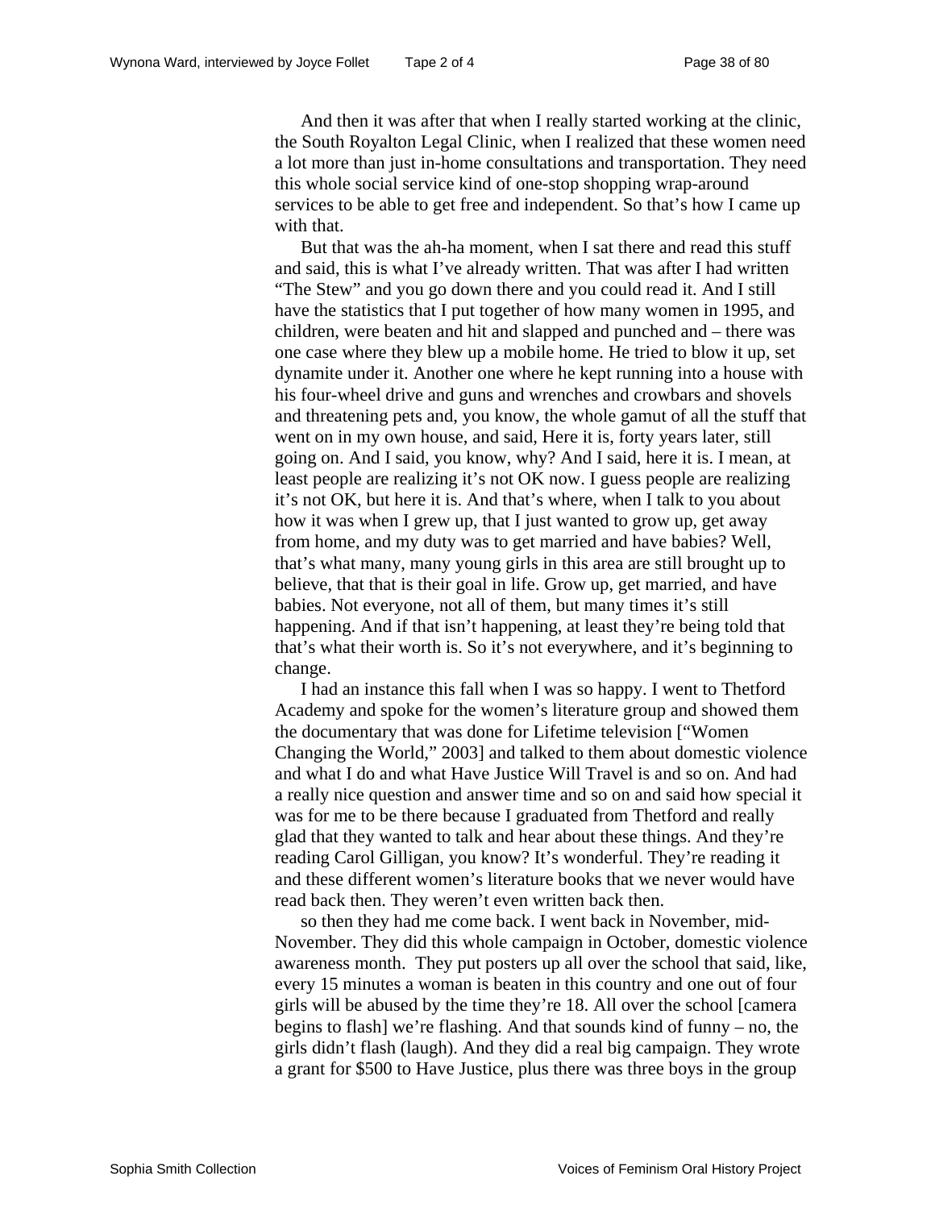And then it was after that when I really started working at the clinic, the South Royalton Legal Clinic, when I realized that these women need a lot more than just in-home consultations and transportation. They need this whole social service kind of one-stop shopping wrap-around services to be able to get free and independent. So that's how I came up with that.

But that was the ah-ha moment, when I sat there and read this stuff and said, this is what I've already written. That was after I had written "The Stew" and you go down there and you could read it. And I still have the statistics that I put together of how many women in 1995, and children, were beaten and hit and slapped and punched and – there was one case where they blew up a mobile home. He tried to blow it up, set dynamite under it. Another one where he kept running into a house with his four-wheel drive and guns and wrenches and crowbars and shovels and threatening pets and, you know, the whole gamut of all the stuff that went on in my own house, and said, Here it is, forty years later, still going on. And I said, you know, why? And I said, here it is. I mean, at least people are realizing it's not OK now. I guess people are realizing it's not OK, but here it is. And that's where, when I talk to you about how it was when I grew up, that I just wanted to grow up, get away from home, and my duty was to get married and have babies? Well, that's what many, many young girls in this area are still brought up to believe, that that is their goal in life. Grow up, get married, and have babies. Not everyone, not all of them, but many times it's still happening. And if that isn't happening, at least they're being told that that's what their worth is. So it's not everywhere, and it's beginning to change.

I had an instance this fall when I was so happy. I went to Thetford Academy and spoke for the women's literature group and showed them the documentary that was done for Lifetime television ["Women Changing the World," 2003] and talked to them about domestic violence and what I do and what Have Justice Will Travel is and so on. And had a really nice question and answer time and so on and said how special it was for me to be there because I graduated from Thetford and really glad that they wanted to talk and hear about these things. And they're reading Carol Gilligan, you know? It's wonderful. They're reading it and these different women's literature books that we never would have read back then. They weren't even written back then.

so then they had me come back. I went back in November, mid-November. They did this whole campaign in October, domestic violence awareness month. They put posters up all over the school that said, like, every 15 minutes a woman is beaten in this country and one out of four girls will be abused by the time they're 18. All over the school [camera begins to flash] we're flashing. And that sounds kind of funny – no, the girls didn't flash (laugh). And they did a real big campaign. They wrote a grant for $500 to Have Justice, plus there was three boys in the group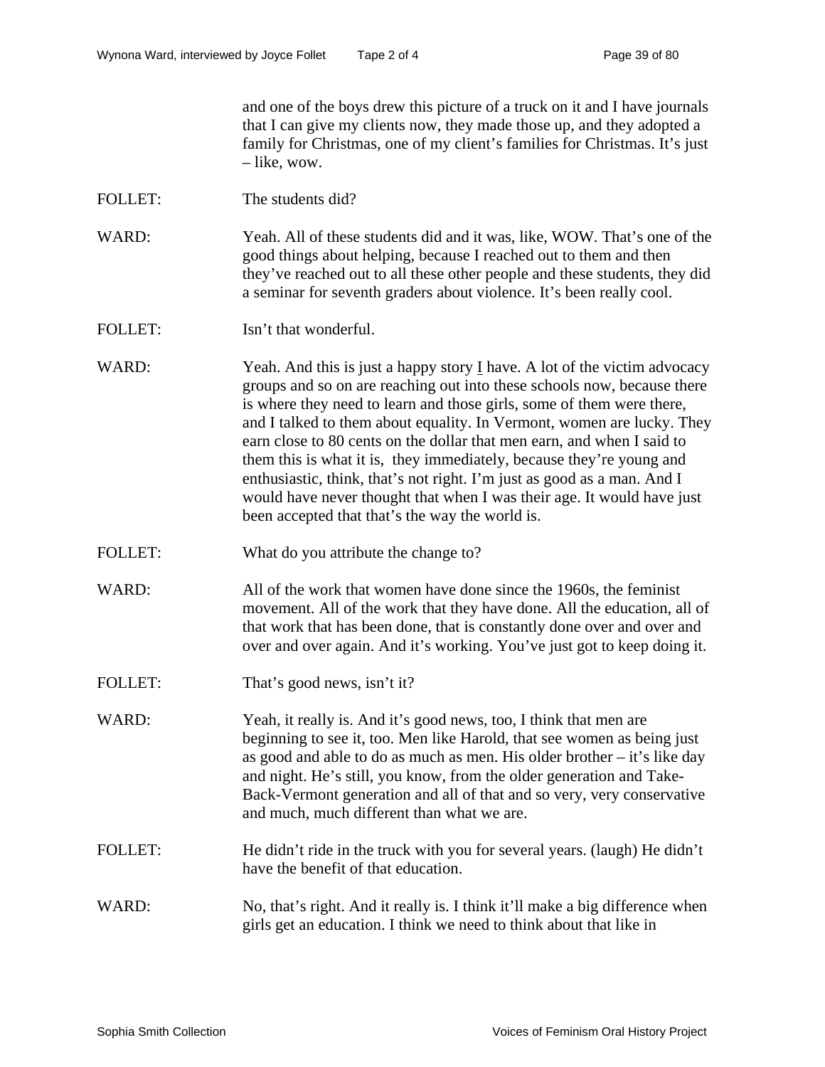and one of the boys drew this picture of a truck on it and I have journals that I can give my clients now, they made those up, and they adopted a family for Christmas, one of my client's families for Christmas. It's just – like, wow.

FOLLET: The students did?

WARD: Yeah. All of these students did and it was, like, WOW. That's one of the good things about helping, because I reached out to them and then they've reached out to all these other people and these students, they did a seminar for seventh graders about violence. It's been really cool.

FOLLET: Isn't that wonderful.

WARD: Yeah. And this is just a happy story I have. A lot of the victim advocacy groups and so on are reaching out into these schools now, because there is where they need to learn and those girls, some of them were there, and I talked to them about equality. In Vermont, women are lucky. They earn close to 80 cents on the dollar that men earn, and when I said to them this is what it is, they immediately, because they're young and enthusiastic, think, that's not right. I'm just as good as a man. And I would have never thought that when I was their age. It would have just been accepted that that's the way the world is.

FOLLET: What do you attribute the change to?

WARD: All of the work that women have done since the 1960s, the feminist movement. All of the work that they have done. All the education, all of that work that has been done, that is constantly done over and over and over and over again. And it's working. You've just got to keep doing it.

FOLLET: That's good news, isn't it?

WARD: Yeah, it really is. And it's good news, too, I think that men are beginning to see it, too. Men like Harold, that see women as being just as good and able to do as much as men. His older brother – it's like day and night. He's still, you know, from the older generation and Take-Back-Vermont generation and all of that and so very, very conservative and much, much different than what we are.

FOLLET: He didn't ride in the truck with you for several years. (laugh) He didn't have the benefit of that education.

WARD: No, that's right. And it really is. I think it'll make a big difference when girls get an education. I think we need to think about that like in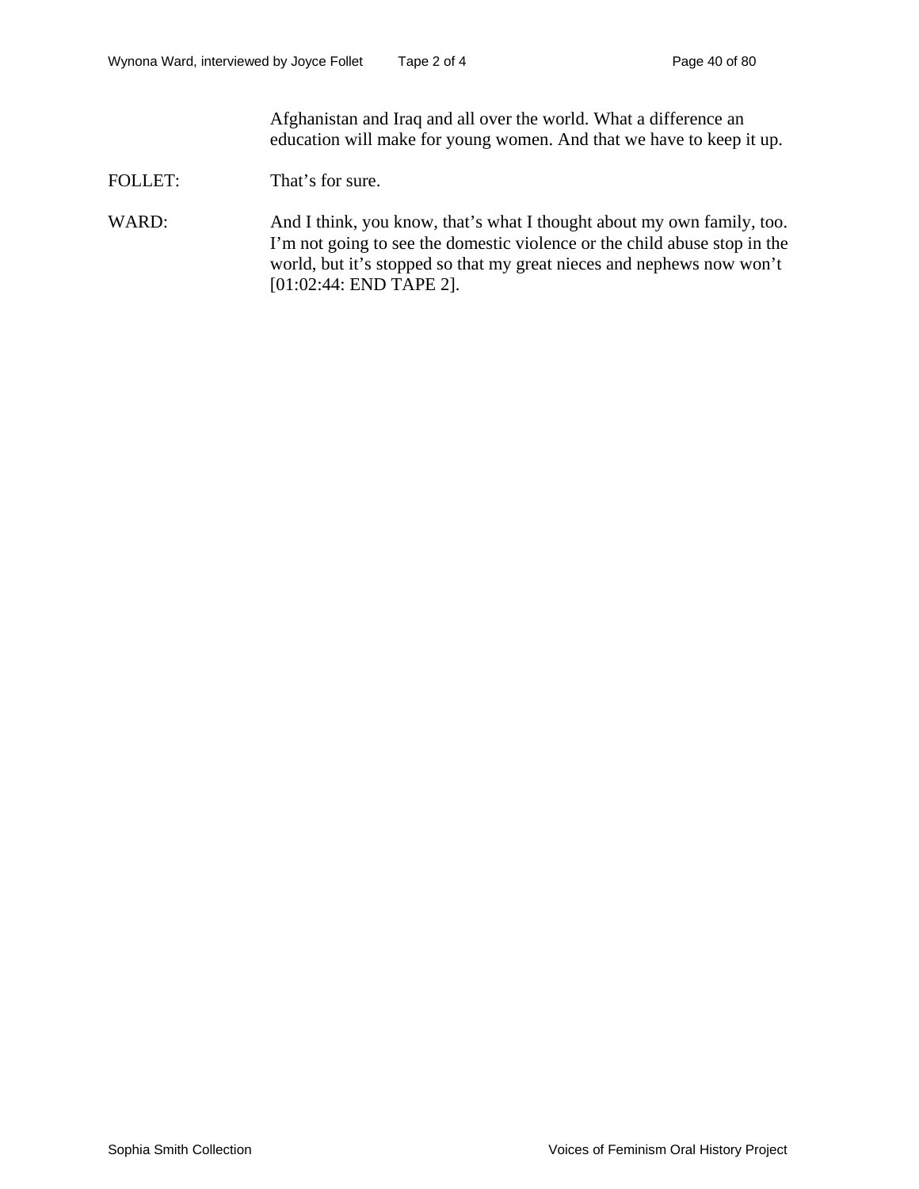Afghanistan and Iraq and all over the world. What a difference an education will make for young women. And that we have to keep it up.

FOLLET: That's for sure.

WARD: And I think, you know, that's what I thought about my own family, too. I'm not going to see the domestic violence or the child abuse stop in the world, but it's stopped so that my great nieces and nephews now won't [01:02:44: END TAPE 2].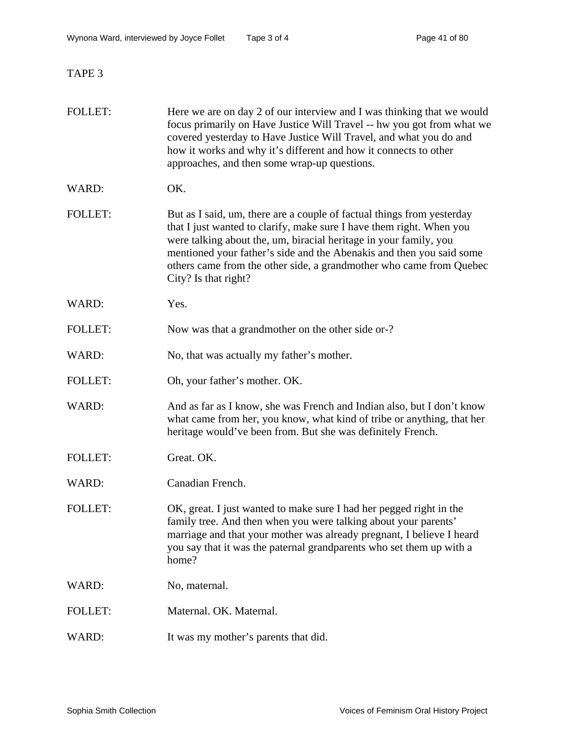TAPE 3

FOLLET: Here we are on day 2 of our interview and I was thinking that we would focus primarily on Have Justice Will Travel -- hw you got from what we covered yesterday to Have Justice Will Travel, and what you do and how it works and why it's different and how it connects to other approaches, and then some wrap-up questions.

WARD: OK.

FOLLET: But as I said, um, there are a couple of factual things from yesterday that I just wanted to clarify, make sure I have them right. When you were talking about the, um, biracial heritage in your family, you mentioned your father's side and the Abenakis and then you said some others came from the other side, a grandmother who came from Quebec City? Is that right?

WARD: Yes.

FOLLET: Now was that a grandmother on the other side or-?

WARD: No, that was actually my father's mother.

FOLLET: Oh, your father's mother. OK.

WARD: And as far as I know, she was French and Indian also, but I don't know what came from her, you know, what kind of tribe or anything, that her heritage would've been from. But she was definitely French.

FOLLET: Great. OK.

WARD: Canadian French.

FOLLET: OK, great. I just wanted to make sure I had her pegged right in the family tree. And then when you were talking about your parents' marriage and that your mother was already pregnant, I believe I heard you say that it was the paternal grandparents who set them up with a home?

WARD: No, maternal.

FOLLET: Maternal. OK. Maternal.

WARD: It was my mother's parents that did.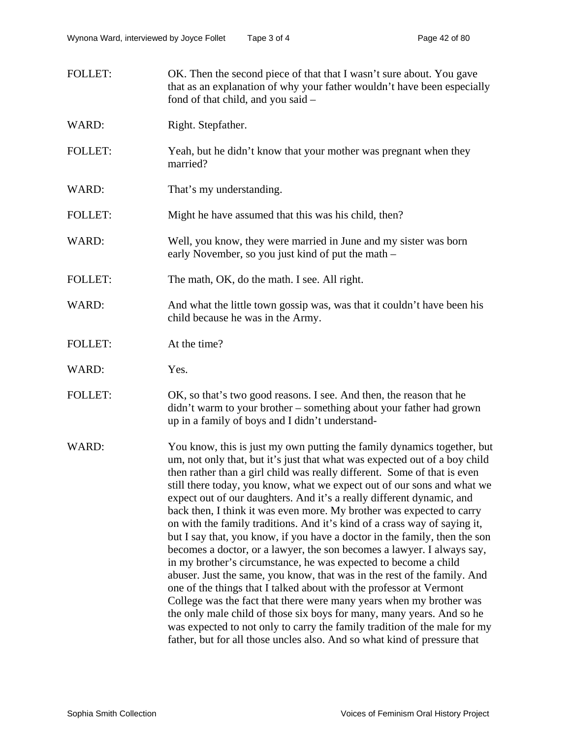FOLLET: OK. Then the second piece of that that I wasn't sure about. You gave that as an explanation of why your father wouldn't have been especially fond of that child, and you said –

WARD: Right. Stepfather.

FOLLET: Yeah, but he didn't know that your mother was pregnant when they married?

WARD: That's my understanding.

FOLLET: Might he have assumed that this was his child, then?

WARD: Well, you know, they were married in June and my sister was born early November, so you just kind of put the math –

FOLLET: The math, OK, do the math. I see. All right.

WARD: And what the little town gossip was, was that it couldn't have been his child because he was in the Army.

FOLLET: At the time?

WARD: Yes.

FOLLET: OK, so that's two good reasons. I see. And then, the reason that he didn't warm to your brother – something about your father had grown up in a family of boys and I didn't understand-

WARD: You know, this is just my own putting the family dynamics together, but um, not only that, but it's just that what was expected out of a boy child then rather than a girl child was really different. Some of that is even still there today, you know, what we expect out of our sons and what we expect out of our daughters. And it's a really different dynamic, and back then, I think it was even more. My brother was expected to carry on with the family traditions. And it's kind of a crass way of saying it, but I say that, you know, if you have a doctor in the family, then the son becomes a doctor, or a lawyer, the son becomes a lawyer. I always say, in my brother's circumstance, he was expected to become a child abuser. Just the same, you know, that was in the rest of the family. And one of the things that I talked about with the professor at Vermont College was the fact that there were many years when my brother was the only male child of those six boys for many, many years. And so he was expected to not only to carry the family tradition of the male for my father, but for all those uncles also. And so what kind of pressure that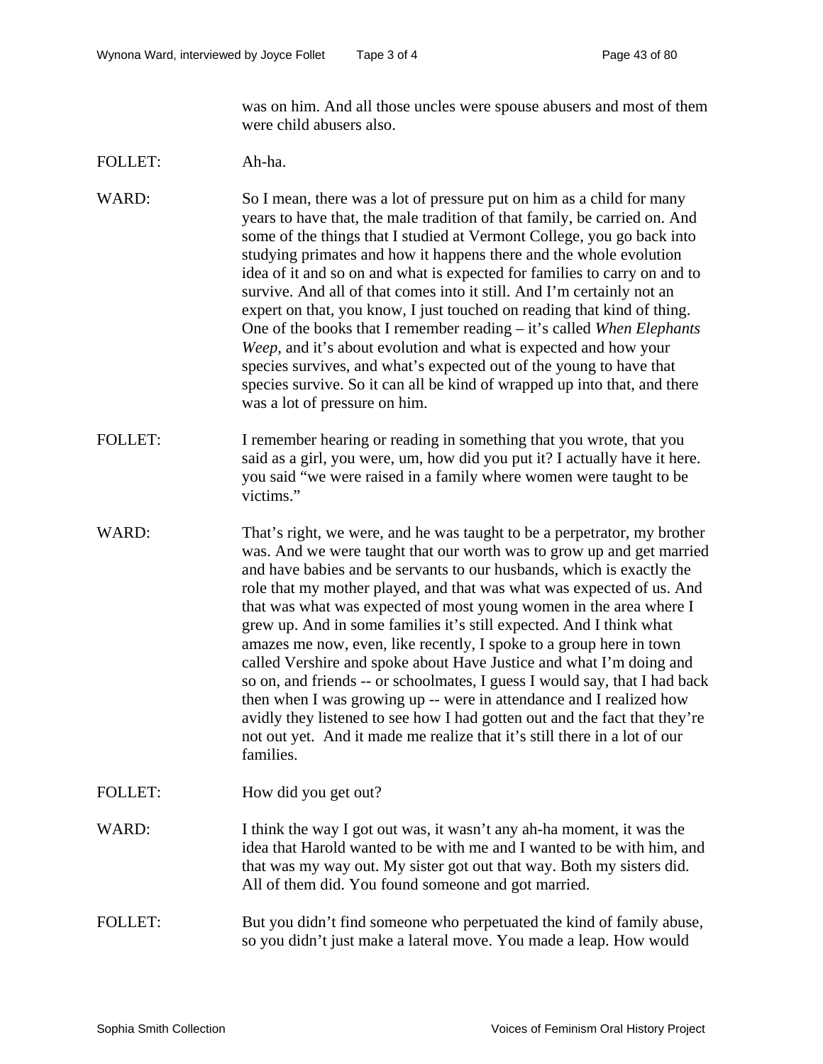was on him. And all those uncles were spouse abusers and most of them were child abusers also.

FOLLET: Ah-ha.

WARD: So I mean, there was a lot of pressure put on him as a child for many years to have that, the male tradition of that family, be carried on. And some of the things that I studied at Vermont College, you go back into studying primates and how it happens there and the whole evolution idea of it and so on and what is expected for families to carry on and to survive. And all of that comes into it still. And I'm certainly not an expert on that, you know, I just touched on reading that kind of thing. One of the books that I remember reading – it's called *When Elephants Weep*, and it's about evolution and what is expected and how your species survives, and what's expected out of the young to have that species survive. So it can all be kind of wrapped up into that, and there was a lot of pressure on him.

FOLLET: I remember hearing or reading in something that you wrote, that you said as a girl, you were, um, how did you put it? I actually have it here. you said "we were raised in a family where women were taught to be victims."

WARD: That's right, we were, and he was taught to be a perpetrator, my brother was. And we were taught that our worth was to grow up and get married and have babies and be servants to our husbands, which is exactly the role that my mother played, and that was what was expected of us. And that was what was expected of most young women in the area where I grew up. And in some families it's still expected. And I think what amazes me now, even, like recently, I spoke to a group here in town called Vershire and spoke about Have Justice and what I'm doing and so on, and friends -- or schoolmates, I guess I would say, that I had back then when I was growing up -- were in attendance and I realized how avidly they listened to see how I had gotten out and the fact that they're not out yet. And it made me realize that it's still there in a lot of our families.

FOLLET: How did you get out?

WARD: I think the way I got out was, it wasn't any ah-ha moment, it was the idea that Harold wanted to be with me and I wanted to be with him, and that was my way out. My sister got out that way. Both my sisters did. All of them did. You found someone and got married.

FOLLET: But you didn't find someone who perpetuated the kind of family abuse, so you didn't just make a lateral move. You made a leap. How would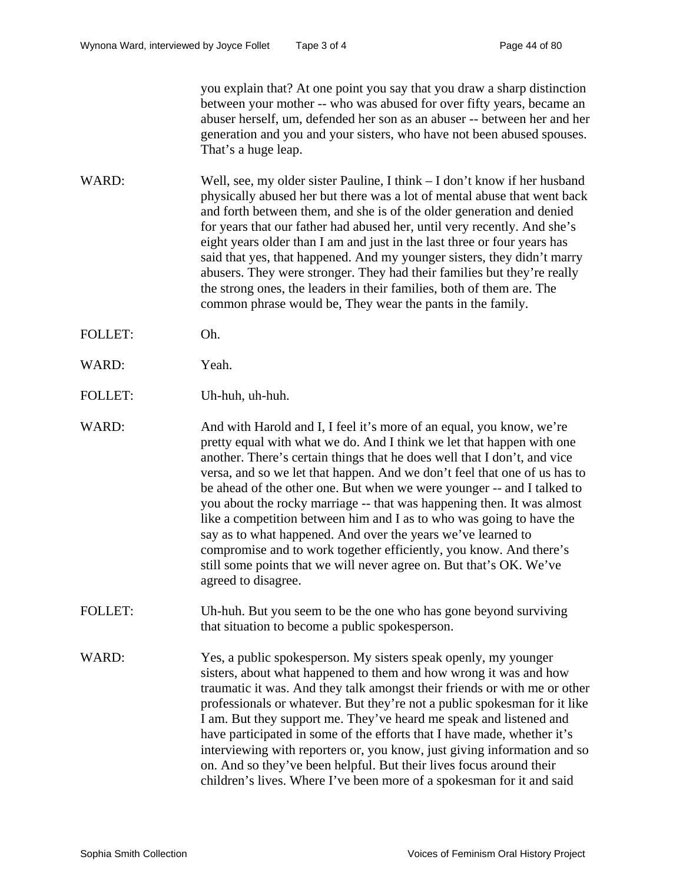you explain that? At one point you say that you draw a sharp distinction between your mother -- who was abused for over fifty years, became an abuser herself, um, defended her son as an abuser -- between her and her generation and you and your sisters, who have not been abused spouses. That's a huge leap.

WARD: Well, see, my older sister Pauline, I think – I don't know if her husband physically abused her but there was a lot of mental abuse that went back and forth between them, and she is of the older generation and denied for years that our father had abused her, until very recently. And she's eight years older than I am and just in the last three or four years has said that yes, that happened. And my younger sisters, they didn't marry abusers. They were stronger. They had their families but they're really the strong ones, the leaders in their families, both of them are. The common phrase would be, They wear the pants in the family.

FOLLET: Oh.

WARD: Yeah.

FOLLET: Uh-huh, uh-huh.

WARD: And with Harold and I, I feel it's more of an equal, you know, we're pretty equal with what we do. And I think we let that happen with one another. There's certain things that he does well that I don't, and vice versa, and so we let that happen. And we don't feel that one of us has to be ahead of the other one. But when we were younger -- and I talked to you about the rocky marriage -- that was happening then. It was almost like a competition between him and I as to who was going to have the say as to what happened. And over the years we've learned to compromise and to work together efficiently, you know. And there's still some points that we will never agree on. But that's OK. We've agreed to disagree.

FOLLET: Uh-huh. But you seem to be the one who has gone beyond surviving that situation to become a public spokesperson.

WARD: Yes, a public spokesperson. My sisters speak openly, my younger sisters, about what happened to them and how wrong it was and how traumatic it was. And they talk amongst their friends or with me or other professionals or whatever. But they're not a public spokesman for it like I am. But they support me. They've heard me speak and listened and have participated in some of the efforts that I have made, whether it's interviewing with reporters or, you know, just giving information and so on. And so they've been helpful. But their lives focus around their children's lives. Where I've been more of a spokesman for it and said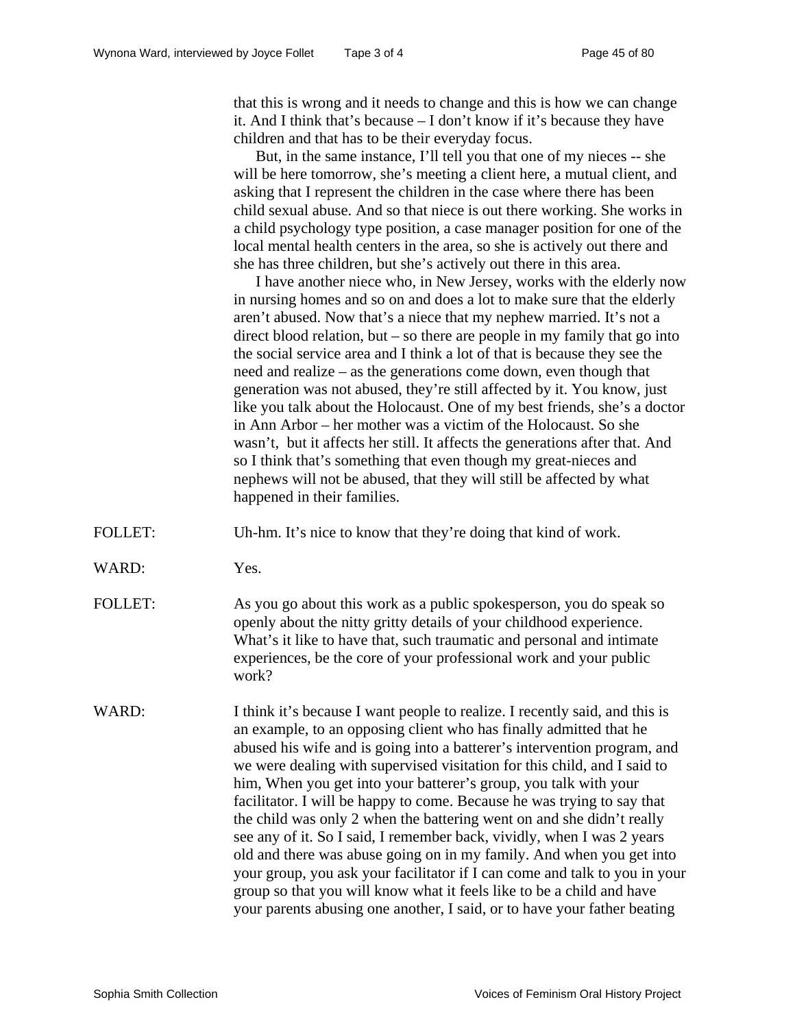that this is wrong and it needs to change and this is how we can change it. And I think that's because – I don't know if it's because they have children and that has to be their everyday focus.

But, in the same instance, I'll tell you that one of my nieces -- she will be here tomorrow, she's meeting a client here, a mutual client, and asking that I represent the children in the case where there has been child sexual abuse. And so that niece is out there working. She works in a child psychology type position, a case manager position for one of the local mental health centers in the area, so she is actively out there and she has three children, but she's actively out there in this area.

I have another niece who, in New Jersey, works with the elderly now in nursing homes and so on and does a lot to make sure that the elderly aren't abused. Now that's a niece that my nephew married. It's not a direct blood relation, but – so there are people in my family that go into the social service area and I think a lot of that is because they see the need and realize – as the generations come down, even though that generation was not abused, they're still affected by it. You know, just like you talk about the Holocaust. One of my best friends, she's a doctor in Ann Arbor – her mother was a victim of the Holocaust. So she wasn't, but it affects her still. It affects the generations after that. And so I think that's something that even though my great-nieces and nephews will not be abused, that they will still be affected by what happened in their families.

FOLLET: Uh-hm. It's nice to know that they're doing that kind of work.

WARD: Yes.

FOLLET: As you go about this work as a public spokesperson, you do speak so openly about the nitty gritty details of your childhood experience. What's it like to have that, such traumatic and personal and intimate experiences, be the core of your professional work and your public work?

WARD: I think it's because I want people to realize. I recently said, and this is an example, to an opposing client who has finally admitted that he abused his wife and is going into a batterer's intervention program, and we were dealing with supervised visitation for this child, and I said to him, When you get into your batterer's group, you talk with your facilitator. I will be happy to come. Because he was trying to say that the child was only 2 when the battering went on and she didn't really see any of it. So I said, I remember back, vividly, when I was 2 years old and there was abuse going on in my family. And when you get into your group, you ask your facilitator if I can come and talk to you in your group so that you will know what it feels like to be a child and have your parents abusing one another, I said, or to have your father beating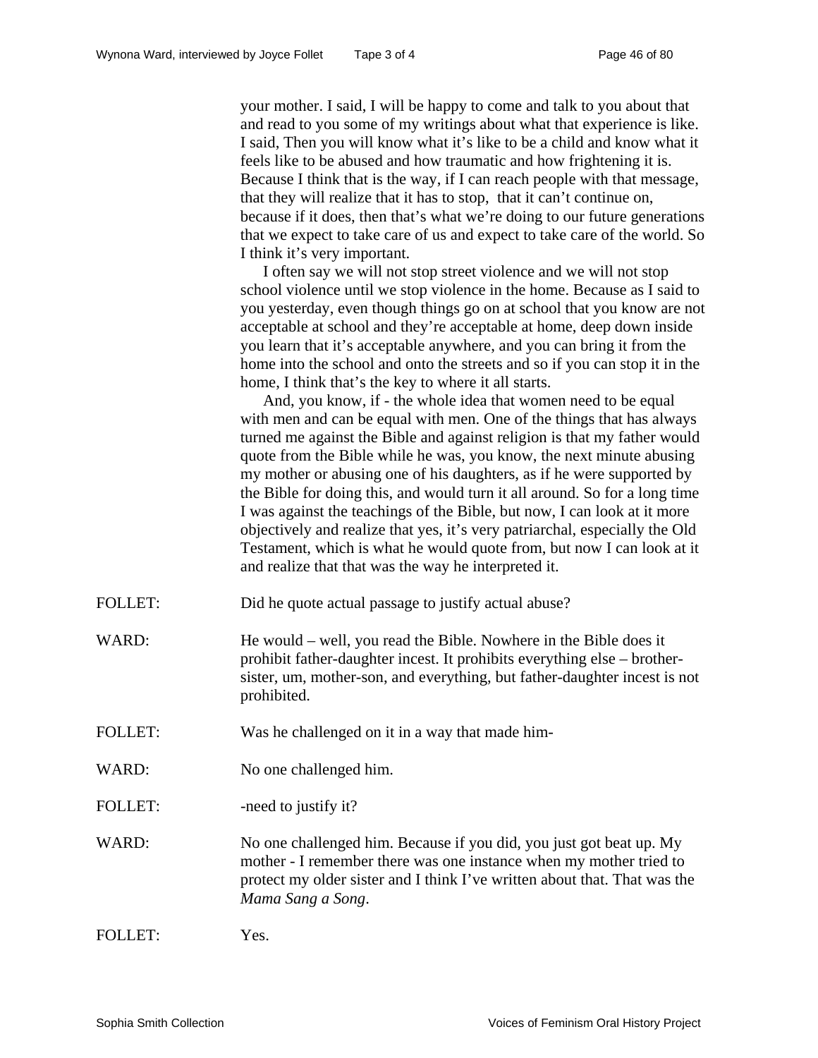your mother. I said, I will be happy to come and talk to you about that and read to you some of my writings about what that experience is like. I said, Then you will know what it's like to be a child and know what it feels like to be abused and how traumatic and how frightening it is. Because I think that is the way, if I can reach people with that message, that they will realize that it has to stop, that it can't continue on, because if it does, then that's what we're doing to our future generations that we expect to take care of us and expect to take care of the world. So I think it's very important.

I often say we will not stop street violence and we will not stop school violence until we stop violence in the home. Because as I said to you yesterday, even though things go on at school that you know are not acceptable at school and they're acceptable at home, deep down inside you learn that it's acceptable anywhere, and you can bring it from the home into the school and onto the streets and so if you can stop it in the home, I think that's the key to where it all starts.

And, you know, if - the whole idea that women need to be equal with men and can be equal with men. One of the things that has always turned me against the Bible and against religion is that my father would quote from the Bible while he was, you know, the next minute abusing my mother or abusing one of his daughters, as if he were supported by the Bible for doing this, and would turn it all around. So for a long time I was against the teachings of the Bible, but now, I can look at it more objectively and realize that yes, it's very patriarchal, especially the Old Testament, which is what he would quote from, but now I can look at it and realize that that was the way he interpreted it.

FOLLET: Did he quote actual passage to justify actual abuse?

WARD: He would – well, you read the Bible. Nowhere in the Bible does it prohibit father-daughter incest. It prohibits everything else – brother-sister, um, mother-son, and everything, but father-daughter incest is not prohibited.

FOLLET: Was he challenged on it in a way that made him-

WARD: No one challenged him.

FOLLET: -need to justify it?

WARD: No one challenged him. Because if you did, you just got beat up. My mother - I remember there was one instance when my mother tried to protect my older sister and I think I've written about that. That was the *Mama Sang a Song*.

FOLLET: Yes.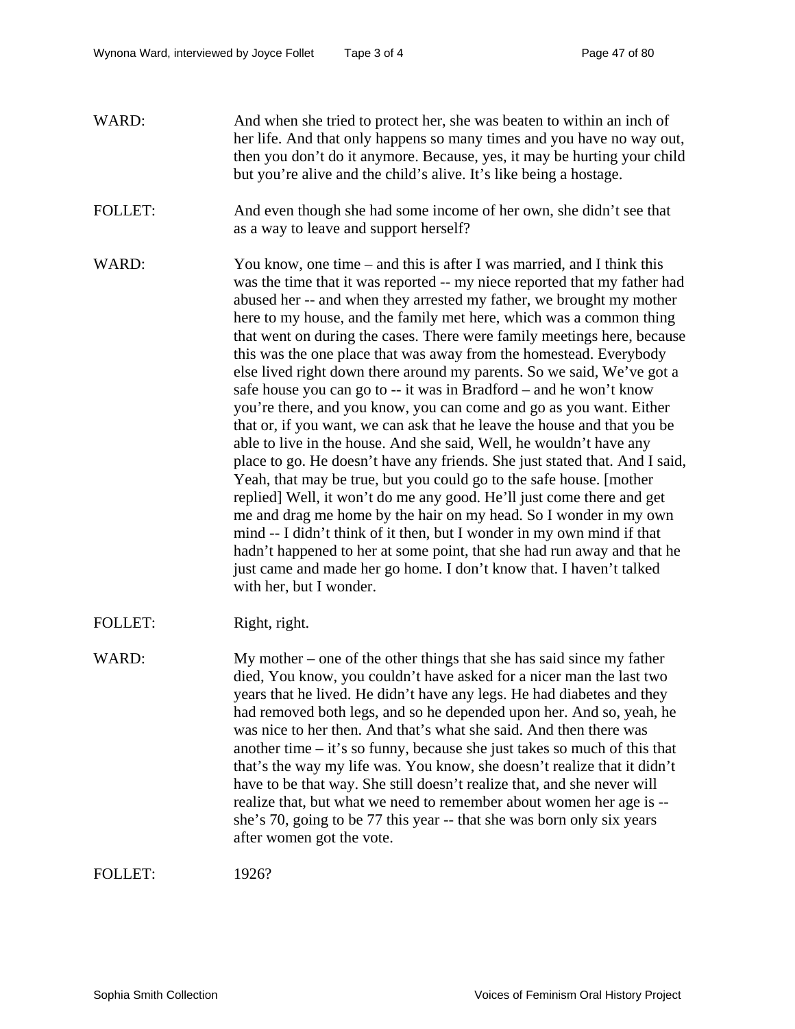WARD: And when she tried to protect her, she was beaten to within an inch of her life. And that only happens so many times and you have no way out, then you don't do it anymore. Because, yes, it may be hurting your child but you're alive and the child's alive. It's like being a hostage.

FOLLET: And even though she had some income of her own, she didn't see that as a way to leave and support herself?

WARD: You know, one time – and this is after I was married, and I think this was the time that it was reported -- my niece reported that my father had abused her -- and when they arrested my father, we brought my mother here to my house, and the family met here, which was a common thing that went on during the cases. There were family meetings here, because this was the one place that was away from the homestead. Everybody else lived right down there around my parents. So we said, We've got a safe house you can go to -- it was in Bradford – and he won't know you're there, and you know, you can come and go as you want. Either that or, if you want, we can ask that he leave the house and that you be able to live in the house. And she said, Well, he wouldn't have any place to go. He doesn't have any friends. She just stated that. And I said, Yeah, that may be true, but you could go to the safe house. [mother replied] Well, it won't do me any good. He'll just come there and get me and drag me home by the hair on my head. So I wonder in my own mind -- I didn't think of it then, but I wonder in my own mind if that hadn't happened to her at some point, that she had run away and that he just came and made her go home. I don't know that. I haven't talked with her, but I wonder.

FOLLET: Right, right.

WARD: My mother – one of the other things that she has said since my father died, You know, you couldn't have asked for a nicer man the last two years that he lived. He didn't have any legs. He had diabetes and they had removed both legs, and so he depended upon her. And so, yeah, he was nice to her then. And that's what she said. And then there was another time – it's so funny, because she just takes so much of this that that's the way my life was. You know, she doesn't realize that it didn't have to be that way. She still doesn't realize that, and she never will realize that, but what we need to remember about women her age is -- she's 70, going to be 77 this year -- that she was born only six years after women got the vote.

FOLLET: 1926?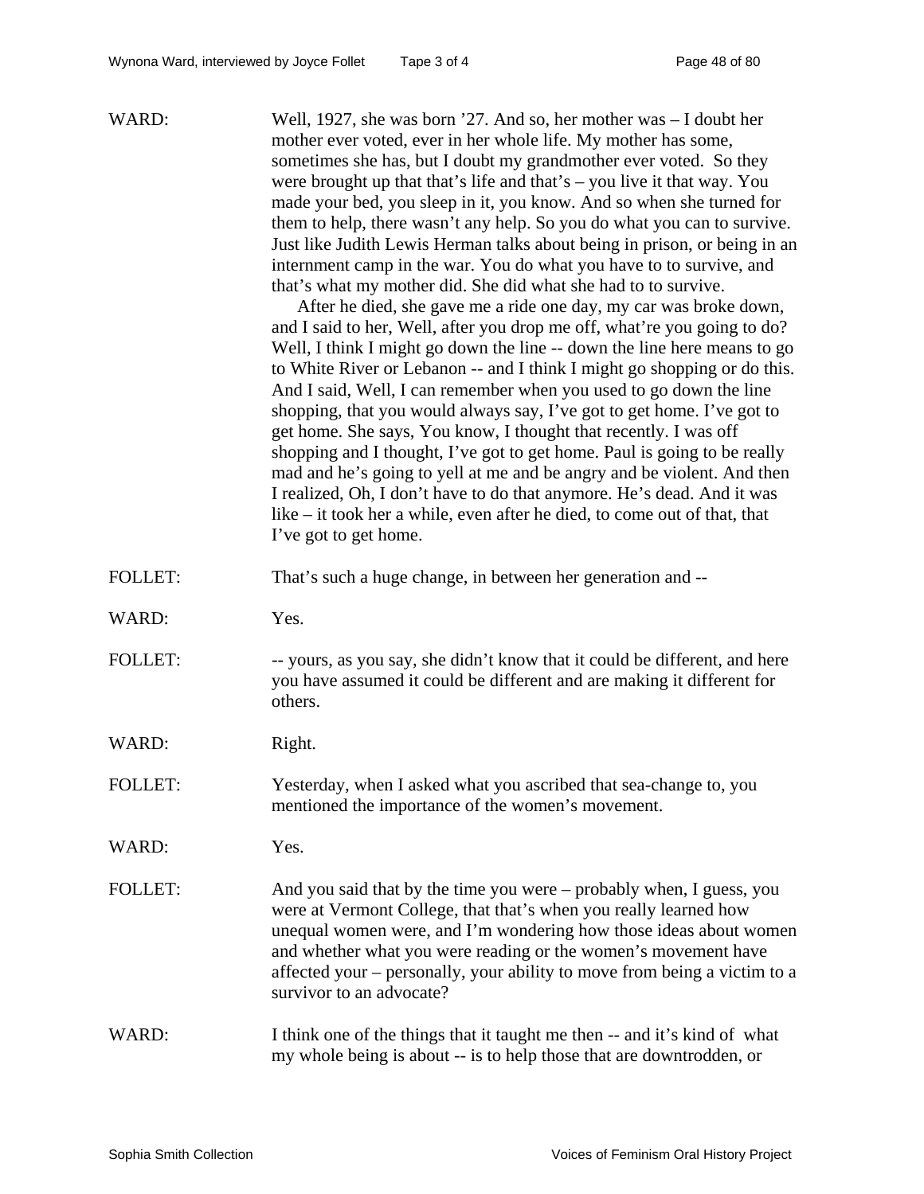WARD: Well, 1927, she was born '27. And so, her mother was – I doubt her mother ever voted, ever in her whole life. My mother has some, sometimes she has, but I doubt my grandmother ever voted. So they were brought up that that's life and that's – you live it that way. You made your bed, you sleep in it, you know. And so when she turned for them to help, there wasn't any help. So you do what you can to survive. Just like Judith Lewis Herman talks about being in prison, or being in an internment camp in the war. You do what you have to to survive, and that's what my mother did. She did what she had to to survive.

After he died, she gave me a ride one day, my car was broke down, and I said to her, Well, after you drop me off, what're you going to do? Well, I think I might go down the line -- down the line here means to go to White River or Lebanon -- and I think I might go shopping or do this. And I said, Well, I can remember when you used to go down the line shopping, that you would always say, I've got to get home. I've got to get home. She says, You know, I thought that recently. I was off shopping and I thought, I've got to get home. Paul is going to be really mad and he's going to yell at me and be angry and be violent. And then I realized, Oh, I don't have to do that anymore. He's dead. And it was like – it took her a while, even after he died, to come out of that, that I've got to get home.

FOLLET: That's such a huge change, in between her generation and --

WARD: Yes.

FOLLET: -- yours, as you say, she didn't know that it could be different, and here you have assumed it could be different and are making it different for others.

WARD: Right.

FOLLET: Yesterday, when I asked what you ascribed that sea-change to, you mentioned the importance of the women's movement.

WARD: Yes.

FOLLET: And you said that by the time you were – probably when, I guess, you were at Vermont College, that that's when you really learned how unequal women were, and I'm wondering how those ideas about women and whether what you were reading or the women's movement have affected your – personally, your ability to move from being a victim to a survivor to an advocate?

WARD: I think one of the things that it taught me then -- and it's kind of what my whole being is about -- is to help those that are downtrodden, or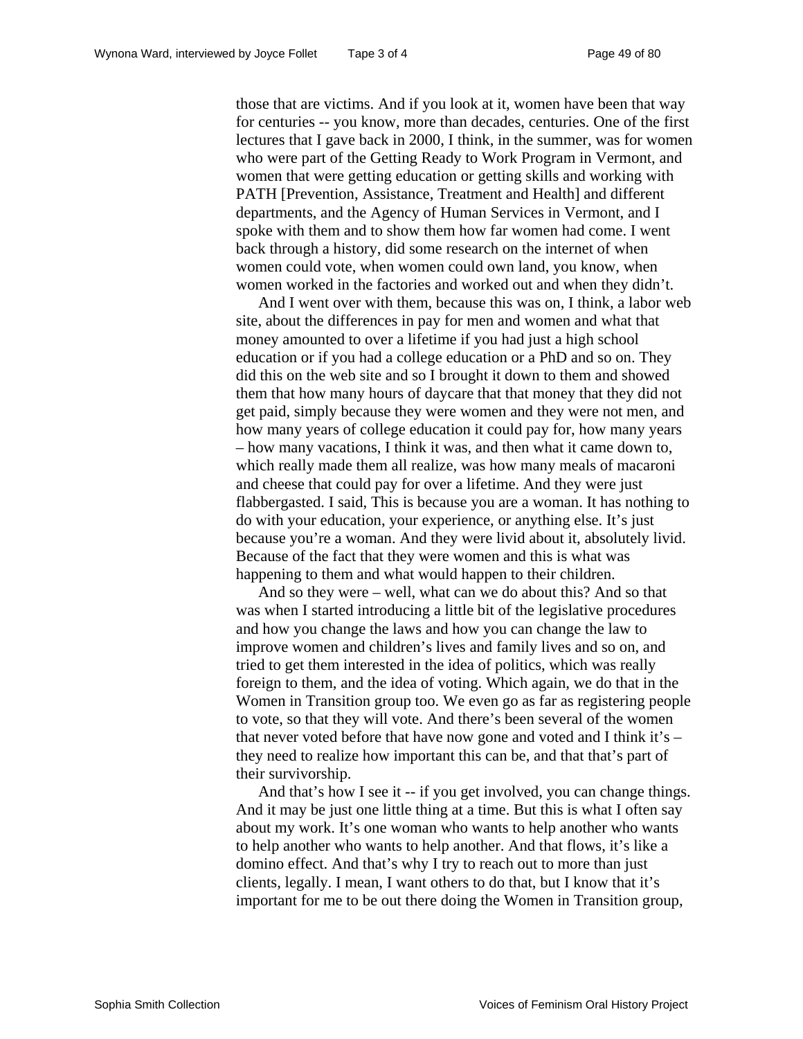those that are victims. And if you look at it, women have been that way for centuries -- you know, more than decades, centuries. One of the first lectures that I gave back in 2000, I think, in the summer, was for women who were part of the Getting Ready to Work Program in Vermont, and women that were getting education or getting skills and working with PATH [Prevention, Assistance, Treatment and Health] and different departments, and the Agency of Human Services in Vermont, and I spoke with them and to show them how far women had come. I went back through a history, did some research on the internet of when women could vote, when women could own land, you know, when women worked in the factories and worked out and when they didn't.

And I went over with them, because this was on, I think, a labor web site, about the differences in pay for men and women and what that money amounted to over a lifetime if you had just a high school education or if you had a college education or a PhD and so on. They did this on the web site and so I brought it down to them and showed them that how many hours of daycare that that money that they did not get paid, simply because they were women and they were not men, and how many years of college education it could pay for, how many years – how many vacations, I think it was, and then what it came down to, which really made them all realize, was how many meals of macaroni and cheese that could pay for over a lifetime. And they were just flabbergasted. I said, This is because you are a woman. It has nothing to do with your education, your experience, or anything else. It's just because you're a woman. And they were livid about it, absolutely livid. Because of the fact that they were women and this is what was happening to them and what would happen to their children.

And so they were – well, what can we do about this? And so that was when I started introducing a little bit of the legislative procedures and how you change the laws and how you can change the law to improve women and children's lives and family lives and so on, and tried to get them interested in the idea of politics, which was really foreign to them, and the idea of voting. Which again, we do that in the Women in Transition group too. We even go as far as registering people to vote, so that they will vote. And there's been several of the women that never voted before that have now gone and voted and I think it's – they need to realize how important this can be, and that that's part of their survivorship.

And that's how I see it -- if you get involved, you can change things. And it may be just one little thing at a time. But this is what I often say about my work. It's one woman who wants to help another who wants to help another who wants to help another. And that flows, it's like a domino effect. And that's why I try to reach out to more than just clients, legally. I mean, I want others to do that, but I know that it's important for me to be out there doing the Women in Transition group,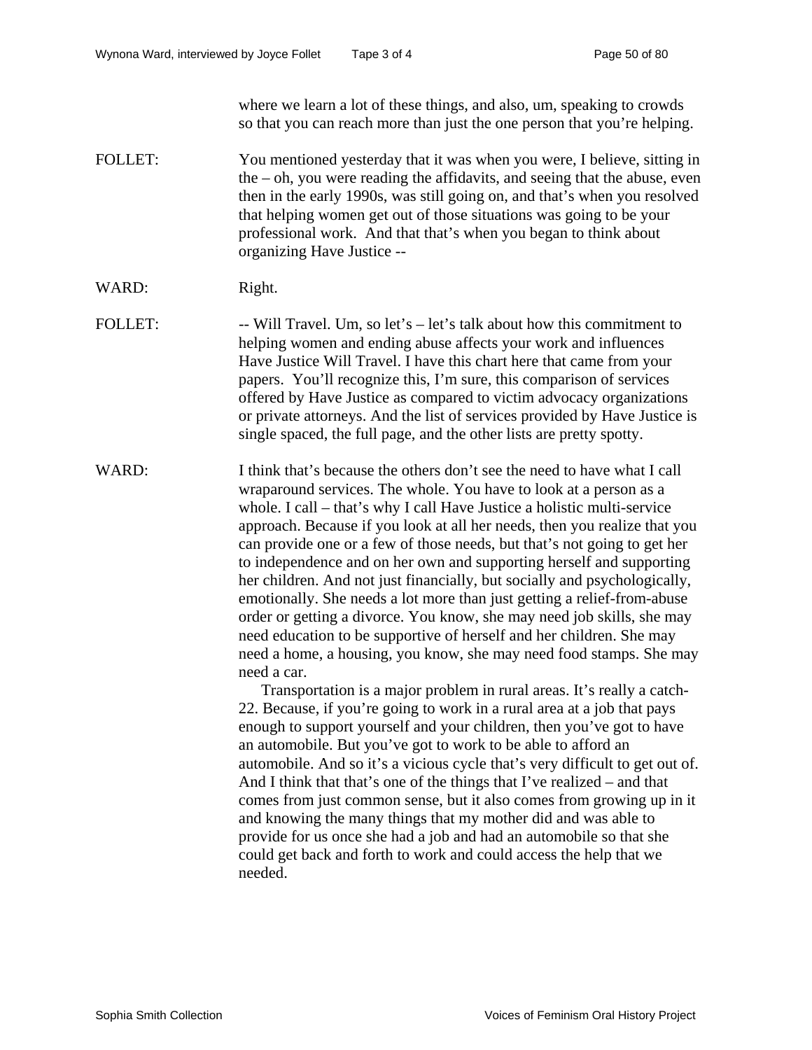where we learn a lot of these things, and also, um, speaking to crowds so that you can reach more than just the one person that you're helping.

FOLLET: You mentioned yesterday that it was when you were, I believe, sitting in the – oh, you were reading the affidavits, and seeing that the abuse, even then in the early 1990s, was still going on, and that's when you resolved that helping women get out of those situations was going to be your professional work. And that that's when you began to think about organizing Have Justice --

WARD: Right.

FOLLET: -- Will Travel. Um, so let's – let's talk about how this commitment to helping women and ending abuse affects your work and influences Have Justice Will Travel. I have this chart here that came from your papers. You'll recognize this, I'm sure, this comparison of services offered by Have Justice as compared to victim advocacy organizations or private attorneys. And the list of services provided by Have Justice is single spaced, the full page, and the other lists are pretty spotty.

WARD: I think that's because the others don't see the need to have what I call wraparound services. The whole. You have to look at a person as a whole. I call – that's why I call Have Justice a holistic multi-service approach. Because if you look at all her needs, then you realize that you can provide one or a few of those needs, but that's not going to get her to independence and on her own and supporting herself and supporting her children. And not just financially, but socially and psychologically, emotionally. She needs a lot more than just getting a relief-from-abuse order or getting a divorce. You know, she may need job skills, she may need education to be supportive of herself and her children. She may need a home, a housing, you know, she may need food stamps. She may need a car.

Transportation is a major problem in rural areas. It's really a catch-22. Because, if you're going to work in a rural area at a job that pays enough to support yourself and your children, then you've got to have an automobile. But you've got to work to be able to afford an automobile. And so it's a vicious cycle that's very difficult to get out of. And I think that that's one of the things that I've realized – and that comes from just common sense, but it also comes from growing up in it and knowing the many things that my mother did and was able to provide for us once she had a job and had an automobile so that she could get back and forth to work and could access the help that we needed.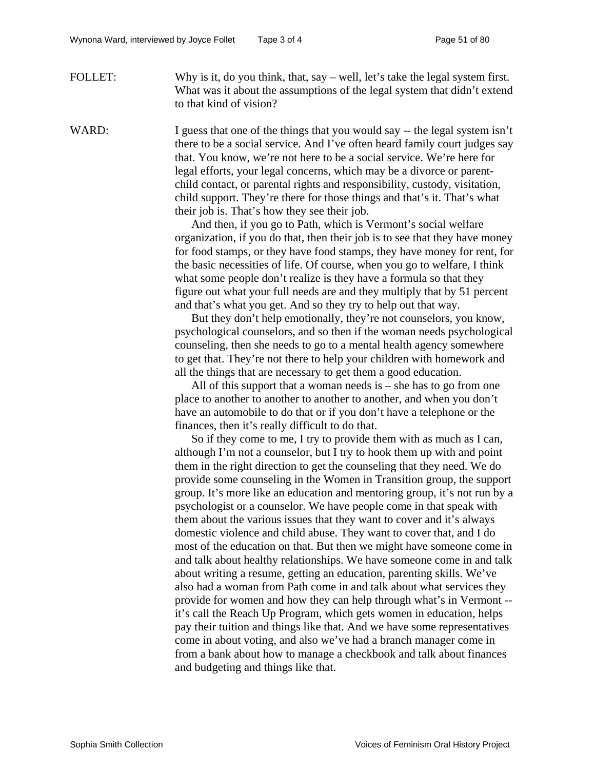FOLLET: Why is it, do you think, that, say – well, let's take the legal system first. What was it about the assumptions of the legal system that didn't extend to that kind of vision?

WARD: I guess that one of the things that you would say -- the legal system isn't there to be a social service. And I've often heard family court judges say that. You know, we're not here to be a social service. We're here for legal efforts, your legal concerns, which may be a divorce or parent-child contact, or parental rights and responsibility, custody, visitation, child support. They're there for those things and that's it. That's what their job is. That's how they see their job.

And then, if you go to Path, which is Vermont's social welfare organization, if you do that, then their job is to see that they have money for food stamps, or they have food stamps, they have money for rent, for the basic necessities of life. Of course, when you go to welfare, I think what some people don't realize is they have a formula so that they figure out what your full needs are and they multiply that by 51 percent and that's what you get. And so they try to help out that way.

But they don't help emotionally, they're not counselors, you know, psychological counselors, and so then if the woman needs psychological counseling, then she needs to go to a mental health agency somewhere to get that. They're not there to help your children with homework and all the things that are necessary to get them a good education.

All of this support that a woman needs is – she has to go from one place to another to another to another to another, and when you don't have an automobile to do that or if you don't have a telephone or the finances, then it's really difficult to do that.

So if they come to me, I try to provide them with as much as I can, although I'm not a counselor, but I try to hook them up with and point them in the right direction to get the counseling that they need. We do provide some counseling in the Women in Transition group, the support group. It's more like an education and mentoring group, it's not run by a psychologist or a counselor. We have people come in that speak with them about the various issues that they want to cover and it's always domestic violence and child abuse. They want to cover that, and I do most of the education on that. But then we might have someone come in and talk about healthy relationships. We have someone come in and talk about writing a resume, getting an education, parenting skills. We've also had a woman from Path come in and talk about what services they provide for women and how they can help through what's in Vermont -- it's call the Reach Up Program, which gets women in education, helps pay their tuition and things like that. And we have some representatives come in about voting, and also we've had a branch manager come in from a bank about how to manage a checkbook and talk about finances and budgeting and things like that.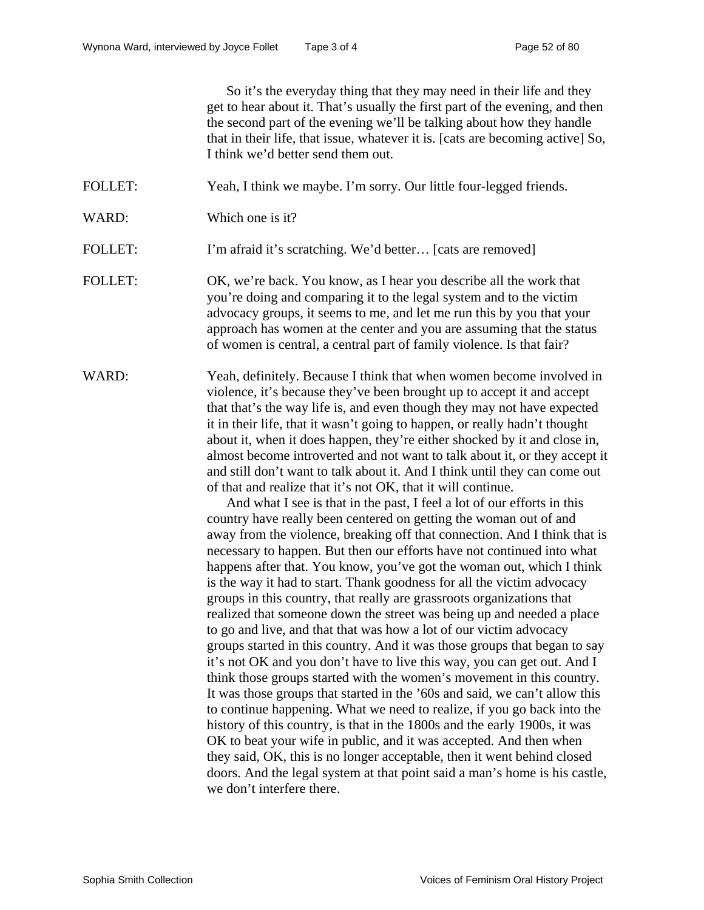So it's the everyday thing that they may need in their life and they get to hear about it. That's usually the first part of the evening, and then the second part of the evening we'll be talking about how they handle that in their life, that issue, whatever it is. [cats are becoming active] So, I think we'd better send them out.

FOLLET: Yeah, I think we maybe. I'm sorry. Our little four-legged friends.

WARD: Which one is it?

FOLLET: I'm afraid it's scratching. We'd better… [cats are removed]

FOLLET: OK, we're back. You know, as I hear you describe all the work that you're doing and comparing it to the legal system and to the victim advocacy groups, it seems to me, and let me run this by you that your approach has women at the center and you are assuming that the status of women is central, a central part of family violence. Is that fair?

WARD: Yeah, definitely. Because I think that when women become involved in violence, it's because they've been brought up to accept it and accept that that's the way life is, and even though they may not have expected it in their life, that it wasn't going to happen, or really hadn't thought about it, when it does happen, they're either shocked by it and close in, almost become introverted and not want to talk about it, or they accept it and still don't want to talk about it. And I think until they can come out of that and realize that it's not OK, that it will continue.

And what I see is that in the past, I feel a lot of our efforts in this country have really been centered on getting the woman out of and away from the violence, breaking off that connection. And I think that is necessary to happen. But then our efforts have not continued into what happens after that. You know, you've got the woman out, which I think is the way it had to start. Thank goodness for all the victim advocacy groups in this country, that really are grassroots organizations that realized that someone down the street was being up and needed a place to go and live, and that that was how a lot of our victim advocacy groups started in this country. And it was those groups that began to say it's not OK and you don't have to live this way, you can get out. And I think those groups started with the women's movement in this country. It was those groups that started in the '60s and said, we can't allow this to continue happening. What we need to realize, if you go back into the history of this country, is that in the 1800s and the early 1900s, it was OK to beat your wife in public, and it was accepted. And then when they said, OK, this is no longer acceptable, then it went behind closed doors. And the legal system at that point said a man's home is his castle, we don't interfere there.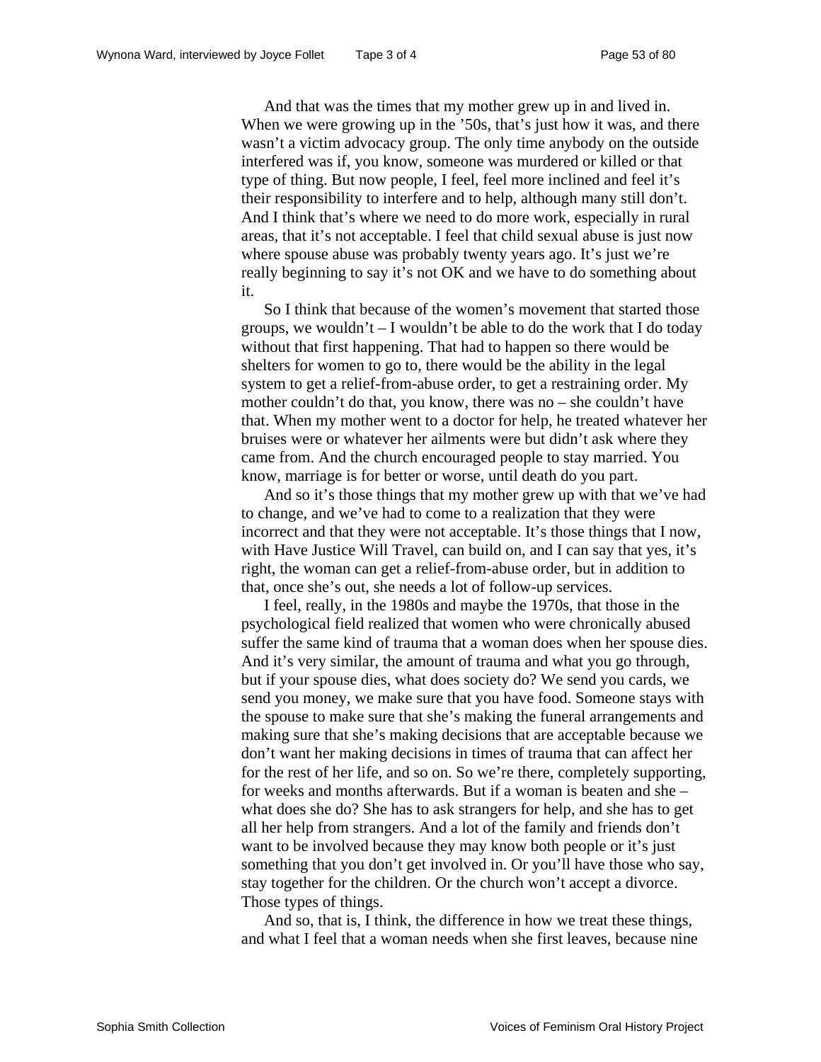And that was the times that my mother grew up in and lived in. When we were growing up in the ’50s, that’s just how it was, and there wasn’t a victim advocacy group. The only time anybody on the outside interfered was if, you know, someone was murdered or killed or that type of thing. But now people, I feel, feel more inclined and feel it’s their responsibility to interfere and to help, although many still don’t. And I think that’s where we need to do more work, especially in rural areas, that it’s not acceptable. I feel that child sexual abuse is just now where spouse abuse was probably twenty years ago. It’s just we’re really beginning to say it’s not OK and we have to do something about it.

So I think that because of the women’s movement that started those groups, we wouldn’t – I wouldn’t be able to do the work that I do today without that first happening. That had to happen so there would be shelters for women to go to, there would be the ability in the legal system to get a relief-from-abuse order, to get a restraining order. My mother couldn’t do that, you know, there was no – she couldn’t have that. When my mother went to a doctor for help, he treated whatever her bruises were or whatever her ailments were but didn’t ask where they came from. And the church encouraged people to stay married. You know, marriage is for better or worse, until death do you part.

And so it’s those things that my mother grew up with that we’ve had to change, and we’ve had to come to a realization that they were incorrect and that they were not acceptable. It’s those things that I now, with Have Justice Will Travel, can build on, and I can say that yes, it’s right, the woman can get a relief-from-abuse order, but in addition to that, once she’s out, she needs a lot of follow-up services.

I feel, really, in the 1980s and maybe the 1970s, that those in the psychological field realized that women who were chronically abused suffer the same kind of trauma that a woman does when her spouse dies. And it’s very similar, the amount of trauma and what you go through, but if your spouse dies, what does society do? We send you cards, we send you money, we make sure that you have food. Someone stays with the spouse to make sure that she’s making the funeral arrangements and making sure that she’s making decisions that are acceptable because we don’t want her making decisions in times of trauma that can affect her for the rest of her life, and so on. So we’re there, completely supporting, for weeks and months afterwards. But if a woman is beaten and she – what does she do? She has to ask strangers for help, and she has to get all her help from strangers. And a lot of the family and friends don’t want to be involved because they may know both people or it’s just something that you don’t get involved in. Or you’ll have those who say, stay together for the children. Or the church won’t accept a divorce. Those types of things.

And so, that is, I think, the difference in how we treat these things, and what I feel that a woman needs when she first leaves, because nine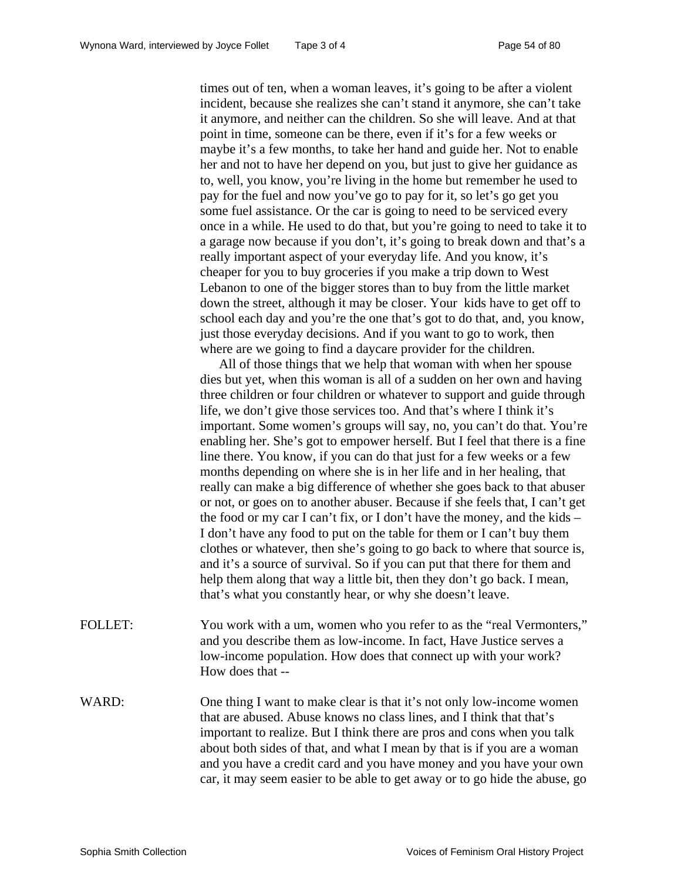times out of ten, when a woman leaves, it's going to be after a violent incident, because she realizes she can't stand it anymore, she can't take it anymore, and neither can the children. So she will leave. And at that point in time, someone can be there, even if it's for a few weeks or maybe it's a few months, to take her hand and guide her. Not to enable her and not to have her depend on you, but just to give her guidance as to, well, you know, you're living in the home but remember he used to pay for the fuel and now you've go to pay for it, so let's go get you some fuel assistance. Or the car is going to need to be serviced every once in a while. He used to do that, but you're going to need to take it to a garage now because if you don't, it's going to break down and that's a really important aspect of your everyday life. And you know, it's cheaper for you to buy groceries if you make a trip down to West Lebanon to one of the bigger stores than to buy from the little market down the street, although it may be closer. Your kids have to get off to school each day and you're the one that's got to do that, and, you know, just those everyday decisions. And if you want to go to work, then where are we going to find a daycare provider for the children.

All of those things that we help that woman with when her spouse dies but yet, when this woman is all of a sudden on her own and having three children or four children or whatever to support and guide through life, we don't give those services too. And that's where I think it's important. Some women's groups will say, no, you can't do that. You're enabling her. She's got to empower herself. But I feel that there is a fine line there. You know, if you can do that just for a few weeks or a few months depending on where she is in her life and in her healing, that really can make a big difference of whether she goes back to that abuser or not, or goes on to another abuser. Because if she feels that, I can't get the food or my car I can't fix, or I don't have the money, and the kids – I don't have any food to put on the table for them or I can't buy them clothes or whatever, then she's going to go back to where that source is, and it's a source of survival. So if you can put that there for them and help them along that way a little bit, then they don't go back. I mean, that's what you constantly hear, or why she doesn't leave.

FOLLET: You work with a um, women who you refer to as the "real Vermonters," and you describe them as low-income. In fact, Have Justice serves a low-income population. How does that connect up with your work? How does that --

WARD: One thing I want to make clear is that it's not only low-income women that are abused. Abuse knows no class lines, and I think that that's important to realize. But I think there are pros and cons when you talk about both sides of that, and what I mean by that is if you are a woman and you have a credit card and you have money and you have your own car, it may seem easier to be able to get away or to go hide the abuse, go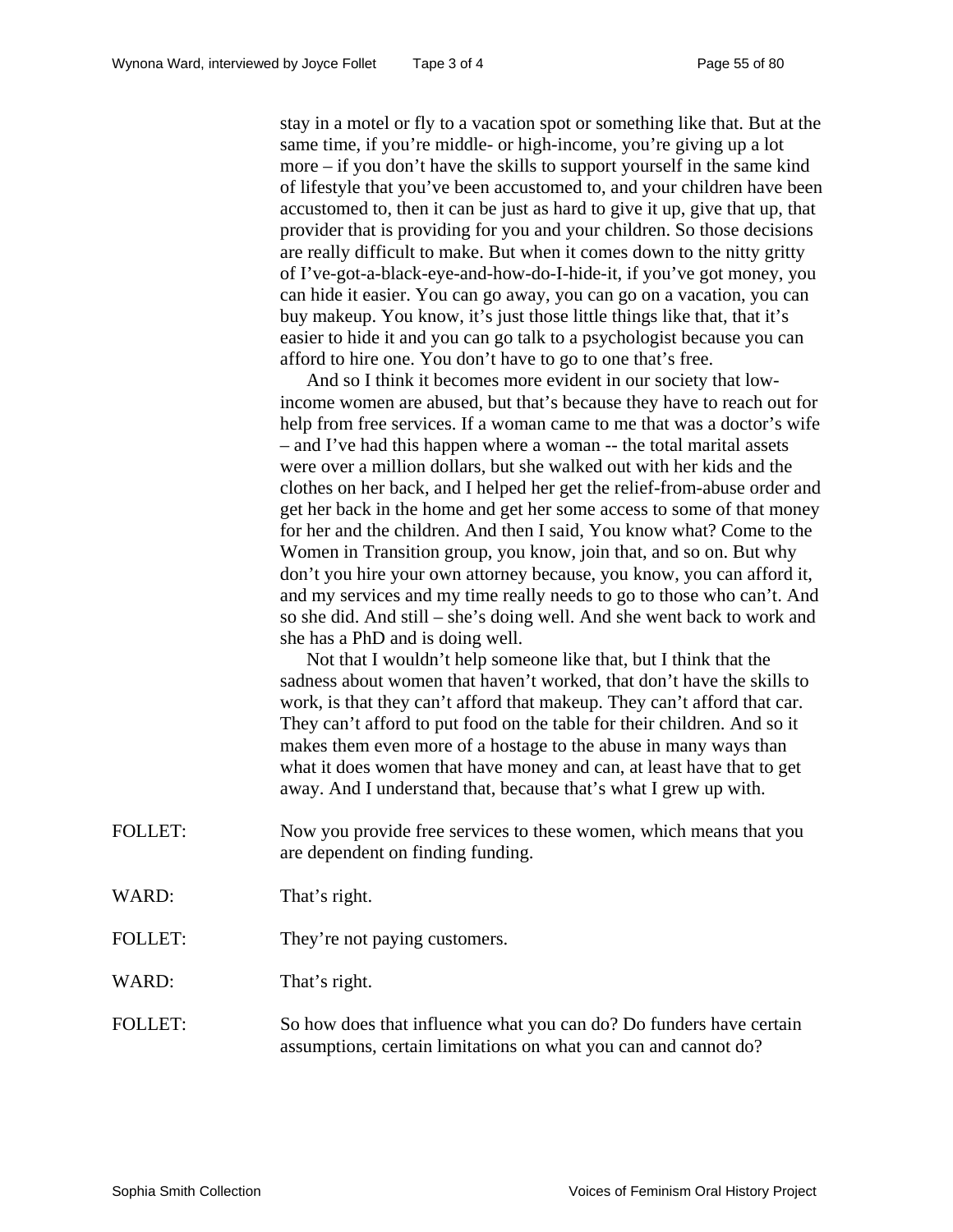stay in a motel or fly to a vacation spot or something like that. But at the same time, if you're middle- or high-income, you're giving up a lot more – if you don't have the skills to support yourself in the same kind of lifestyle that you've been accustomed to, and your children have been accustomed to, then it can be just as hard to give it up, give that up, that provider that is providing for you and your children. So those decisions are really difficult to make. But when it comes down to the nitty gritty of I've-got-a-black-eye-and-how-do-I-hide-it, if you've got money, you can hide it easier. You can go away, you can go on a vacation, you can buy makeup. You know, it's just those little things like that, that it's easier to hide it and you can go talk to a psychologist because you can afford to hire one. You don't have to go to one that's free.

And so I think it becomes more evident in our society that low-income women are abused, but that's because they have to reach out for help from free services. If a woman came to me that was a doctor's wife – and I've had this happen where a woman -- the total marital assets were over a million dollars, but she walked out with her kids and the clothes on her back, and I helped her get the relief-from-abuse order and get her back in the home and get her some access to some of that money for her and the children. And then I said, You know what? Come to the Women in Transition group, you know, join that, and so on. But why don't you hire your own attorney because, you know, you can afford it, and my services and my time really needs to go to those who can't. And so she did. And still – she's doing well. And she went back to work and she has a PhD and is doing well.

Not that I wouldn't help someone like that, but I think that the sadness about women that haven't worked, that don't have the skills to work, is that they can't afford that makeup. They can't afford that car. They can't afford to put food on the table for their children. And so it makes them even more of a hostage to the abuse in many ways than what it does women that have money and can, at least have that to get away. And I understand that, because that's what I grew up with.

FOLLET: Now you provide free services to these women, which means that you are dependent on finding funding.

WARD: That's right.

FOLLET: They're not paying customers.

WARD: That's right.

FOLLET: So how does that influence what you can do? Do funders have certain assumptions, certain limitations on what you can and cannot do?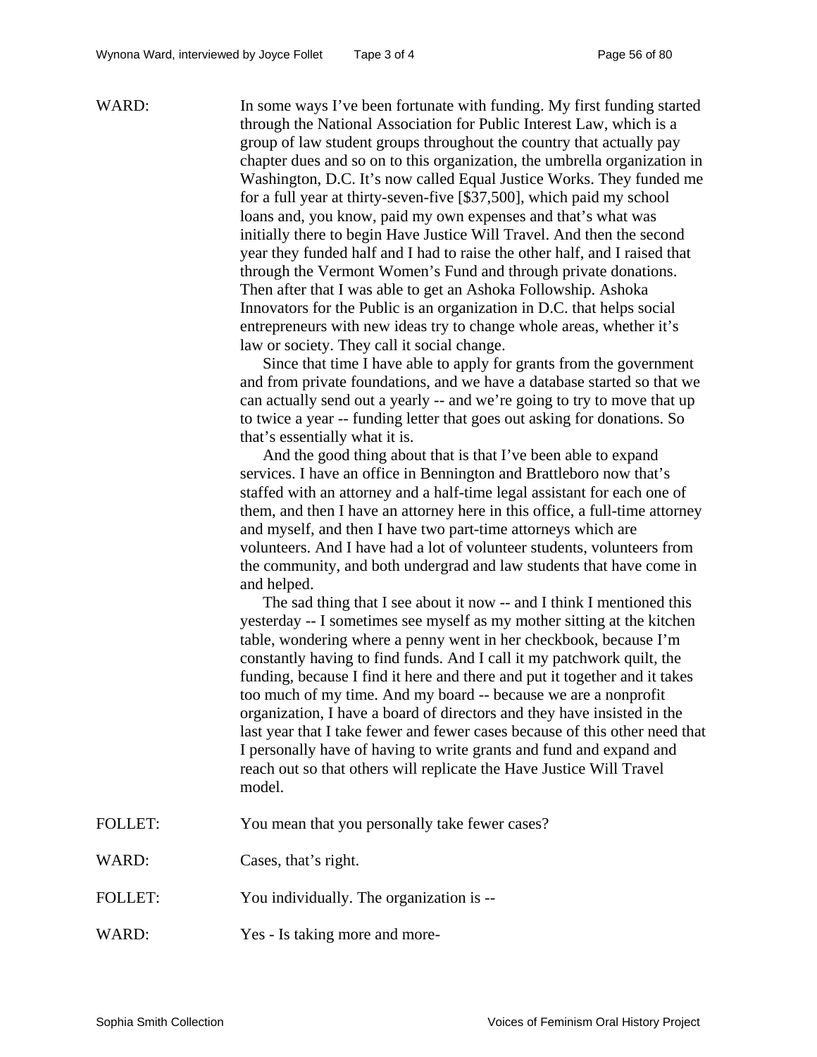WARD: In some ways I've been fortunate with funding. My first funding started through the National Association for Public Interest Law, which is a group of law student groups throughout the country that actually pay chapter dues and so on to this organization, the umbrella organization in Washington, D.C. It's now called Equal Justice Works. They funded me for a full year at thirty-seven-five [$37,500], which paid my school loans and, you know, paid my own expenses and that's what was initially there to begin Have Justice Will Travel. And then the second year they funded half and I had to raise the other half, and I raised that through the Vermont Women's Fund and through private donations. Then after that I was able to get an Ashoka Followship. Ashoka Innovators for the Public is an organization in D.C. that helps social entrepreneurs with new ideas try to change whole areas, whether it's law or society. They call it social change.

Since that time I have able to apply for grants from the government and from private foundations, and we have a database started so that we can actually send out a yearly -- and we're going to try to move that up to twice a year -- funding letter that goes out asking for donations. So that's essentially what it is.

And the good thing about that is that I've been able to expand services. I have an office in Bennington and Brattleboro now that's staffed with an attorney and a half-time legal assistant for each one of them, and then I have an attorney here in this office, a full-time attorney and myself, and then I have two part-time attorneys which are volunteers. And I have had a lot of volunteer students, volunteers from the community, and both undergrad and law students that have come in and helped.

The sad thing that I see about it now -- and I think I mentioned this yesterday -- I sometimes see myself as my mother sitting at the kitchen table, wondering where a penny went in her checkbook, because I'm constantly having to find funds. And I call it my patchwork quilt, the funding, because I find it here and there and put it together and it takes too much of my time. And my board -- because we are a nonprofit organization, I have a board of directors and they have insisted in the last year that I take fewer and fewer cases because of this other need that I personally have of having to write grants and fund and expand and reach out so that others will replicate the Have Justice Will Travel model.

FOLLET: You mean that you personally take fewer cases?

WARD: Cases, that's right.

FOLLET: You individually. The organization is --

WARD: Yes - Is taking more and more-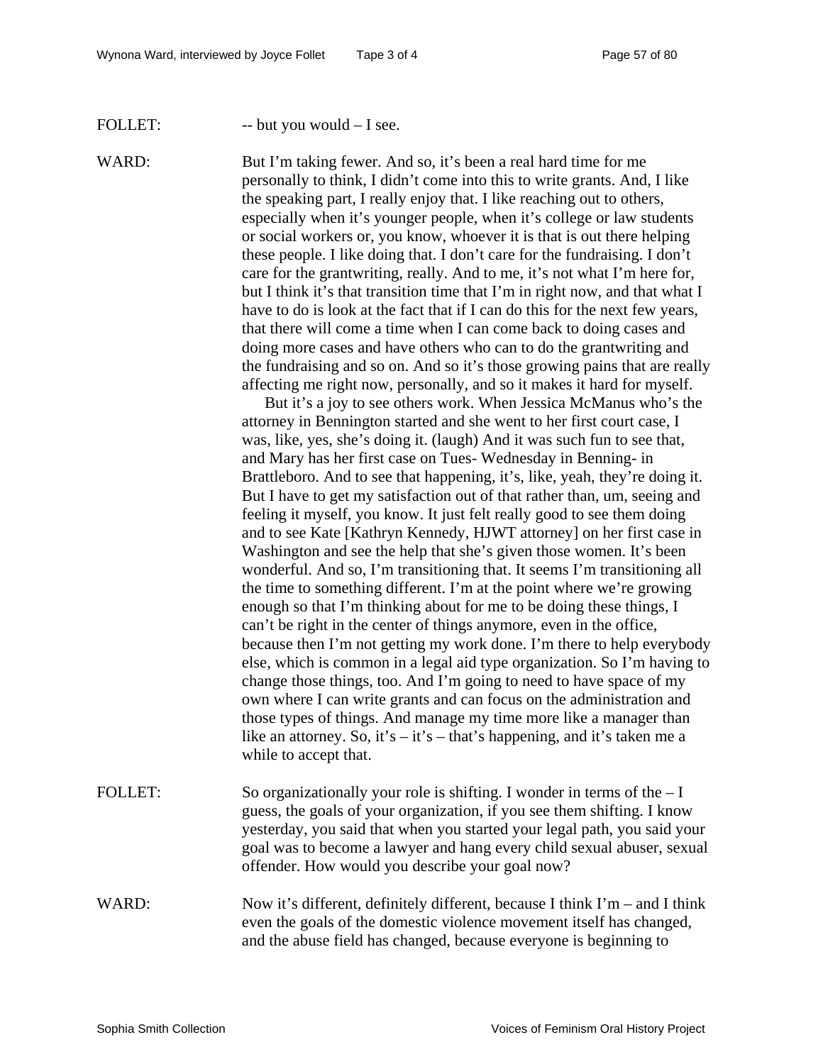FOLLET: -- but you would – I see.

WARD: But I'm taking fewer. And so, it's been a real hard time for me personally to think, I didn't come into this to write grants. And, I like the speaking part, I really enjoy that. I like reaching out to others, especially when it's younger people, when it's college or law students or social workers or, you know, whoever it is that is out there helping these people. I like doing that. I don't care for the fundraising. I don't care for the grantwriting, really. And to me, it's not what I'm here for, but I think it's that transition time that I'm in right now, and that what I have to do is look at the fact that if I can do this for the next few years, that there will come a time when I can come back to doing cases and doing more cases and have others who can to do the grantwriting and the fundraising and so on. And so it's those growing pains that are really affecting me right now, personally, and so it makes it hard for myself.

But it's a joy to see others work. When Jessica McManus who's the attorney in Bennington started and she went to her first court case, I was, like, yes, she's doing it. (laugh) And it was such fun to see that, and Mary has her first case on Tues- Wednesday in Benning- in Brattleboro. And to see that happening, it's, like, yeah, they're doing it. But I have to get my satisfaction out of that rather than, um, seeing and feeling it myself, you know. It just felt really good to see them doing and to see Kate [Kathryn Kennedy, HJWT attorney] on her first case in Washington and see the help that she's given those women. It's been wonderful. And so, I'm transitioning that. It seems I'm transitioning all the time to something different. I'm at the point where we're growing enough so that I'm thinking about for me to be doing these things, I can't be right in the center of things anymore, even in the office, because then I'm not getting my work done. I'm there to help everybody else, which is common in a legal aid type organization. So I'm having to change those things, too. And I'm going to need to have space of my own where I can write grants and can focus on the administration and those types of things. And manage my time more like a manager than like an attorney. So, it's – it's – that's happening, and it's taken me a while to accept that.

FOLLET: So organizationally your role is shifting. I wonder in terms of the – I guess, the goals of your organization, if you see them shifting. I know yesterday, you said that when you started your legal path, you said your goal was to become a lawyer and hang every child sexual abuser, sexual offender. How would you describe your goal now?

WARD: Now it's different, definitely different, because I think I'm – and I think even the goals of the domestic violence movement itself has changed, and the abuse field has changed, because everyone is beginning to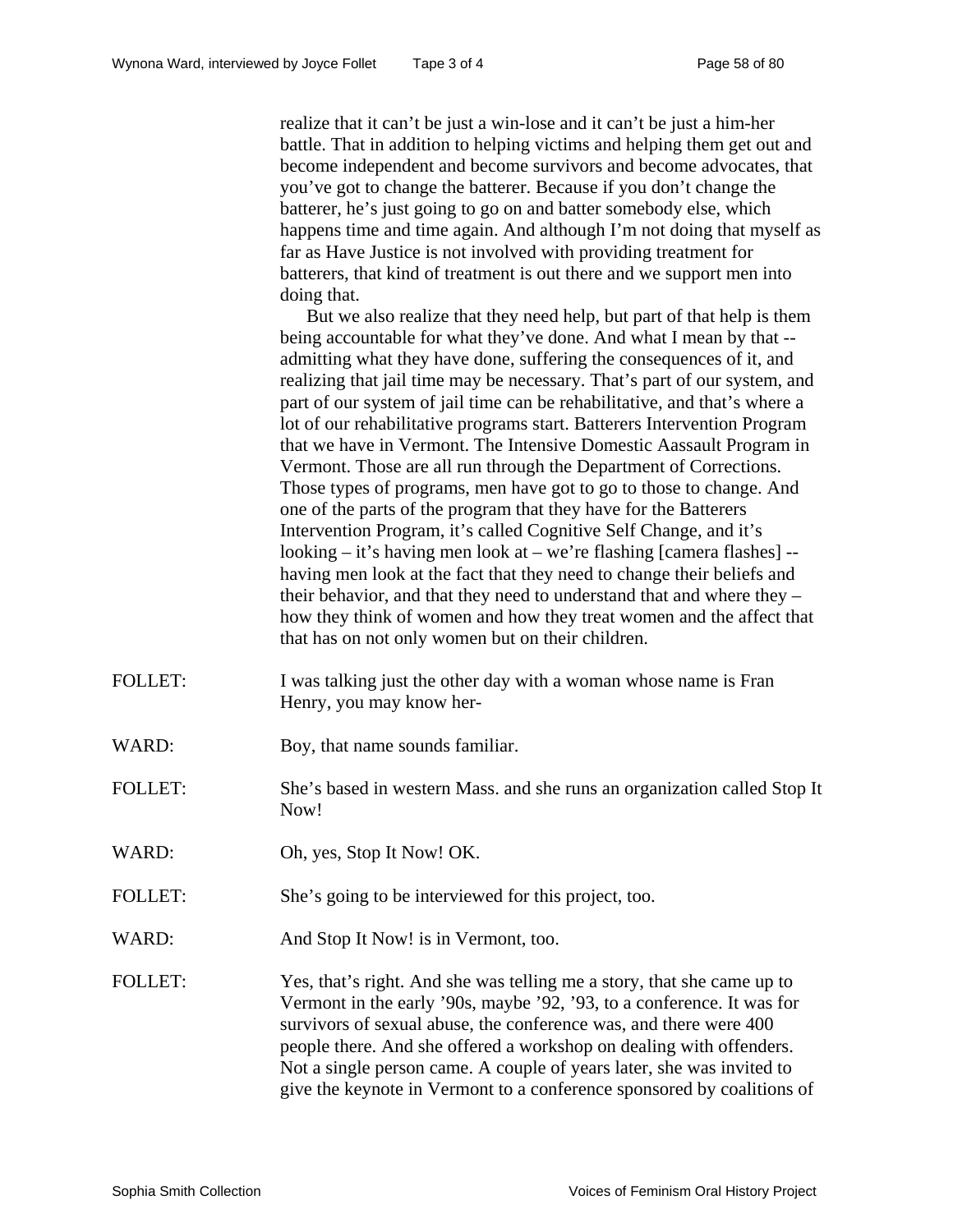realize that it can't be just a win-lose and it can't be just a him-her battle. That in addition to helping victims and helping them get out and become independent and become survivors and become advocates, that you've got to change the batterer. Because if you don't change the batterer, he's just going to go on and batter somebody else, which happens time and time again. And although I'm not doing that myself as far as Have Justice is not involved with providing treatment for batterers, that kind of treatment is out there and we support men into doing that.

But we also realize that they need help, but part of that help is them being accountable for what they've done. And what I mean by that -- admitting what they have done, suffering the consequences of it, and realizing that jail time may be necessary. That's part of our system, and part of our system of jail time can be rehabilitative, and that's where a lot of our rehabilitative programs start. Batterers Intervention Program that we have in Vermont. The Intensive Domestic Aassault Program in Vermont. Those are all run through the Department of Corrections. Those types of programs, men have got to go to those to change. And one of the parts of the program that they have for the Batterers Intervention Program, it's called Cognitive Self Change, and it's looking – it's having men look at – we're flashing [camera flashes] -- having men look at the fact that they need to change their beliefs and their behavior, and that they need to understand that and where they – how they think of women and how they treat women and the affect that that has on not only women but on their children.

FOLLET: I was talking just the other day with a woman whose name is Fran Henry, you may know her-

WARD: Boy, that name sounds familiar.

FOLLET: She's based in western Mass. and she runs an organization called Stop It Now!

WARD: Oh, yes, Stop It Now! OK.

FOLLET: She's going to be interviewed for this project, too.

WARD: And Stop It Now! is in Vermont, too.

FOLLET: Yes, that's right. And she was telling me a story, that she came up to Vermont in the early '90s, maybe '92, '93, to a conference. It was for survivors of sexual abuse, the conference was, and there were 400 people there. And she offered a workshop on dealing with offenders. Not a single person came. A couple of years later, she was invited to give the keynote in Vermont to a conference sponsored by coalitions of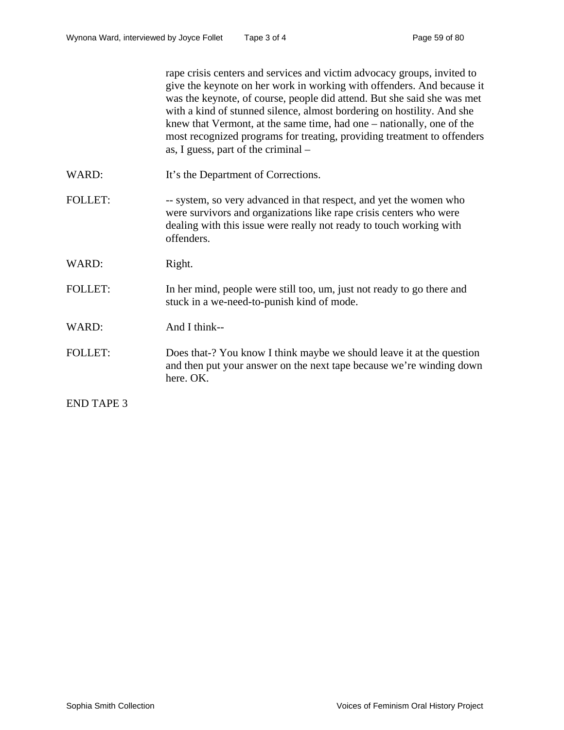rape crisis centers and services and victim advocacy groups, invited to give the keynote on her work in working with offenders. And because it was the keynote, of course, people did attend. But she said she was met with a kind of stunned silence, almost bordering on hostility. And she knew that Vermont, at the same time, had one – nationally, one of the most recognized programs for treating, providing treatment to offenders as, I guess, part of the criminal –

WARD: It's the Department of Corrections.

FOLLET: -- system, so very advanced in that respect, and yet the women who were survivors and organizations like rape crisis centers who were dealing with this issue were really not ready to touch working with offenders.

WARD: Right.

FOLLET: In her mind, people were still too, um, just not ready to go there and stuck in a we-need-to-punish kind of mode.

WARD: And I think--

FOLLET: Does that-? You know I think maybe we should leave it at the question and then put your answer on the next tape because we're winding down here. OK.

END TAPE 3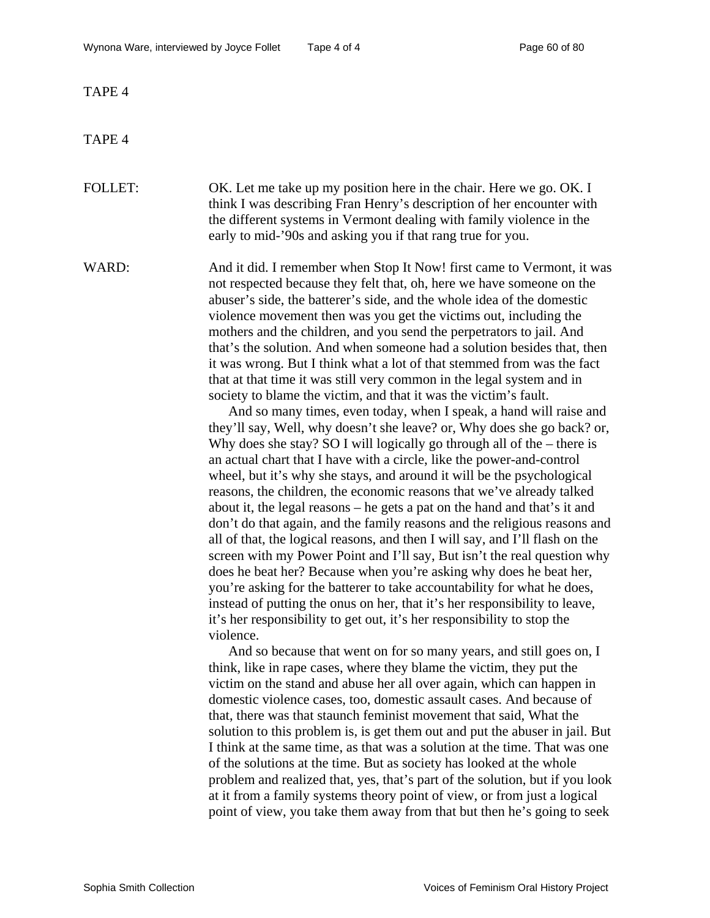TAPE 4

TAPE 4

FOLLET: OK. Let me take up my position here in the chair. Here we go. OK. I think I was describing Fran Henry's description of her encounter with the different systems in Vermont dealing with family violence in the early to mid-'90s and asking you if that rang true for you.

WARD: And it did. I remember when Stop It Now! first came to Vermont, it was not respected because they felt that, oh, here we have someone on the abuser's side, the batterer's side, and the whole idea of the domestic violence movement then was you get the victims out, including the mothers and the children, and you send the perpetrators to jail. And that's the solution. And when someone had a solution besides that, then it was wrong. But I think what a lot of that stemmed from was the fact that at that time it was still very common in the legal system and in society to blame the victim, and that it was the victim's fault.

And so many times, even today, when I speak, a hand will raise and they'll say, Well, why doesn't she leave? or, Why does she go back? or, Why does she stay? SO I will logically go through all of the – there is an actual chart that I have with a circle, like the power-and-control wheel, but it's why she stays, and around it will be the psychological reasons, the children, the economic reasons that we've already talked about it, the legal reasons – he gets a pat on the hand and that's it and don't do that again, and the family reasons and the religious reasons and all of that, the logical reasons, and then I will say, and I'll flash on the screen with my Power Point and I'll say, But isn't the real question why does he beat her? Because when you're asking why does he beat her, you're asking for the batterer to take accountability for what he does, instead of putting the onus on her, that it's her responsibility to leave, it's her responsibility to get out, it's her responsibility to stop the violence.

And so because that went on for so many years, and still goes on, I think, like in rape cases, where they blame the victim, they put the victim on the stand and abuse her all over again, which can happen in domestic violence cases, too, domestic assault cases. And because of that, there was that staunch feminist movement that said, What the solution to this problem is, is get them out and put the abuser in jail. But I think at the same time, as that was a solution at the time. That was one of the solutions at the time. But as society has looked at the whole problem and realized that, yes, that's part of the solution, but if you look at it from a family systems theory point of view, or from just a logical point of view, you take them away from that but then he's going to seek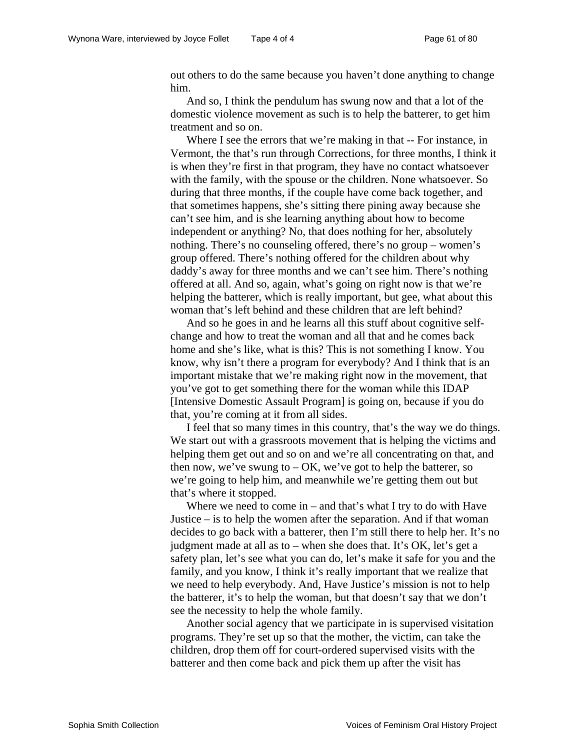out others to do the same because you haven't done anything to change him.

And so, I think the pendulum has swung now and that a lot of the domestic violence movement as such is to help the batterer, to get him treatment and so on.

Where I see the errors that we're making in that -- For instance, in Vermont, the that's run through Corrections, for three months, I think it is when they're first in that program, they have no contact whatsoever with the family, with the spouse or the children. None whatsoever. So during that three months, if the couple have come back together, and that sometimes happens, she's sitting there pining away because she can't see him, and is she learning anything about how to become independent or anything? No, that does nothing for her, absolutely nothing. There's no counseling offered, there's no group – women's group offered. There's nothing offered for the children about why daddy's away for three months and we can't see him. There's nothing offered at all. And so, again, what's going on right now is that we're helping the batterer, which is really important, but gee, what about this woman that's left behind and these children that are left behind?

And so he goes in and he learns all this stuff about cognitive self-change and how to treat the woman and all that and he comes back home and she's like, what is this? This is not something I know. You know, why isn't there a program for everybody? And I think that is an important mistake that we're making right now in the movement, that you've got to get something there for the woman while this IDAP [Intensive Domestic Assault Program] is going on, because if you do that, you're coming at it from all sides.

I feel that so many times in this country, that's the way we do things. We start out with a grassroots movement that is helping the victims and helping them get out and so on and we're all concentrating on that, and then now, we've swung to – OK, we've got to help the batterer, so we're going to help him, and meanwhile we're getting them out but that's where it stopped.

Where we need to come in – and that's what I try to do with Have Justice – is to help the women after the separation. And if that woman decides to go back with a batterer, then I'm still there to help her. It's no judgment made at all as to – when she does that. It's OK, let's get a safety plan, let's see what you can do, let's make it safe for you and the family, and you know, I think it's really important that we realize that we need to help everybody. And, Have Justice's mission is not to help the batterer, it's to help the woman, but that doesn't say that we don't see the necessity to help the whole family.

Another social agency that we participate in is supervised visitation programs. They're set up so that the mother, the victim, can take the children, drop them off for court-ordered supervised visits with the batterer and then come back and pick them up after the visit has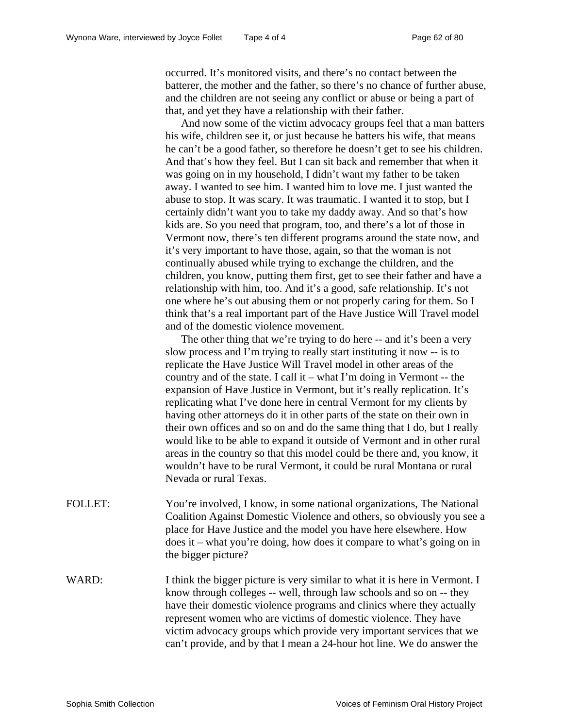occurred. It's monitored visits, and there's no contact between the batterer, the mother and the father, so there's no chance of further abuse, and the children are not seeing any conflict or abuse or being a part of that, and yet they have a relationship with their father.

And now some of the victim advocacy groups feel that a man batters his wife, children see it, or just because he batters his wife, that means he can't be a good father, so therefore he doesn't get to see his children. And that's how they feel. But I can sit back and remember that when it was going on in my household, I didn't want my father to be taken away. I wanted to see him. I wanted him to love me. I just wanted the abuse to stop. It was scary. It was traumatic. I wanted it to stop, but I certainly didn't want you to take my daddy away. And so that's how kids are. So you need that program, too, and there's a lot of those in Vermont now, there's ten different programs around the state now, and it's very important to have those, again, so that the woman is not continually abused while trying to exchange the children, and the children, you know, putting them first, get to see their father and have a relationship with him, too. And it's a good, safe relationship. It's not one where he's out abusing them or not properly caring for them. So I think that's a real important part of the Have Justice Will Travel model and of the domestic violence movement.

The other thing that we're trying to do here -- and it's been a very slow process and I'm trying to really start instituting it now -- is to replicate the Have Justice Will Travel model in other areas of the country and of the state. I call it – what I'm doing in Vermont -- the expansion of Have Justice in Vermont, but it's really replication. It's replicating what I've done here in central Vermont for my clients by having other attorneys do it in other parts of the state on their own in their own offices and so on and do the same thing that I do, but I really would like to be able to expand it outside of Vermont and in other rural areas in the country so that this model could be there and, you know, it wouldn't have to be rural Vermont, it could be rural Montana or rural Nevada or rural Texas.

FOLLET: You're involved, I know, in some national organizations, The National Coalition Against Domestic Violence and others, so obviously you see a place for Have Justice and the model you have here elsewhere. How does it – what you're doing, how does it compare to what's going on in the bigger picture?

WARD: I think the bigger picture is very similar to what it is here in Vermont. I know through colleges -- well, through law schools and so on -- they have their domestic violence programs and clinics where they actually represent women who are victims of domestic violence. They have victim advocacy groups which provide very important services that we can't provide, and by that I mean a 24-hour hot line. We do answer the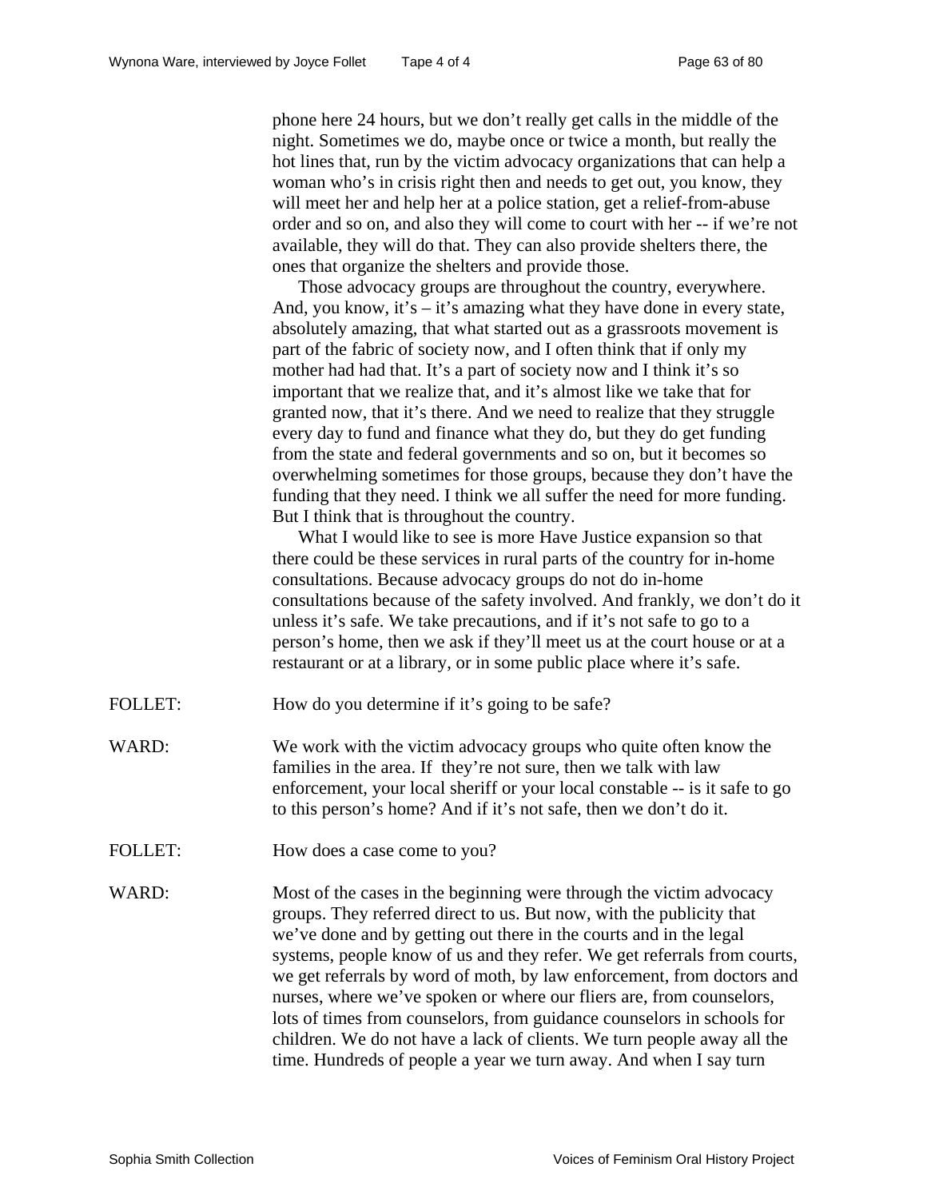phone here 24 hours, but we don't really get calls in the middle of the night. Sometimes we do, maybe once or twice a month, but really the hot lines that, run by the victim advocacy organizations that can help a woman who's in crisis right then and needs to get out, you know, they will meet her and help her at a police station, get a relief-from-abuse order and so on, and also they will come to court with her -- if we're not available, they will do that. They can also provide shelters there, the ones that organize the shelters and provide those.

Those advocacy groups are throughout the country, everywhere. And, you know, it's – it's amazing what they have done in every state, absolutely amazing, that what started out as a grassroots movement is part of the fabric of society now, and I often think that if only my mother had had that. It's a part of society now and I think it's so important that we realize that, and it's almost like we take that for granted now, that it's there. And we need to realize that they struggle every day to fund and finance what they do, but they do get funding from the state and federal governments and so on, but it becomes so overwhelming sometimes for those groups, because they don't have the funding that they need. I think we all suffer the need for more funding. But I think that is throughout the country.

What I would like to see is more Have Justice expansion so that there could be these services in rural parts of the country for in-home consultations. Because advocacy groups do not do in-home consultations because of the safety involved. And frankly, we don't do it unless it's safe. We take precautions, and if it's not safe to go to a person's home, then we ask if they'll meet us at the court house or at a restaurant or at a library, or in some public place where it's safe.

FOLLET: How do you determine if it's going to be safe?

WARD: We work with the victim advocacy groups who quite often know the families in the area. If they're not sure, then we talk with law enforcement, your local sheriff or your local constable -- is it safe to go to this person's home? And if it's not safe, then we don't do it.

FOLLET: How does a case come to you?

WARD: Most of the cases in the beginning were through the victim advocacy groups. They referred direct to us. But now, with the publicity that we've done and by getting out there in the courts and in the legal systems, people know of us and they refer. We get referrals from courts, we get referrals by word of moth, by law enforcement, from doctors and nurses, where we've spoken or where our fliers are, from counselors, lots of times from counselors, from guidance counselors in schools for children. We do not have a lack of clients. We turn people away all the time. Hundreds of people a year we turn away. And when I say turn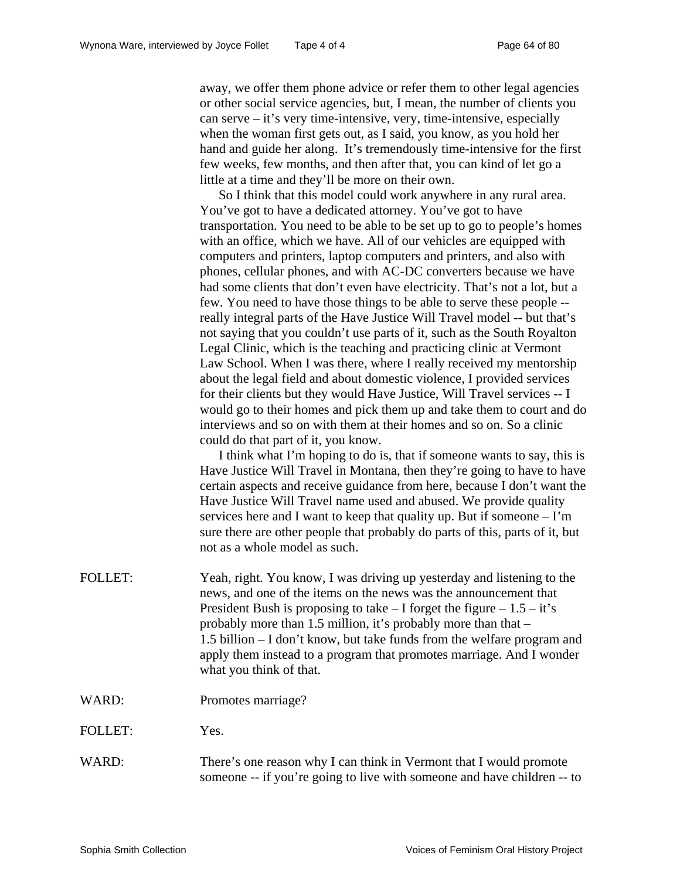away, we offer them phone advice or refer them to other legal agencies or other social service agencies, but, I mean, the number of clients you can serve – it's very time-intensive, very, time-intensive, especially when the woman first gets out, as I said, you know, as you hold her hand and guide her along. It's tremendously time-intensive for the first few weeks, few months, and then after that, you can kind of let go a little at a time and they'll be more on their own.

So I think that this model could work anywhere in any rural area. You've got to have a dedicated attorney. You've got to have transportation. You need to be able to be set up to go to people's homes with an office, which we have. All of our vehicles are equipped with computers and printers, laptop computers and printers, and also with phones, cellular phones, and with AC-DC converters because we have had some clients that don't even have electricity. That's not a lot, but a few. You need to have those things to be able to serve these people -- really integral parts of the Have Justice Will Travel model -- but that's not saying that you couldn't use parts of it, such as the South Royalton Legal Clinic, which is the teaching and practicing clinic at Vermont Law School. When I was there, where I really received my mentorship about the legal field and about domestic violence, I provided services for their clients but they would Have Justice, Will Travel services -- I would go to their homes and pick them up and take them to court and do interviews and so on with them at their homes and so on. So a clinic could do that part of it, you know.

I think what I'm hoping to do is, that if someone wants to say, this is Have Justice Will Travel in Montana, then they're going to have to have certain aspects and receive guidance from here, because I don't want the Have Justice Will Travel name used and abused. We provide quality services here and I want to keep that quality up. But if someone – I'm sure there are other people that probably do parts of this, parts of it, but not as a whole model as such.

FOLLET: Yeah, right. You know, I was driving up yesterday and listening to the news, and one of the items on the news was the announcement that President Bush is proposing to take – I forget the figure – 1.5 – it's probably more than 1.5 million, it's probably more than that – 1.5 billion – I don't know, but take funds from the welfare program and apply them instead to a program that promotes marriage. And I wonder what you think of that.

WARD: Promotes marriage?

FOLLET: Yes.

WARD: There's one reason why I can think in Vermont that I would promote someone -- if you're going to live with someone and have children -- to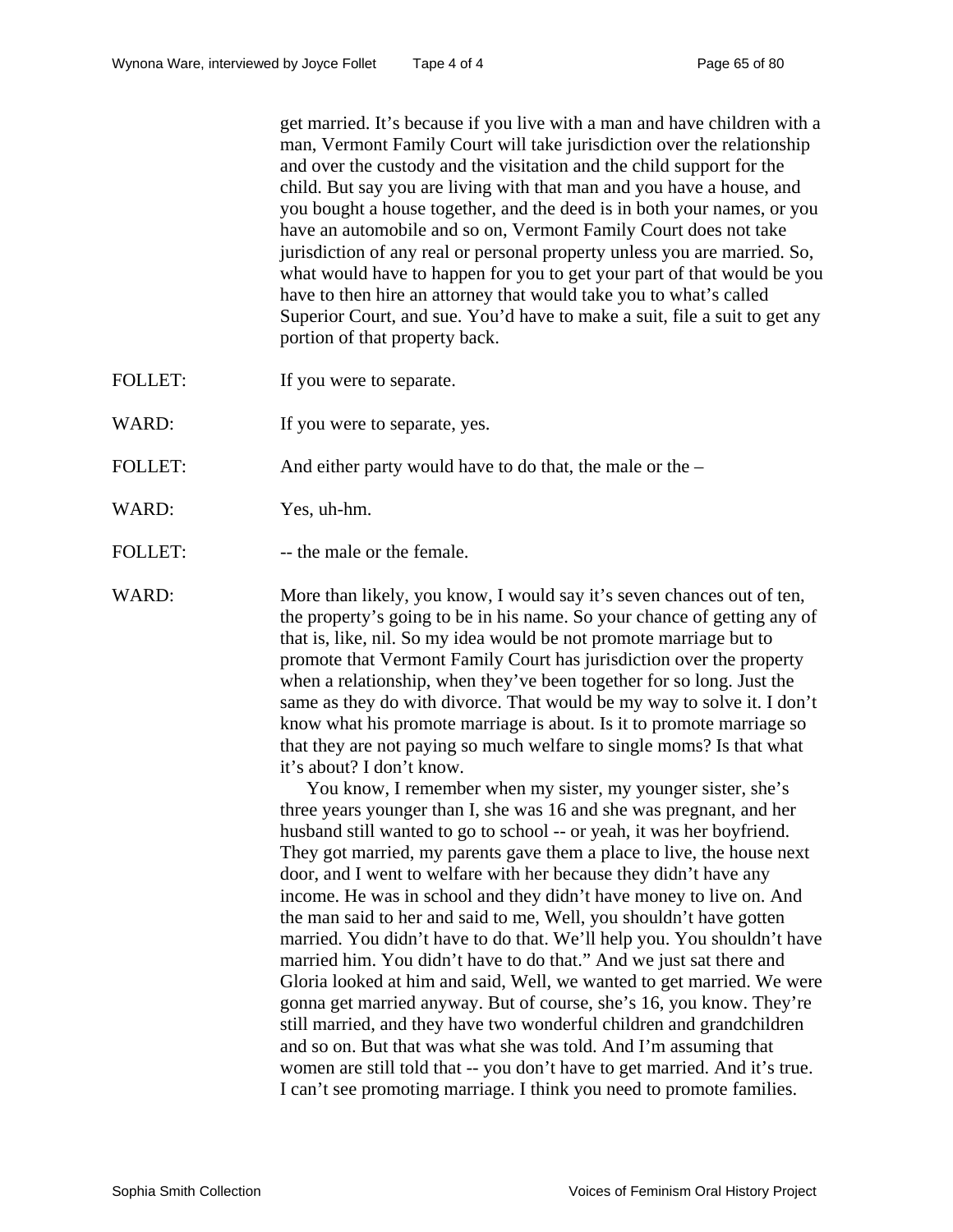get married. It's because if you live with a man and have children with a man, Vermont Family Court will take jurisdiction over the relationship and over the custody and the visitation and the child support for the child. But say you are living with that man and you have a house, and you bought a house together, and the deed is in both your names, or you have an automobile and so on, Vermont Family Court does not take jurisdiction of any real or personal property unless you are married. So, what would have to happen for you to get your part of that would be you have to then hire an attorney that would take you to what's called Superior Court, and sue. You'd have to make a suit, file a suit to get any portion of that property back.

FOLLET: If you were to separate.

WARD: If you were to separate, yes.

FOLLET: And either party would have to do that, the male or the –

WARD: Yes, uh-hm.

FOLLET: -- the male or the female.

WARD: More than likely, you know, I would say it's seven chances out of ten, the property's going to be in his name. So your chance of getting any of that is, like, nil. So my idea would be not promote marriage but to promote that Vermont Family Court has jurisdiction over the property when a relationship, when they've been together for so long. Just the same as they do with divorce. That would be my way to solve it. I don't know what his promote marriage is about. Is it to promote marriage so that they are not paying so much welfare to single moms? Is that what it's about? I don't know.

You know, I remember when my sister, my younger sister, she's three years younger than I, she was 16 and she was pregnant, and her husband still wanted to go to school -- or yeah, it was her boyfriend. They got married, my parents gave them a place to live, the house next door, and I went to welfare with her because they didn't have any income. He was in school and they didn't have money to live on. And the man said to her and said to me, Well, you shouldn't have gotten married. You didn't have to do that. We'll help you. You shouldn't have married him. You didn't have to do that." And we just sat there and Gloria looked at him and said, Well, we wanted to get married. We were gonna get married anyway. But of course, she's 16, you know. They're still married, and they have two wonderful children and grandchildren and so on. But that was what she was told. And I'm assuming that women are still told that -- you don't have to get married. And it's true. I can't see promoting marriage. I think you need to promote families.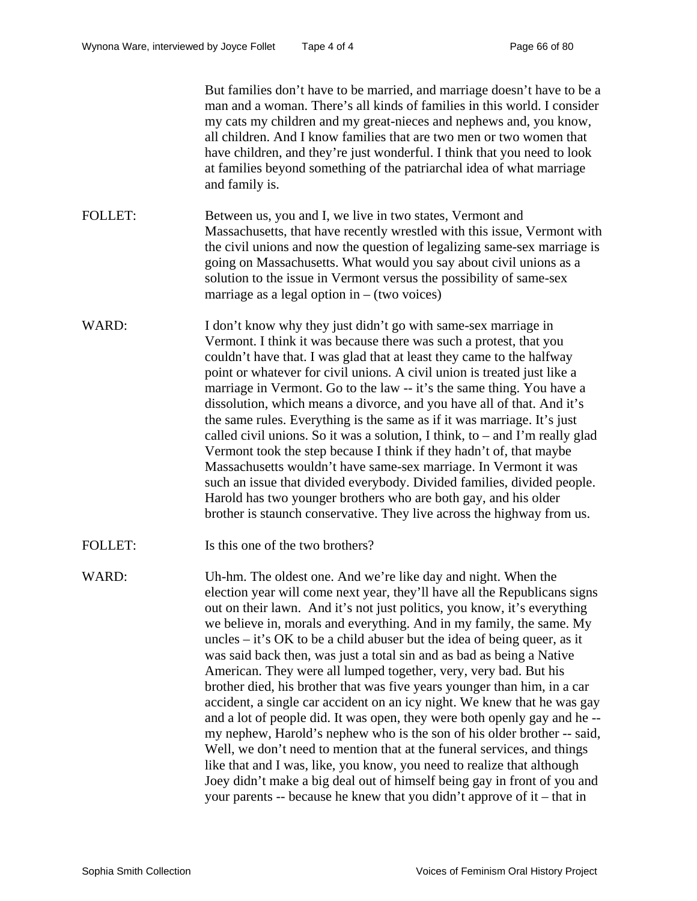But families don't have to be married, and marriage doesn't have to be a man and a woman. There's all kinds of families in this world. I consider my cats my children and my great-nieces and nephews and, you know, all children. And I know families that are two men or two women that have children, and they're just wonderful. I think that you need to look at families beyond something of the patriarchal idea of what marriage and family is.

FOLLET: Between us, you and I, we live in two states, Vermont and Massachusetts, that have recently wrestled with this issue, Vermont with the civil unions and now the question of legalizing same-sex marriage is going on Massachusetts. What would you say about civil unions as a solution to the issue in Vermont versus the possibility of same-sex marriage as a legal option in – (two voices)

WARD: I don't know why they just didn't go with same-sex marriage in Vermont. I think it was because there was such a protest, that you couldn't have that. I was glad that at least they came to the halfway point or whatever for civil unions. A civil union is treated just like a marriage in Vermont. Go to the law -- it's the same thing. You have a dissolution, which means a divorce, and you have all of that. And it's the same rules. Everything is the same as if it was marriage. It's just called civil unions. So it was a solution, I think, to – and I'm really glad Vermont took the step because I think if they hadn't of, that maybe Massachusetts wouldn't have same-sex marriage. In Vermont it was such an issue that divided everybody. Divided families, divided people. Harold has two younger brothers who are both gay, and his older brother is staunch conservative. They live across the highway from us.

FOLLET: Is this one of the two brothers?

WARD: Uh-hm. The oldest one. And we're like day and night. When the election year will come next year, they'll have all the Republicans signs out on their lawn. And it's not just politics, you know, it's everything we believe in, morals and everything. And in my family, the same. My uncles – it's OK to be a child abuser but the idea of being queer, as it was said back then, was just a total sin and as bad as being a Native American. They were all lumped together, very, very bad. But his brother died, his brother that was five years younger than him, in a car accident, a single car accident on an icy night. We knew that he was gay and a lot of people did. It was open, they were both openly gay and he -- my nephew, Harold's nephew who is the son of his older brother -- said, Well, we don't need to mention that at the funeral services, and things like that and I was, like, you know, you need to realize that although Joey didn't make a big deal out of himself being gay in front of you and your parents -- because he knew that you didn't approve of it – that in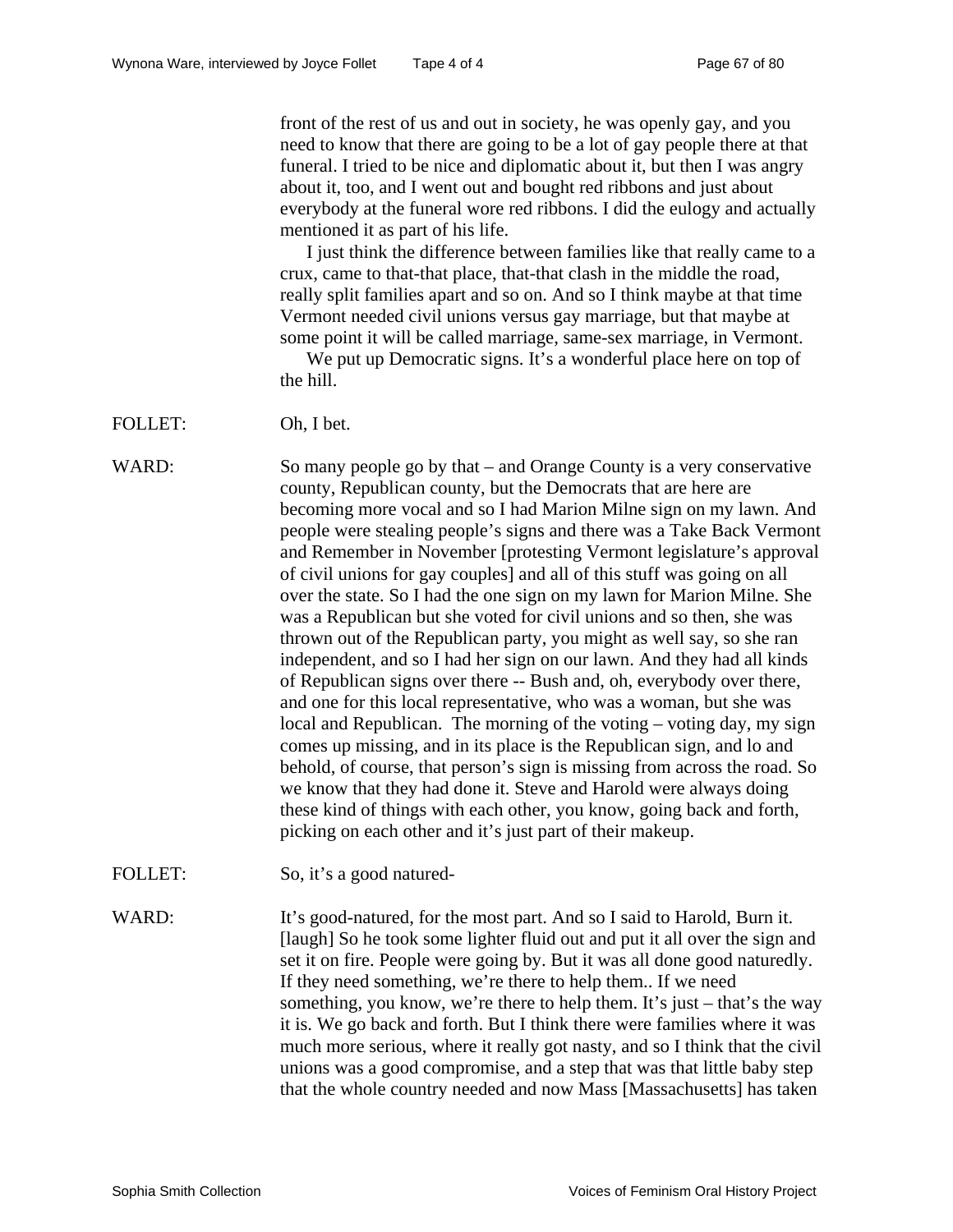front of the rest of us and out in society, he was openly gay, and you need to know that there are going to be a lot of gay people there at that funeral. I tried to be nice and diplomatic about it, but then I was angry about it, too, and I went out and bought red ribbons and just about everybody at the funeral wore red ribbons. I did the eulogy and actually mentioned it as part of his life.

I just think the difference between families like that really came to a crux, came to that-that place, that-that clash in the middle the road, really split families apart and so on. And so I think maybe at that time Vermont needed civil unions versus gay marriage, but that maybe at some point it will be called marriage, same-sex marriage, in Vermont.

We put up Democratic signs. It's a wonderful place here on top of the hill.

FOLLET: Oh, I bet.

WARD: So many people go by that – and Orange County is a very conservative county, Republican county, but the Democrats that are here are becoming more vocal and so I had Marion Milne sign on my lawn. And people were stealing people's signs and there was a Take Back Vermont and Remember in November [protesting Vermont legislature's approval of civil unions for gay couples] and all of this stuff was going on all over the state. So I had the one sign on my lawn for Marion Milne. She was a Republican but she voted for civil unions and so then, she was thrown out of the Republican party, you might as well say, so she ran independent, and so I had her sign on our lawn. And they had all kinds of Republican signs over there -- Bush and, oh, everybody over there, and one for this local representative, who was a woman, but she was local and Republican. The morning of the voting – voting day, my sign comes up missing, and in its place is the Republican sign, and lo and behold, of course, that person's sign is missing from across the road. So we know that they had done it. Steve and Harold were always doing these kind of things with each other, you know, going back and forth, picking on each other and it's just part of their makeup.

FOLLET: So, it's a good natured-

WARD: It's good-natured, for the most part. And so I said to Harold, Burn it. [laugh] So he took some lighter fluid out and put it all over the sign and set it on fire. People were going by. But it was all done good naturedly. If they need something, we're there to help them.. If we need something, you know, we're there to help them. It's just – that's the way it is. We go back and forth. But I think there were families where it was much more serious, where it really got nasty, and so I think that the civil unions was a good compromise, and a step that was that little baby step that the whole country needed and now Mass [Massachusetts] has taken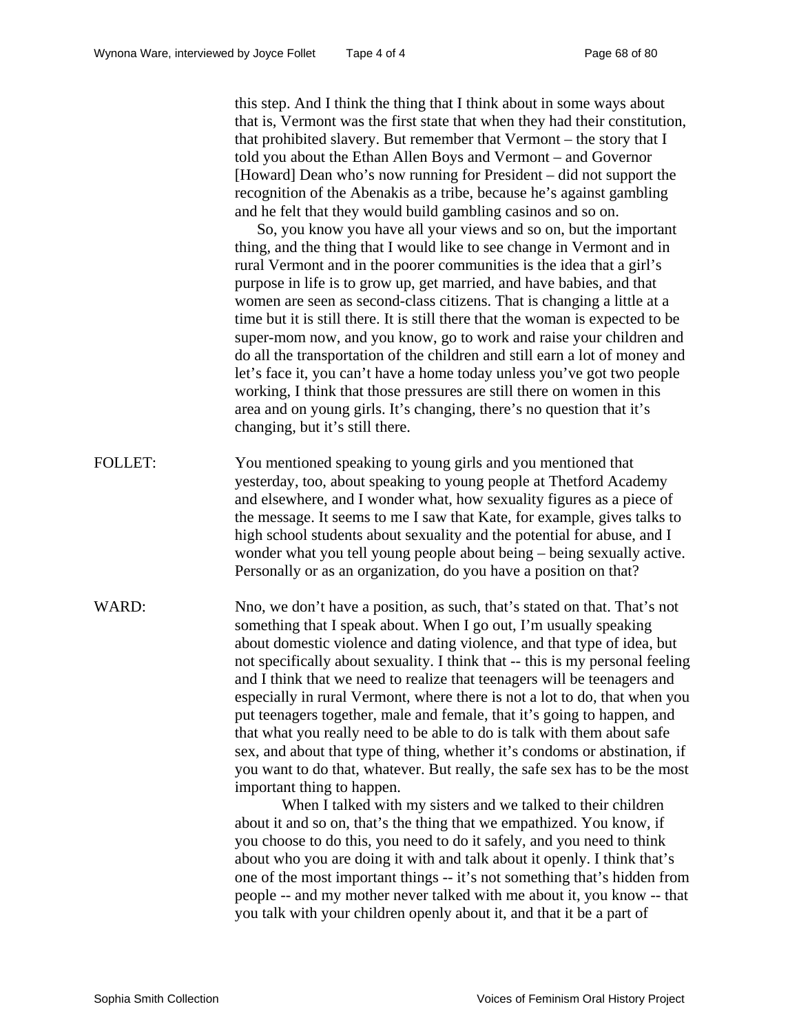this step. And I think the thing that I think about in some ways about that is, Vermont was the first state that when they had their constitution, that prohibited slavery. But remember that Vermont – the story that I told you about the Ethan Allen Boys and Vermont – and Governor [Howard] Dean who's now running for President – did not support the recognition of the Abenakis as a tribe, because he's against gambling and he felt that they would build gambling casinos and so on.

So, you know you have all your views and so on, but the important thing, and the thing that I would like to see change in Vermont and in rural Vermont and in the poorer communities is the idea that a girl's purpose in life is to grow up, get married, and have babies, and that women are seen as second-class citizens. That is changing a little at a time but it is still there. It is still there that the woman is expected to be super-mom now, and you know, go to work and raise your children and do all the transportation of the children and still earn a lot of money and let's face it, you can't have a home today unless you've got two people working, I think that those pressures are still there on women in this area and on young girls. It's changing, there's no question that it's changing, but it's still there.

FOLLET: You mentioned speaking to young girls and you mentioned that yesterday, too, about speaking to young people at Thetford Academy and elsewhere, and I wonder what, how sexuality figures as a piece of the message. It seems to me I saw that Kate, for example, gives talks to high school students about sexuality and the potential for abuse, and I wonder what you tell young people about being – being sexually active. Personally or as an organization, do you have a position on that?

WARD: Nno, we don't have a position, as such, that's stated on that. That's not something that I speak about. When I go out, I'm usually speaking about domestic violence and dating violence, and that type of idea, but not specifically about sexuality. I think that -- this is my personal feeling and I think that we need to realize that teenagers will be teenagers and especially in rural Vermont, where there is not a lot to do, that when you put teenagers together, male and female, that it's going to happen, and that what you really need to be able to do is talk with them about safe sex, and about that type of thing, whether it's condoms or abstination, if you want to do that, whatever. But really, the safe sex has to be the most important thing to happen.

When I talked with my sisters and we talked to their children about it and so on, that's the thing that we empathized. You know, if you choose to do this, you need to do it safely, and you need to think about who you are doing it with and talk about it openly. I think that's one of the most important things -- it's not something that's hidden from people -- and my mother never talked with me about it, you know -- that you talk with your children openly about it, and that it be a part of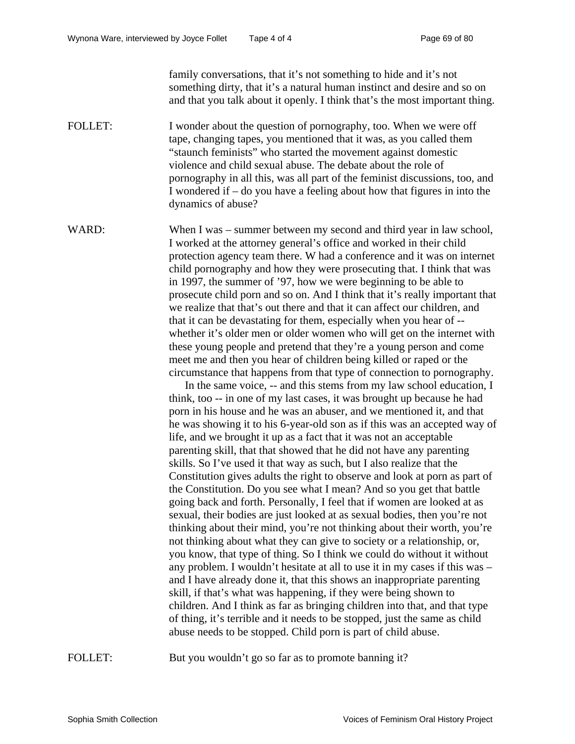family conversations, that it's not something to hide and it's not something dirty, that it's a natural human instinct and desire and so on and that you talk about it openly. I think that's the most important thing.

FOLLET: I wonder about the question of pornography, too. When we were off tape, changing tapes, you mentioned that it was, as you called them "staunch feminists" who started the movement against domestic violence and child sexual abuse. The debate about the role of pornography in all this, was all part of the feminist discussions, too, and I wondered if – do you have a feeling about how that figures in into the dynamics of abuse?

WARD: When I was – summer between my second and third year in law school, I worked at the attorney general's office and worked in their child protection agency team there. W had a conference and it was on internet child pornography and how they were prosecuting that. I think that was in 1997, the summer of '97, how we were beginning to be able to prosecute child porn and so on. And I think that it's really important that we realize that that's out there and that it can affect our children, and that it can be devastating for them, especially when you hear of -- whether it's older men or older women who will get on the internet with these young people and pretend that they're a young person and come meet me and then you hear of children being killed or raped or the circumstance that happens from that type of connection to pornography.

In the same voice, -- and this stems from my law school education, I think, too -- in one of my last cases, it was brought up because he had porn in his house and he was an abuser, and we mentioned it, and that he was showing it to his 6-year-old son as if this was an accepted way of life, and we brought it up as a fact that it was not an acceptable parenting skill, that that showed that he did not have any parenting skills. So I've used it that way as such, but I also realize that the Constitution gives adults the right to observe and look at porn as part of the Constitution. Do you see what I mean? And so you get that battle going back and forth. Personally, I feel that if women are looked at as sexual, their bodies are just looked at as sexual bodies, then you're not thinking about their mind, you're not thinking about their worth, you're not thinking about what they can give to society or a relationship, or, you know, that type of thing. So I think we could do without it without any problem. I wouldn't hesitate at all to use it in my cases if this was – and I have already done it, that this shows an inappropriate parenting skill, if that's what was happening, if they were being shown to children. And I think as far as bringing children into that, and that type of thing, it's terrible and it needs to be stopped, just the same as child abuse needs to be stopped. Child porn is part of child abuse.

FOLLET: But you wouldn't go so far as to promote banning it?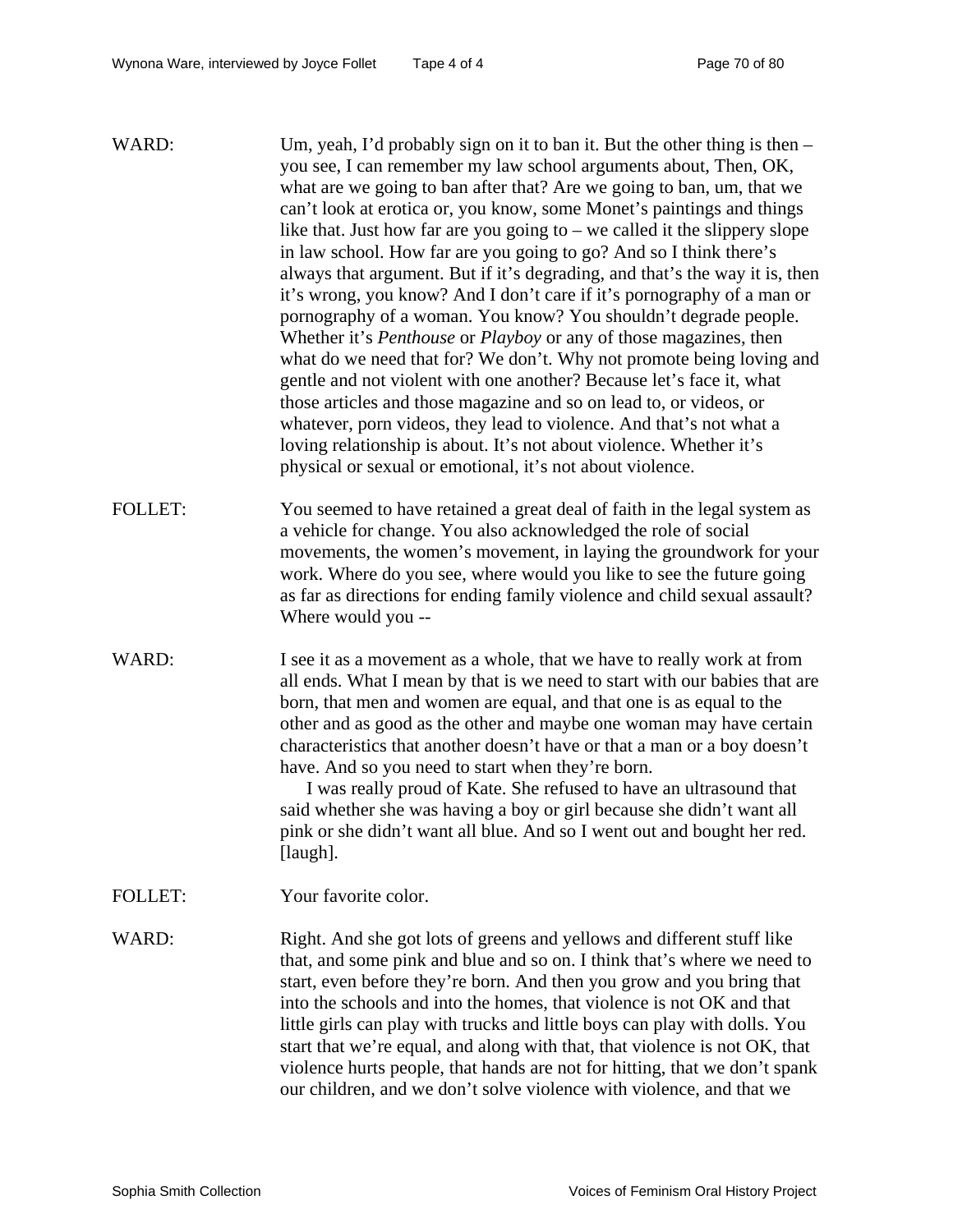WARD: Um, yeah, I'd probably sign on it to ban it. But the other thing is then – you see, I can remember my law school arguments about, Then, OK, what are we going to ban after that? Are we going to ban, um, that we can't look at erotica or, you know, some Monet's paintings and things like that. Just how far are you going to – we called it the slippery slope in law school. How far are you going to go? And so I think there's always that argument. But if it's degrading, and that's the way it is, then it's wrong, you know? And I don't care if it's pornography of a man or pornography of a woman. You know? You shouldn't degrade people. Whether it's *Penthouse* or *Playboy* or any of those magazines, then what do we need that for? We don't. Why not promote being loving and gentle and not violent with one another? Because let's face it, what those articles and those magazine and so on lead to, or videos, or whatever, porn videos, they lead to violence. And that's not what a loving relationship is about. It's not about violence. Whether it's physical or sexual or emotional, it's not about violence.

FOLLET: You seemed to have retained a great deal of faith in the legal system as a vehicle for change. You also acknowledged the role of social movements, the women's movement, in laying the groundwork for your work. Where do you see, where would you like to see the future going as far as directions for ending family violence and child sexual assault? Where would you --

WARD: I see it as a movement as a whole, that we have to really work at from all ends. What I mean by that is we need to start with our babies that are born, that men and women are equal, and that one is as equal to the other and as good as the other and maybe one woman may have certain characteristics that another doesn't have or that a man or a boy doesn't have. And so you need to start when they're born.

I was really proud of Kate. She refused to have an ultrasound that said whether she was having a boy or girl because she didn't want all pink or she didn't want all blue. And so I went out and bought her red. [laugh].

FOLLET: Your favorite color.

WARD: Right. And she got lots of greens and yellows and different stuff like that, and some pink and blue and so on. I think that's where we need to start, even before they're born. And then you grow and you bring that into the schools and into the homes, that violence is not OK and that little girls can play with trucks and little boys can play with dolls. You start that we're equal, and along with that, that violence is not OK, that violence hurts people, that hands are not for hitting, that we don't spank our children, and we don't solve violence with violence, and that we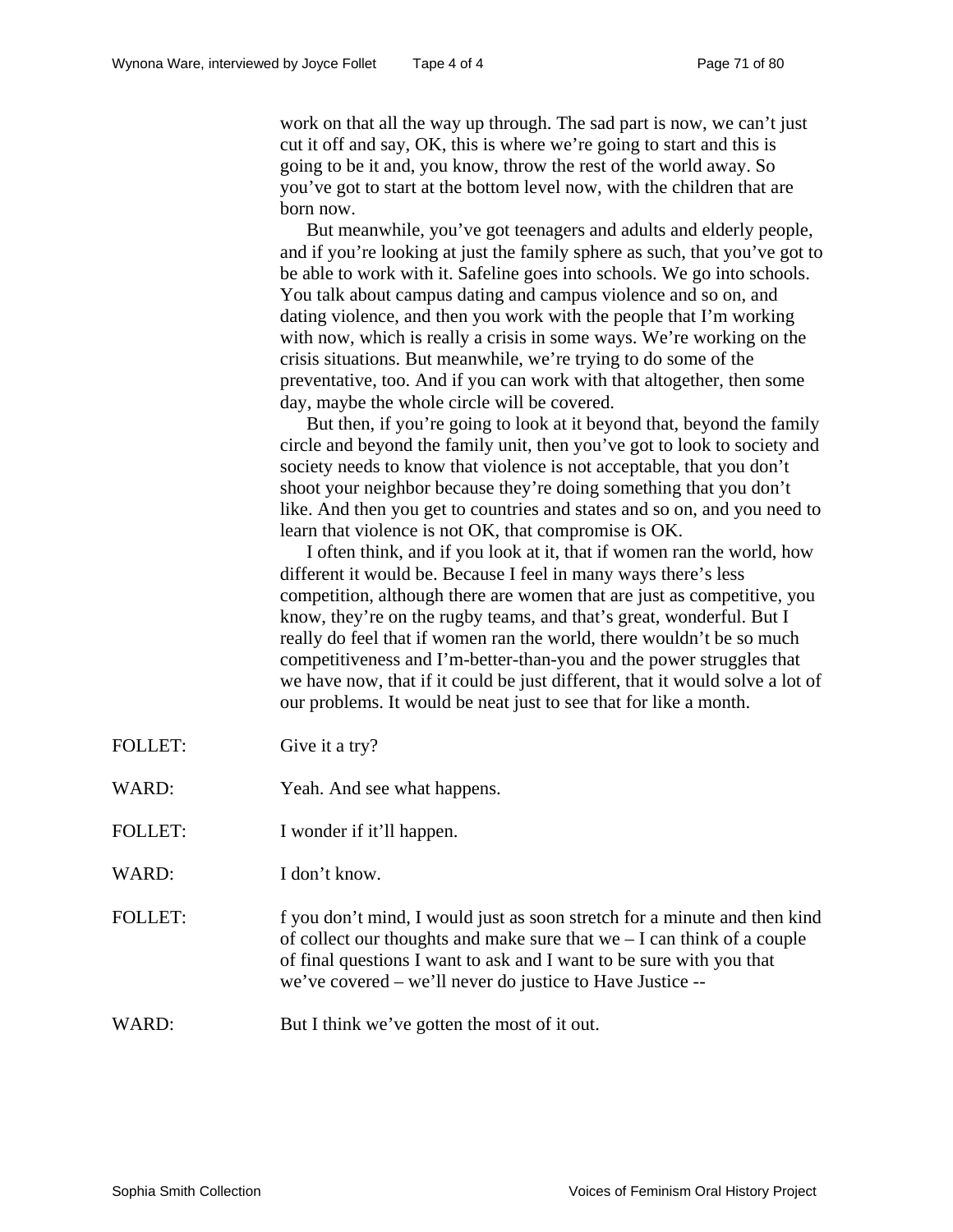work on that all the way up through. The sad part is now, we can't just cut it off and say, OK, this is where we're going to start and this is going to be it and, you know, throw the rest of the world away. So you've got to start at the bottom level now, with the children that are born now.

But meanwhile, you've got teenagers and adults and elderly people, and if you're looking at just the family sphere as such, that you've got to be able to work with it. Safeline goes into schools. We go into schools. You talk about campus dating and campus violence and so on, and dating violence, and then you work with the people that I'm working with now, which is really a crisis in some ways. We're working on the crisis situations. But meanwhile, we're trying to do some of the preventative, too. And if you can work with that altogether, then some day, maybe the whole circle will be covered.

But then, if you're going to look at it beyond that, beyond the family circle and beyond the family unit, then you've got to look to society and society needs to know that violence is not acceptable, that you don't shoot your neighbor because they're doing something that you don't like. And then you get to countries and states and so on, and you need to learn that violence is not OK, that compromise is OK.

I often think, and if you look at it, that if women ran the world, how different it would be. Because I feel in many ways there's less competition, although there are women that are just as competitive, you know, they're on the rugby teams, and that's great, wonderful. But I really do feel that if women ran the world, there wouldn't be so much competitiveness and I'm-better-than-you and the power struggles that we have now, that if it could be just different, that it would solve a lot of our problems. It would be neat just to see that for like a month.

FOLLET: Give it a try?

WARD: Yeah. And see what happens.

FOLLET: I wonder if it'll happen.

WARD: I don't know.

FOLLET: f you don't mind, I would just as soon stretch for a minute and then kind of collect our thoughts and make sure that we – I can think of a couple of final questions I want to ask and I want to be sure with you that we've covered – we'll never do justice to Have Justice --

WARD: But I think we've gotten the most of it out.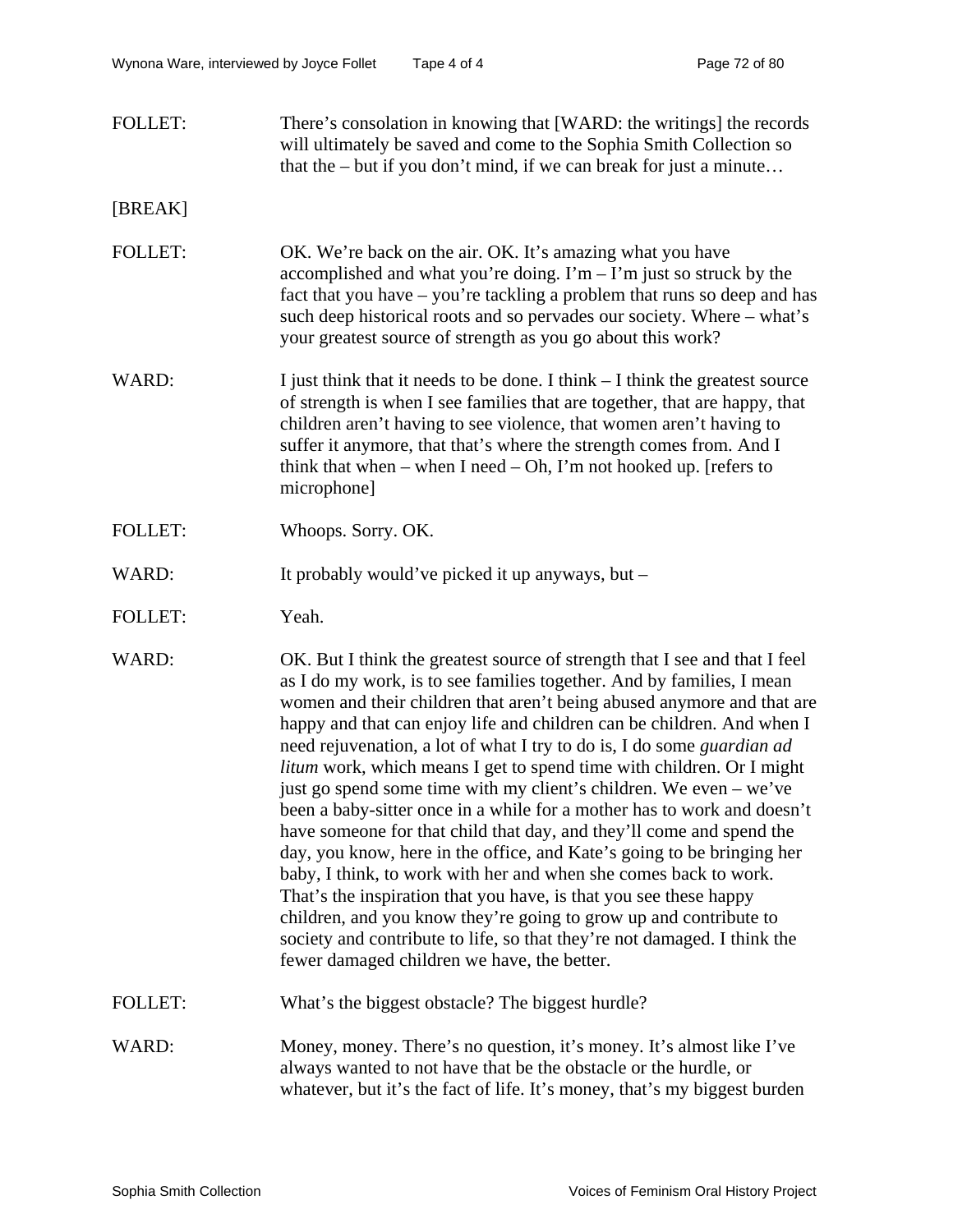FOLLET: There's consolation in knowing that [WARD: the writings] the records will ultimately be saved and come to the Sophia Smith Collection so that the – but if you don't mind, if we can break for just a minute…

[BREAK]

FOLLET: OK. We're back on the air. OK. It's amazing what you have accomplished and what you're doing. I'm – I'm just so struck by the fact that you have – you're tackling a problem that runs so deep and has such deep historical roots and so pervades our society. Where – what's your greatest source of strength as you go about this work?

WARD: I just think that it needs to be done. I think – I think the greatest source of strength is when I see families that are together, that are happy, that children aren't having to see violence, that women aren't having to suffer it anymore, that that's where the strength comes from. And I think that when – when I need – Oh, I'm not hooked up. [refers to microphone]

FOLLET: Whoops. Sorry. OK.

WARD: It probably would've picked it up anyways, but –

FOLLET: Yeah.

WARD: OK. But I think the greatest source of strength that I see and that I feel as I do my work, is to see families together. And by families, I mean women and their children that aren't being abused anymore and that are happy and that can enjoy life and children can be children. And when I need rejuvenation, a lot of what I try to do is, I do some *guardian ad litum* work, which means I get to spend time with children. Or I might just go spend some time with my client's children. We even – we've been a baby-sitter once in a while for a mother has to work and doesn't have someone for that child that day, and they'll come and spend the day, you know, here in the office, and Kate's going to be bringing her baby, I think, to work with her and when she comes back to work. That's the inspiration that you have, is that you see these happy children, and you know they're going to grow up and contribute to society and contribute to life, so that they're not damaged. I think the fewer damaged children we have, the better.

FOLLET: What's the biggest obstacle? The biggest hurdle?

WARD: Money, money. There's no question, it's money. It's almost like I've always wanted to not have that be the obstacle or the hurdle, or whatever, but it's the fact of life. It's money, that's my biggest burden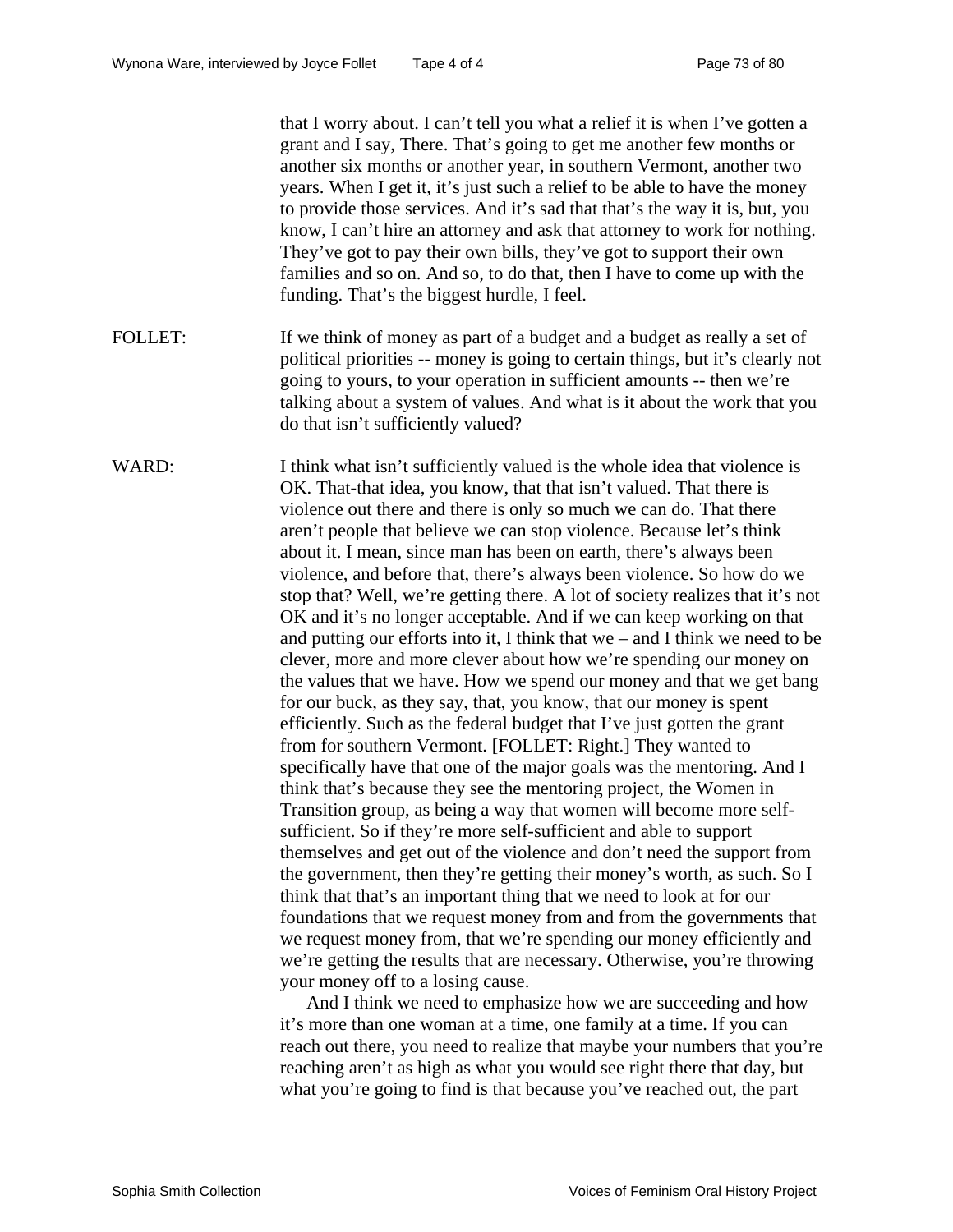that I worry about. I can't tell you what a relief it is when I've gotten a grant and I say, There. That's going to get me another few months or another six months or another year, in southern Vermont, another two years. When I get it, it's just such a relief to be able to have the money to provide those services. And it's sad that that's the way it is, but, you know, I can't hire an attorney and ask that attorney to work for nothing. They've got to pay their own bills, they've got to support their own families and so on. And so, to do that, then I have to come up with the funding. That's the biggest hurdle, I feel.

FOLLET: If we think of money as part of a budget and a budget as really a set of political priorities -- money is going to certain things, but it's clearly not going to yours, to your operation in sufficient amounts -- then we're talking about a system of values. And what is it about the work that you do that isn't sufficiently valued?

WARD: I think what isn't sufficiently valued is the whole idea that violence is OK. That-that idea, you know, that that isn't valued. That there is violence out there and there is only so much we can do. That there aren't people that believe we can stop violence. Because let's think about it. I mean, since man has been on earth, there's always been violence, and before that, there's always been violence. So how do we stop that? Well, we're getting there. A lot of society realizes that it's not OK and it's no longer acceptable. And if we can keep working on that and putting our efforts into it, I think that we – and I think we need to be clever, more and more clever about how we're spending our money on the values that we have. How we spend our money and that we get bang for our buck, as they say, that, you know, that our money is spent efficiently. Such as the federal budget that I've just gotten the grant from for southern Vermont. [FOLLET: Right.] They wanted to specifically have that one of the major goals was the mentoring. And I think that's because they see the mentoring project, the Women in Transition group, as being a way that women will become more self-sufficient. So if they're more self-sufficient and able to support themselves and get out of the violence and don't need the support from the government, then they're getting their money's worth, as such. So I think that that's an important thing that we need to look at for our foundations that we request money from and from the governments that we request money from, that we're spending our money efficiently and we're getting the results that are necessary. Otherwise, you're throwing your money off to a losing cause.

And I think we need to emphasize how we are succeeding and how it's more than one woman at a time, one family at a time. If you can reach out there, you need to realize that maybe your numbers that you're reaching aren't as high as what you would see right there that day, but what you're going to find is that because you've reached out, the part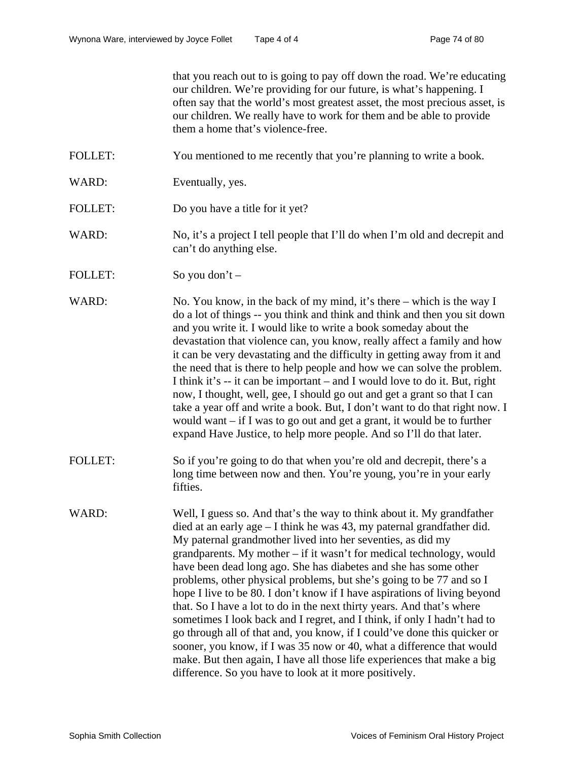that you reach out to is going to pay off down the road. We're educating our children. We're providing for our future, is what's happening. I often say that the world's most greatest asset, the most precious asset, is our children. We really have to work for them and be able to provide them a home that's violence-free.

FOLLET: You mentioned to me recently that you're planning to write a book.

WARD: Eventually, yes.

FOLLET: Do you have a title for it yet?

WARD: No, it's a project I tell people that I'll do when I'm old and decrepit and can't do anything else.

FOLLET: So you don't –

WARD: No. You know, in the back of my mind, it's there – which is the way I do a lot of things -- you think and think and think and then you sit down and you write it. I would like to write a book someday about the devastation that violence can, you know, really affect a family and how it can be very devastating and the difficulty in getting away from it and the need that is there to help people and how we can solve the problem. I think it's -- it can be important – and I would love to do it. But, right now, I thought, well, gee, I should go out and get a grant so that I can take a year off and write a book. But, I don't want to do that right now. I would want – if I was to go out and get a grant, it would be to further expand Have Justice, to help more people. And so I'll do that later.

FOLLET: So if you're going to do that when you're old and decrepit, there's a long time between now and then. You're young, you're in your early fifties.

WARD: Well, I guess so. And that's the way to think about it. My grandfather died at an early age – I think he was 43, my paternal grandfather did. My paternal grandmother lived into her seventies, as did my grandparents. My mother – if it wasn't for medical technology, would have been dead long ago. She has diabetes and she has some other problems, other physical problems, but she's going to be 77 and so I hope I live to be 80. I don't know if I have aspirations of living beyond that. So I have a lot to do in the next thirty years. And that's where sometimes I look back and I regret, and I think, if only I hadn't had to go through all of that and, you know, if I could've done this quicker or sooner, you know, if I was 35 now or 40, what a difference that would make. But then again, I have all those life experiences that make a big difference. So you have to look at it more positively.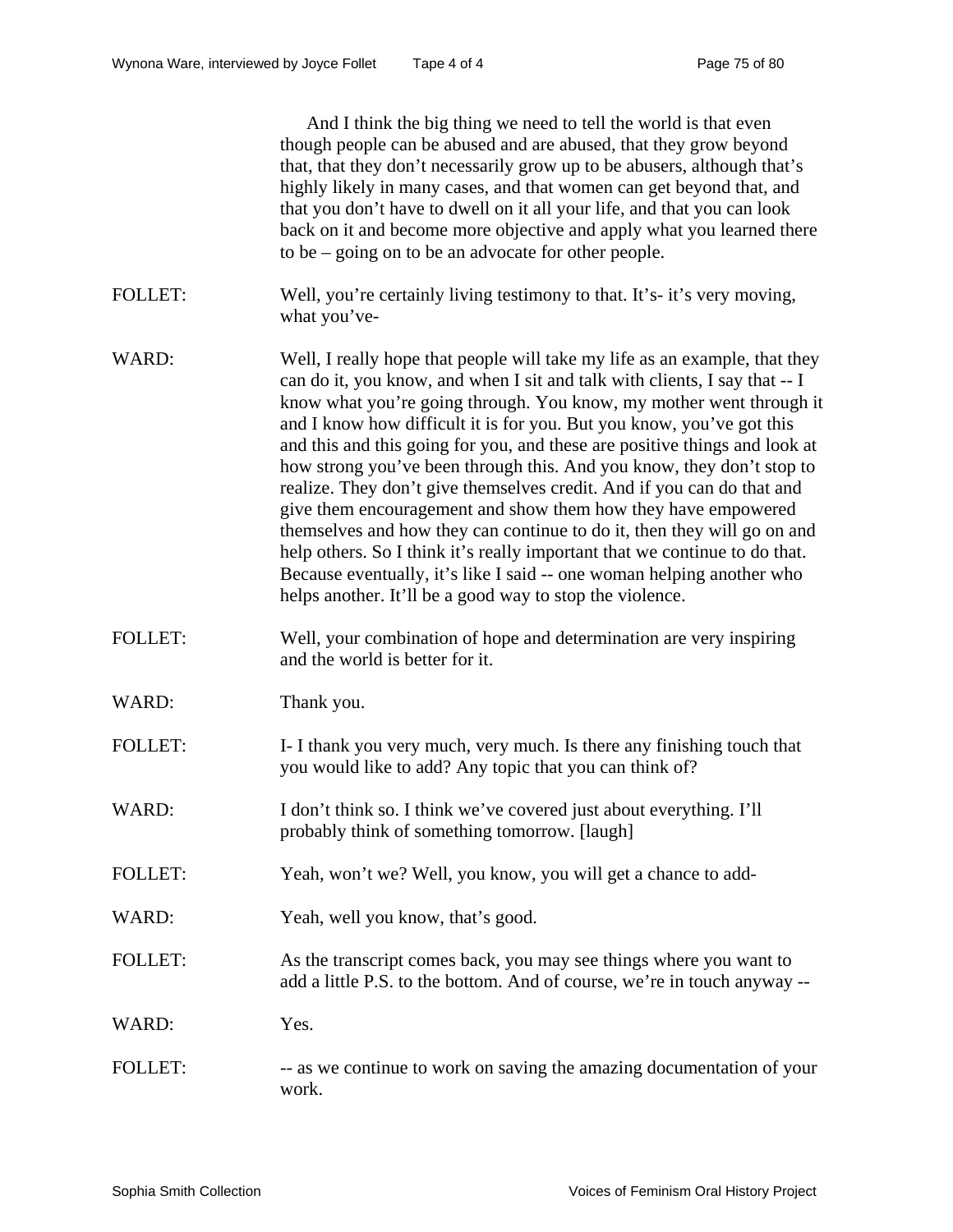And I think the big thing we need to tell the world is that even though people can be abused and are abused, that they grow beyond that, that they don't necessarily grow up to be abusers, although that's highly likely in many cases, and that women can get beyond that, and that you don't have to dwell on it all your life, and that you can look back on it and become more objective and apply what you learned there to be – going on to be an advocate for other people.

FOLLET: Well, you're certainly living testimony to that. It's- it's very moving, what you've-

WARD: Well, I really hope that people will take my life as an example, that they can do it, you know, and when I sit and talk with clients, I say that -- I know what you're going through. You know, my mother went through it and I know how difficult it is for you. But you know, you've got this and this and this going for you, and these are positive things and look at how strong you've been through this. And you know, they don't stop to realize. They don't give themselves credit. And if you can do that and give them encouragement and show them how they have empowered themselves and how they can continue to do it, then they will go on and help others. So I think it's really important that we continue to do that. Because eventually, it's like I said -- one woman helping another who helps another. It'll be a good way to stop the violence.

FOLLET: Well, your combination of hope and determination are very inspiring and the world is better for it.

WARD: Thank you.

FOLLET: I- I thank you very much, very much. Is there any finishing touch that you would like to add? Any topic that you can think of?

WARD: I don't think so. I think we've covered just about everything. I'll probably think of something tomorrow. [laugh]

FOLLET: Yeah, won't we? Well, you know, you will get a chance to add-

WARD: Yeah, well you know, that's good.

FOLLET: As the transcript comes back, you may see things where you want to add a little P.S. to the bottom. And of course, we're in touch anyway --

WARD: Yes.

FOLLET: -- as we continue to work on saving the amazing documentation of your work.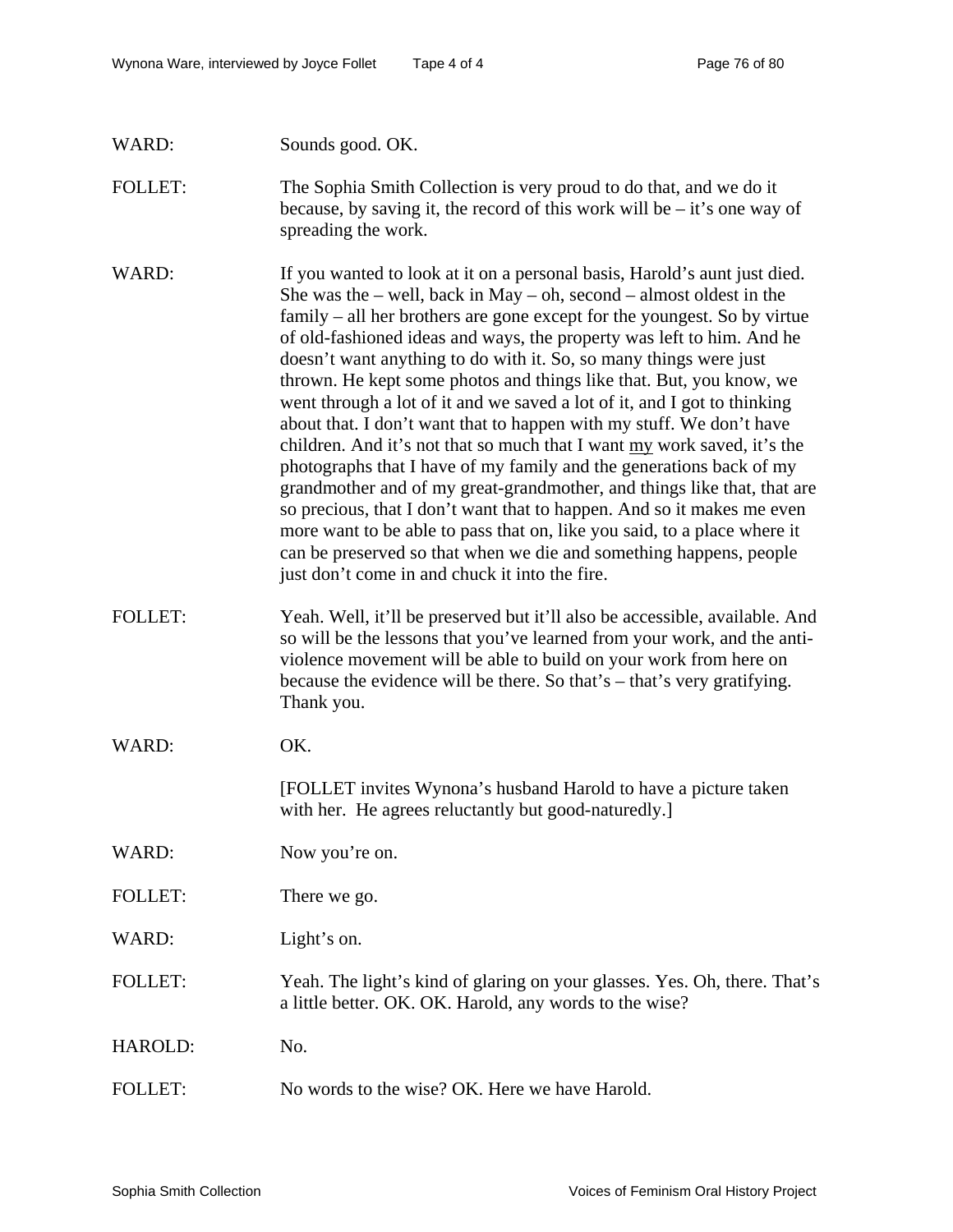WARD: Sounds good. OK.

FOLLET: The Sophia Smith Collection is very proud to do that, and we do it because, by saving it, the record of this work will be – it's one way of spreading the work.

WARD: If you wanted to look at it on a personal basis, Harold's aunt just died. She was the – well, back in May – oh, second – almost oldest in the family – all her brothers are gone except for the youngest. So by virtue of old-fashioned ideas and ways, the property was left to him. And he doesn't want anything to do with it. So, so many things were just thrown. He kept some photos and things like that. But, you know, we went through a lot of it and we saved a lot of it, and I got to thinking about that. I don't want that to happen with my stuff. We don't have children. And it's not that so much that I want <u>my</u> work saved, it's the photographs that I have of my family and the generations back of my grandmother and of my great-grandmother, and things like that, that are so precious, that I don't want that to happen. And so it makes me even more want to be able to pass that on, like you said, to a place where it can be preserved so that when we die and something happens, people just don't come in and chuck it into the fire.

FOLLET: Yeah. Well, it'll be preserved but it'll also be accessible, available. And so will be the lessons that you've learned from your work, and the anti-violence movement will be able to build on your work from here on because the evidence will be there. So that's – that's very gratifying. Thank you.

WARD: OK.

[FOLLET invites Wynona's husband Harold to have a picture taken with her. He agrees reluctantly but good-naturedly.]

WARD: Now you're on.

FOLLET: There we go.

WARD: Light's on.

FOLLET: Yeah. The light's kind of glaring on your glasses. Yes. Oh, there. That's a little better. OK. OK. Harold, any words to the wise?

HAROLD: No.

FOLLET: No words to the wise? OK. Here we have Harold.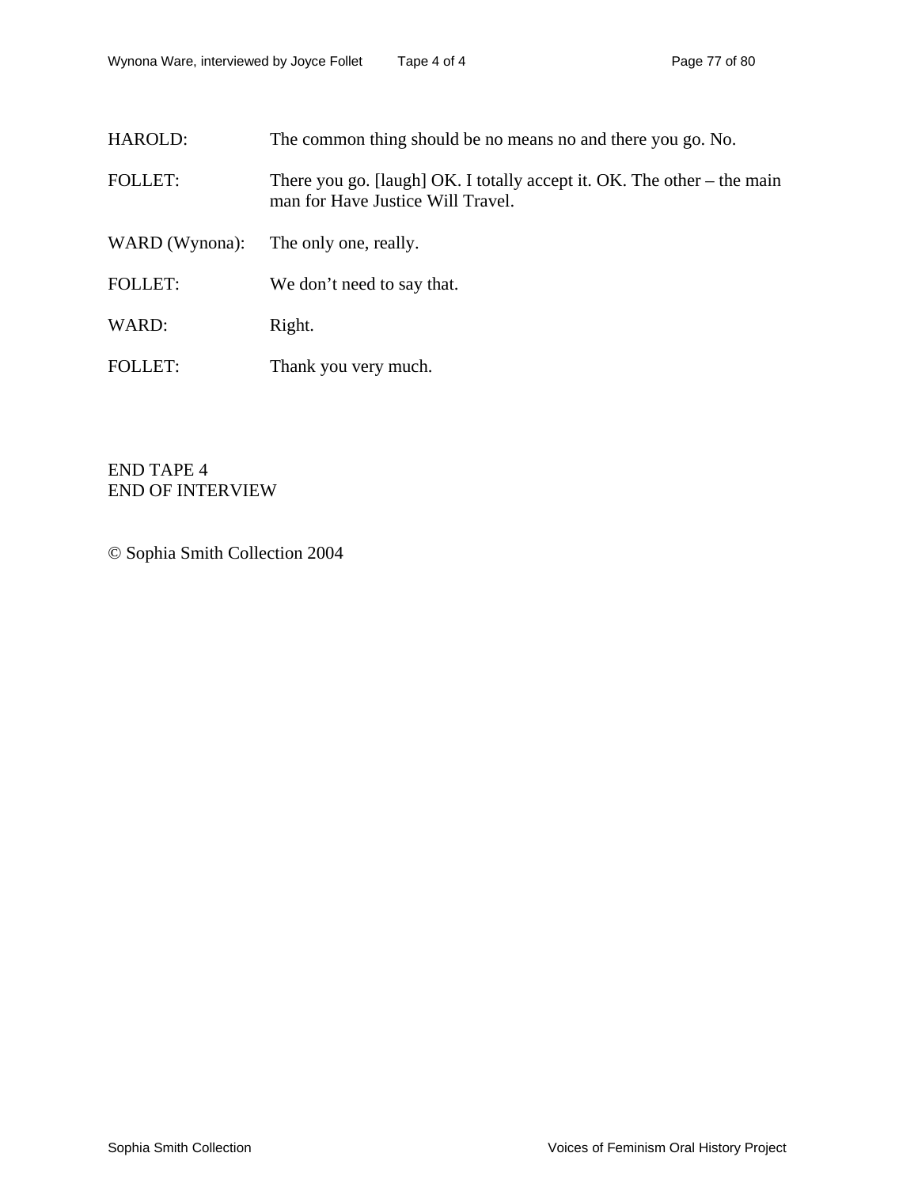HAROLD: The common thing should be no means no and there you go. No.

FOLLET: There you go. [laugh] OK. I totally accept it. OK. The other – the main man for Have Justice Will Travel.

WARD (Wynona): The only one, really.

FOLLET: We don't need to say that.

WARD: Right.

FOLLET: Thank you very much.

END TAPE 4
END OF INTERVIEW

© Sophia Smith Collection 2004